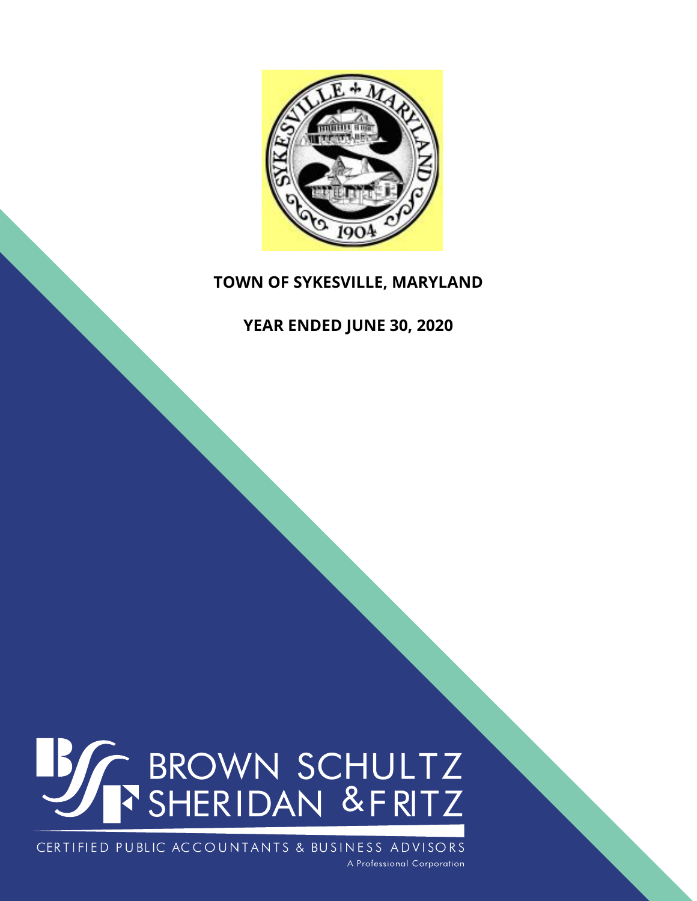# TOWN OF SYKESVILLE, MARYLAND

## YEAR ENDED JUNE 30, 2020

BROWN SCHULTZ SHERIDAN & FRITZ

CERTIFIED PUBLIC ACCOUNTANTS & BUSINESS ADVISORS

A Professional Corporation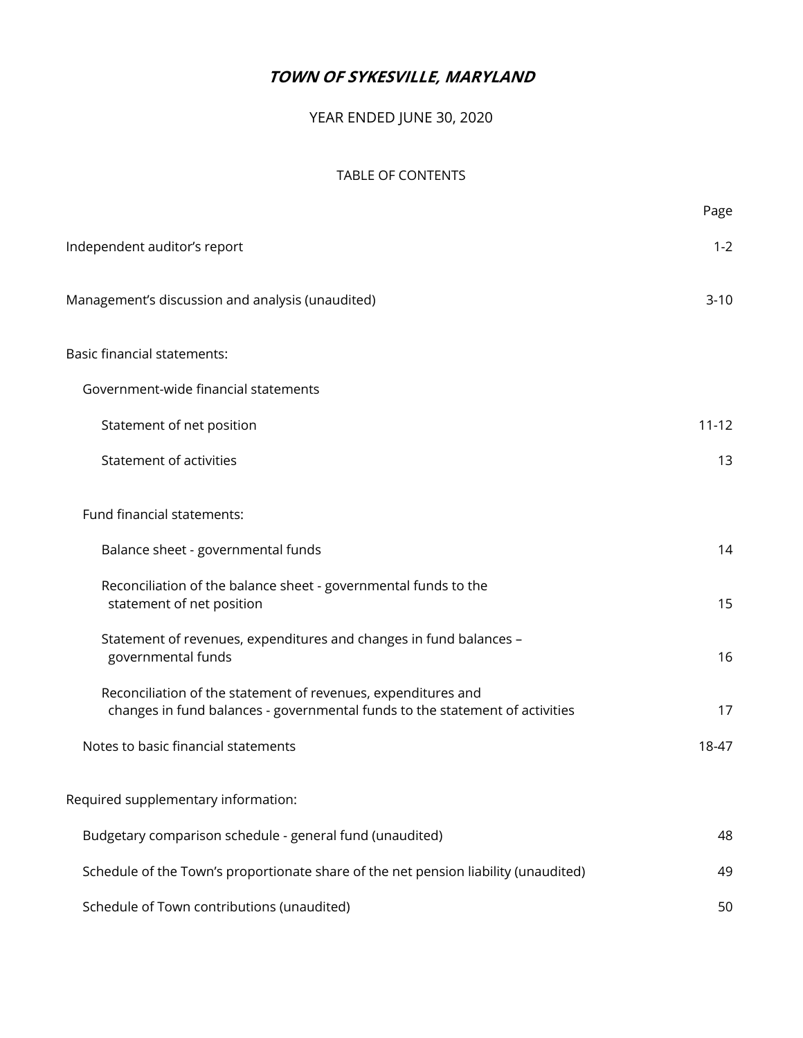# *TOWN OF SYKESVILLE, MARYLAND*

YEAR ENDED JUNE 30, 2020

TABLE OF CONTENTS

| | Page |
|---|---|
| Independent auditor's report | 1-2 |
| Management's discussion and analysis (unaudited) | 3-10 |
| Basic financial statements: | |
| Government-wide financial statements | |
| Statement of net position | 11-12 |
| Statement of activities | 13 |
| Fund financial statements: | |
| Balance sheet - governmental funds | 14 |
| Reconciliation of the balance sheet - governmental funds to the statement of net position | 15 |
| Statement of revenues, expenditures and changes in fund balances – governmental funds | 16 |
| Reconciliation of the statement of revenues, expenditures and changes in fund balances - governmental funds to the statement of activities | 17 |
| Notes to basic financial statements | 18-47 |
| Required supplementary information: | |
| Budgetary comparison schedule - general fund (unaudited) | 48 |
| Schedule of the Town's proportionate share of the net pension liability (unaudited) | 49 |
| Schedule of Town contributions (unaudited) | 50 |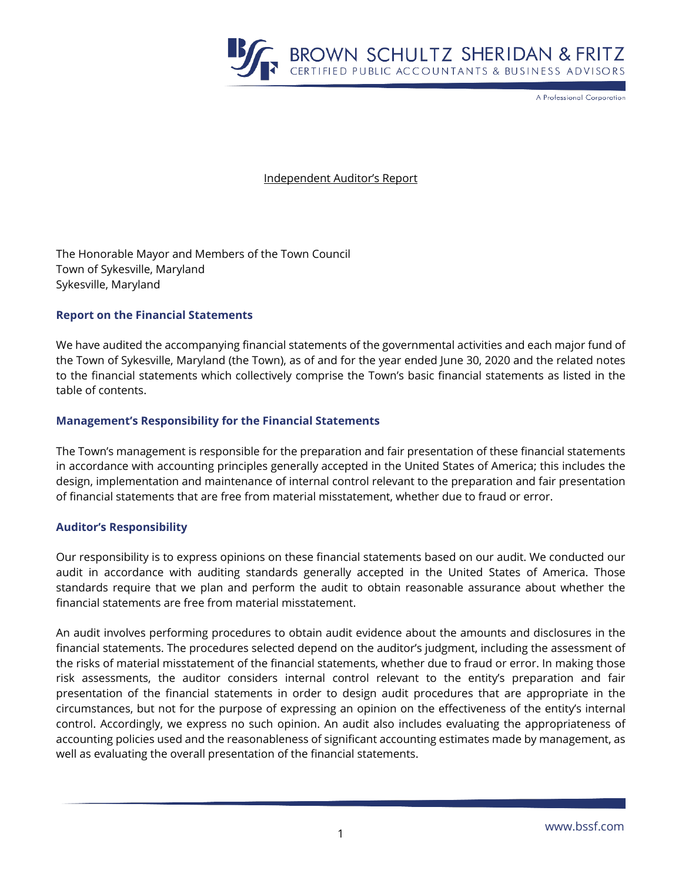Independent Auditor's Report

The Honorable Mayor and Members of the Town Council
Town of Sykesville, Maryland
Sykesville, Maryland

## Report on the Financial Statements

We have audited the accompanying financial statements of the governmental activities and each major fund of the Town of Sykesville, Maryland (the Town), as of and for the year ended June 30, 2020 and the related notes to the financial statements which collectively comprise the Town's basic financial statements as listed in the table of contents.

## Management's Responsibility for the Financial Statements

The Town's management is responsible for the preparation and fair presentation of these financial statements in accordance with accounting principles generally accepted in the United States of America; this includes the design, implementation and maintenance of internal control relevant to the preparation and fair presentation of financial statements that are free from material misstatement, whether due to fraud or error.

## Auditor's Responsibility

Our responsibility is to express opinions on these financial statements based on our audit. We conducted our audit in accordance with auditing standards generally accepted in the United States of America. Those standards require that we plan and perform the audit to obtain reasonable assurance about whether the financial statements are free from material misstatement.

An audit involves performing procedures to obtain audit evidence about the amounts and disclosures in the financial statements. The procedures selected depend on the auditor's judgment, including the assessment of the risks of material misstatement of the financial statements, whether due to fraud or error. In making those risk assessments, the auditor considers internal control relevant to the entity's preparation and fair presentation of the financial statements in order to design audit procedures that are appropriate in the circumstances, but not for the purpose of expressing an opinion on the effectiveness of the entity's internal control. Accordingly, we express no such opinion. An audit also includes evaluating the appropriateness of accounting policies used and the reasonableness of significant accounting estimates made by management, as well as evaluating the overall presentation of the financial statements.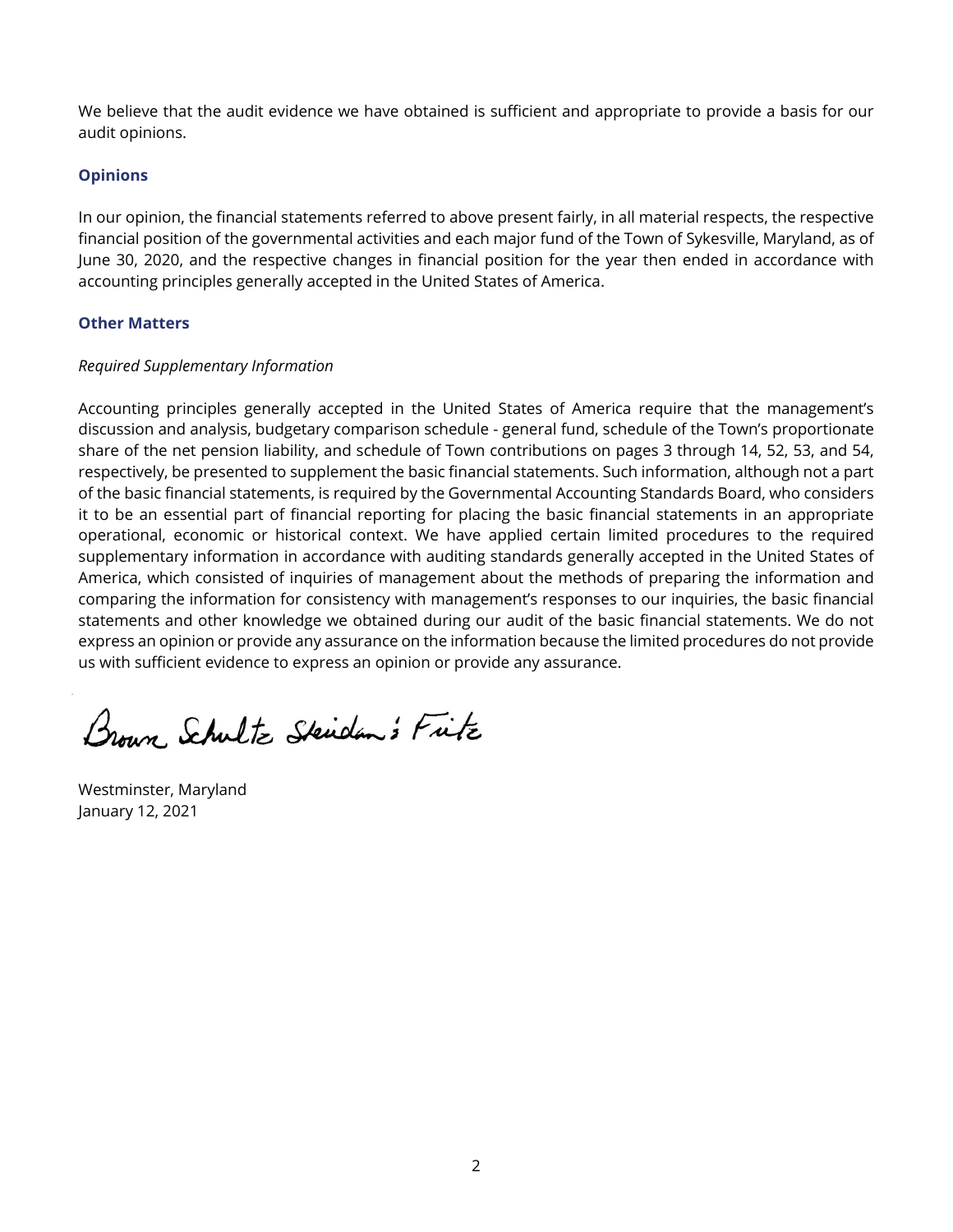We believe that the audit evidence we have obtained is sufficient and appropriate to provide a basis for our audit opinions.

### Opinions

In our opinion, the financial statements referred to above present fairly, in all material respects, the respective financial position of the governmental activities and each major fund of the Town of Sykesville, Maryland, as of June 30, 2020, and the respective changes in financial position for the year then ended in accordance with accounting principles generally accepted in the United States of America.

### Other Matters

*Required Supplementary Information*

Accounting principles generally accepted in the United States of America require that the management's discussion and analysis, budgetary comparison schedule - general fund, schedule of the Town's proportionate share of the net pension liability, and schedule of Town contributions on pages 3 through 14, 52, 53, and 54, respectively, be presented to supplement the basic financial statements. Such information, although not a part of the basic financial statements, is required by the Governmental Accounting Standards Board, who considers it to be an essential part of financial reporting for placing the basic financial statements in an appropriate operational, economic or historical context. We have applied certain limited procedures to the required supplementary information in accordance with auditing standards generally accepted in the United States of America, which consisted of inquiries of management about the methods of preparing the information and comparing the information for consistency with management's responses to our inquiries, the basic financial statements and other knowledge we obtained during our audit of the basic financial statements. We do not express an opinion or provide any assurance on the information because the limited procedures do not provide us with sufficient evidence to express an opinion or provide any assurance.

Brown Schultz Sheridan & Fritz

Westminster, Maryland
January 12, 2021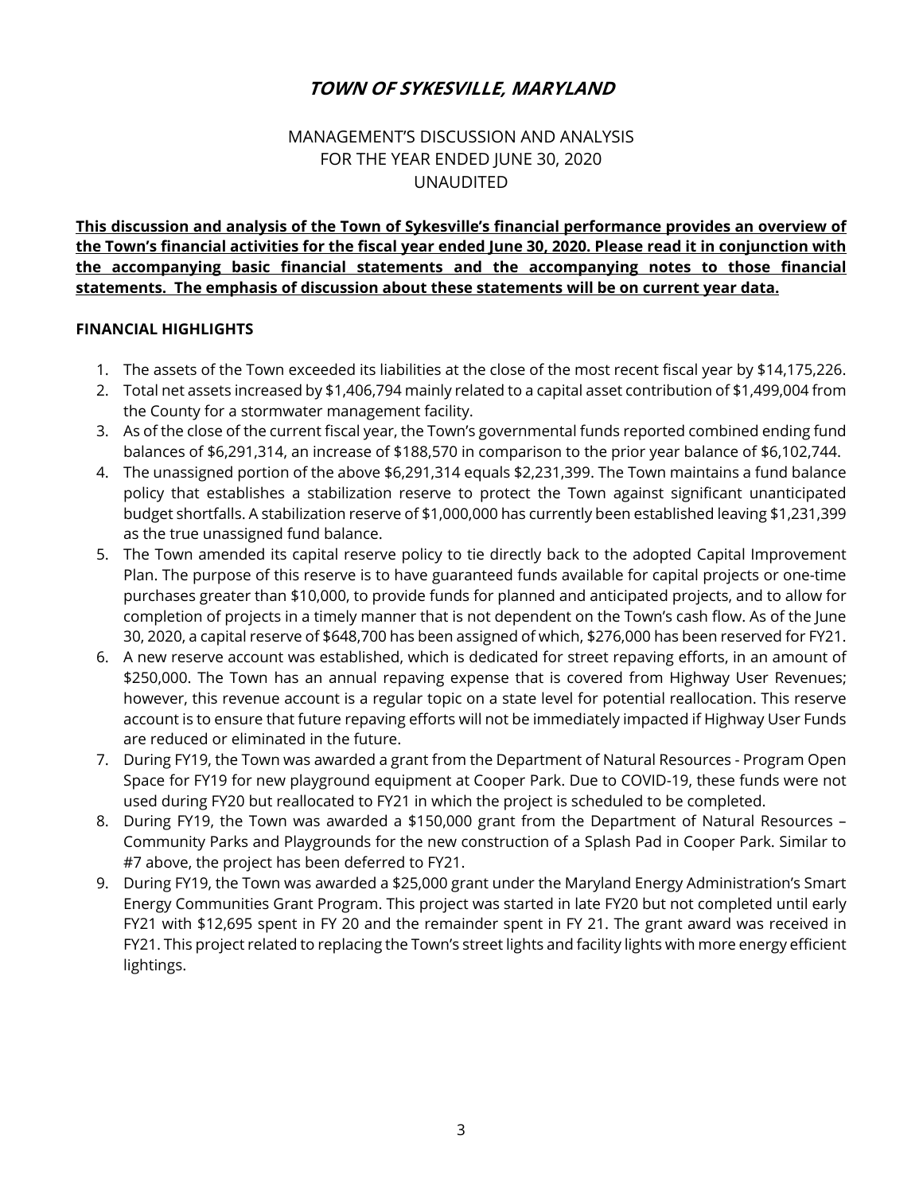# *TOWN OF SYKESVILLE, MARYLAND*

MANAGEMENT'S DISCUSSION AND ANALYSIS
FOR THE YEAR ENDED JUNE 30, 2020
UNAUDITED

**This discussion and analysis of the Town of Sykesville's financial performance provides an overview of the Town's financial activities for the fiscal year ended June 30, 2020. Please read it in conjunction with the accompanying basic financial statements and the accompanying notes to those financial statements. The emphasis of discussion about these statements will be on current year data.**

**FINANCIAL HIGHLIGHTS**

1. The assets of the Town exceeded its liabilities at the close of the most recent fiscal year by $14,175,226.
2. Total net assets increased by $1,406,794 mainly related to a capital asset contribution of $1,499,004 from the County for a stormwater management facility.
3. As of the close of the current fiscal year, the Town's governmental funds reported combined ending fund balances of $6,291,314, an increase of $188,570 in comparison to the prior year balance of $6,102,744.
4. The unassigned portion of the above $6,291,314 equals $2,231,399. The Town maintains a fund balance policy that establishes a stabilization reserve to protect the Town against significant unanticipated budget shortfalls. A stabilization reserve of $1,000,000 has currently been established leaving $1,231,399 as the true unassigned fund balance.
5. The Town amended its capital reserve policy to tie directly back to the adopted Capital Improvement Plan. The purpose of this reserve is to have guaranteed funds available for capital projects or one-time purchases greater than $10,000, to provide funds for planned and anticipated projects, and to allow for completion of projects in a timely manner that is not dependent on the Town's cash flow. As of the June 30, 2020, a capital reserve of $648,700 has been assigned of which, $276,000 has been reserved for FY21.
6. A new reserve account was established, which is dedicated for street repaving efforts, in an amount of $250,000. The Town has an annual repaving expense that is covered from Highway User Revenues; however, this revenue account is a regular topic on a state level for potential reallocation. This reserve account is to ensure that future repaving efforts will not be immediately impacted if Highway User Funds are reduced or eliminated in the future.
7. During FY19, the Town was awarded a grant from the Department of Natural Resources - Program Open Space for FY19 for new playground equipment at Cooper Park. Due to COVID-19, these funds were not used during FY20 but reallocated to FY21 in which the project is scheduled to be completed.
8. During FY19, the Town was awarded a $150,000 grant from the Department of Natural Resources – Community Parks and Playgrounds for the new construction of a Splash Pad in Cooper Park. Similar to #7 above, the project has been deferred to FY21.
9. During FY19, the Town was awarded a $25,000 grant under the Maryland Energy Administration's Smart Energy Communities Grant Program. This project was started in late FY20 but not completed until early FY21 with $12,695 spent in FY 20 and the remainder spent in FY 21. The grant award was received in FY21. This project related to replacing the Town's street lights and facility lights with more energy efficient lightings.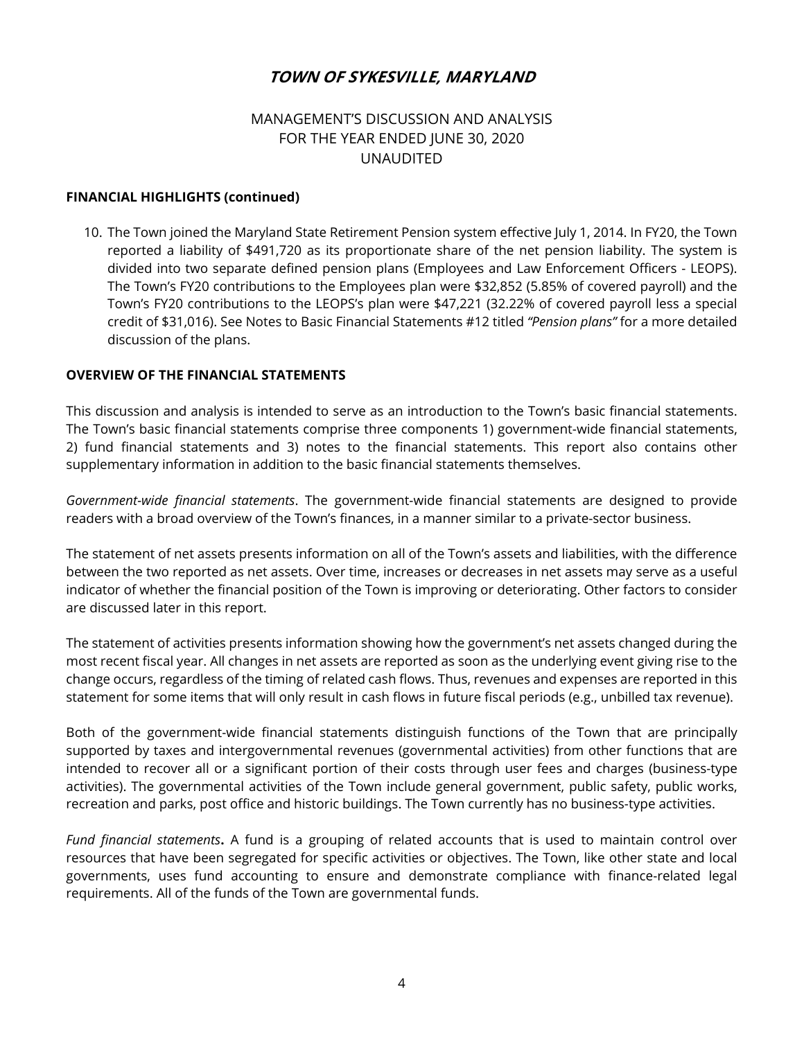# TOWN OF SYKESVILLE, MARYLAND

MANAGEMENT'S DISCUSSION AND ANALYSIS
FOR THE YEAR ENDED JUNE 30, 2020
UNAUDITED

**FINANCIAL HIGHLIGHTS (continued)**

10. The Town joined the Maryland State Retirement Pension system effective July 1, 2014. In FY20, the Town reported a liability of $491,720 as its proportionate share of the net pension liability. The system is divided into two separate defined pension plans (Employees and Law Enforcement Officers - LEOPS). The Town's FY20 contributions to the Employees plan were $32,852 (5.85% of covered payroll) and the Town's FY20 contributions to the LEOPS's plan were $47,221 (32.22% of covered payroll less a special credit of $31,016). See Notes to Basic Financial Statements #12 titled *"Pension plans"* for a more detailed discussion of the plans.

**OVERVIEW OF THE FINANCIAL STATEMENTS**

This discussion and analysis is intended to serve as an introduction to the Town's basic financial statements. The Town's basic financial statements comprise three components 1) government-wide financial statements, 2) fund financial statements and 3) notes to the financial statements. This report also contains other supplementary information in addition to the basic financial statements themselves.

*Government-wide financial statements*. The government-wide financial statements are designed to provide readers with a broad overview of the Town's finances, in a manner similar to a private-sector business.

The statement of net assets presents information on all of the Town's assets and liabilities, with the difference between the two reported as net assets. Over time, increases or decreases in net assets may serve as a useful indicator of whether the financial position of the Town is improving or deteriorating. Other factors to consider are discussed later in this report.

The statement of activities presents information showing how the government's net assets changed during the most recent fiscal year. All changes in net assets are reported as soon as the underlying event giving rise to the change occurs, regardless of the timing of related cash flows. Thus, revenues and expenses are reported in this statement for some items that will only result in cash flows in future fiscal periods (e.g., unbilled tax revenue).

Both of the government-wide financial statements distinguish functions of the Town that are principally supported by taxes and intergovernmental revenues (governmental activities) from other functions that are intended to recover all or a significant portion of their costs through user fees and charges (business-type activities). The governmental activities of the Town include general government, public safety, public works, recreation and parks, post office and historic buildings. The Town currently has no business-type activities.

*Fund financial statements***.** A fund is a grouping of related accounts that is used to maintain control over resources that have been segregated for specific activities or objectives. The Town, like other state and local governments, uses fund accounting to ensure and demonstrate compliance with finance-related legal requirements. All of the funds of the Town are governmental funds.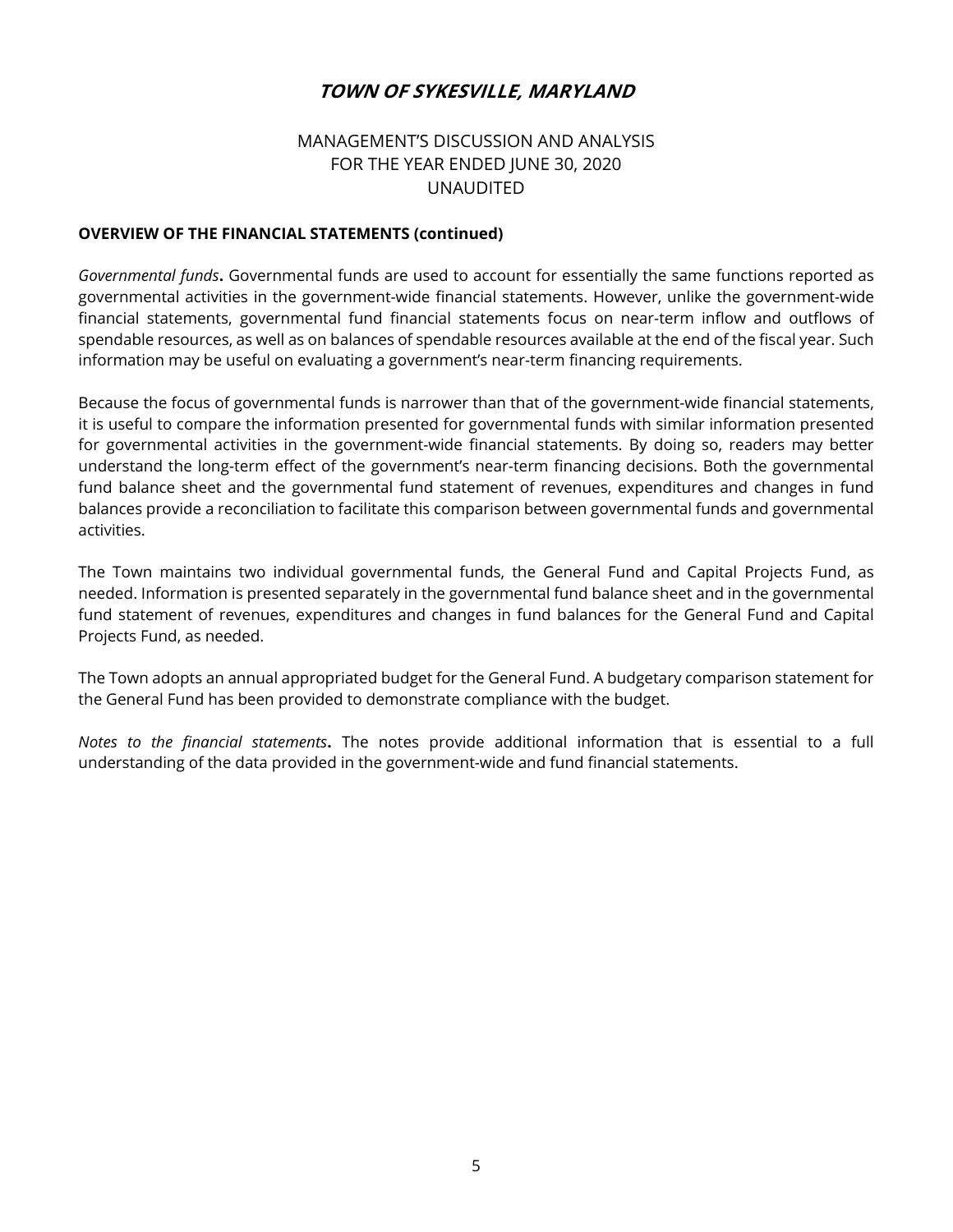# TOWN OF SYKESVILLE, MARYLAND

MANAGEMENT'S DISCUSSION AND ANALYSIS
FOR THE YEAR ENDED JUNE 30, 2020
UNAUDITED

**OVERVIEW OF THE FINANCIAL STATEMENTS (continued)**

*Governmental funds***.** Governmental funds are used to account for essentially the same functions reported as governmental activities in the government-wide financial statements. However, unlike the government-wide financial statements, governmental fund financial statements focus on near-term inflow and outflows of spendable resources, as well as on balances of spendable resources available at the end of the fiscal year. Such information may be useful on evaluating a government's near-term financing requirements.

Because the focus of governmental funds is narrower than that of the government-wide financial statements, it is useful to compare the information presented for governmental funds with similar information presented for governmental activities in the government-wide financial statements. By doing so, readers may better understand the long-term effect of the government's near-term financing decisions. Both the governmental fund balance sheet and the governmental fund statement of revenues, expenditures and changes in fund balances provide a reconciliation to facilitate this comparison between governmental funds and governmental activities.

The Town maintains two individual governmental funds, the General Fund and Capital Projects Fund, as needed. Information is presented separately in the governmental fund balance sheet and in the governmental fund statement of revenues, expenditures and changes in fund balances for the General Fund and Capital Projects Fund, as needed.

The Town adopts an annual appropriated budget for the General Fund. A budgetary comparison statement for the General Fund has been provided to demonstrate compliance with the budget.

*Notes to the financial statements***.** The notes provide additional information that is essential to a full understanding of the data provided in the government-wide and fund financial statements.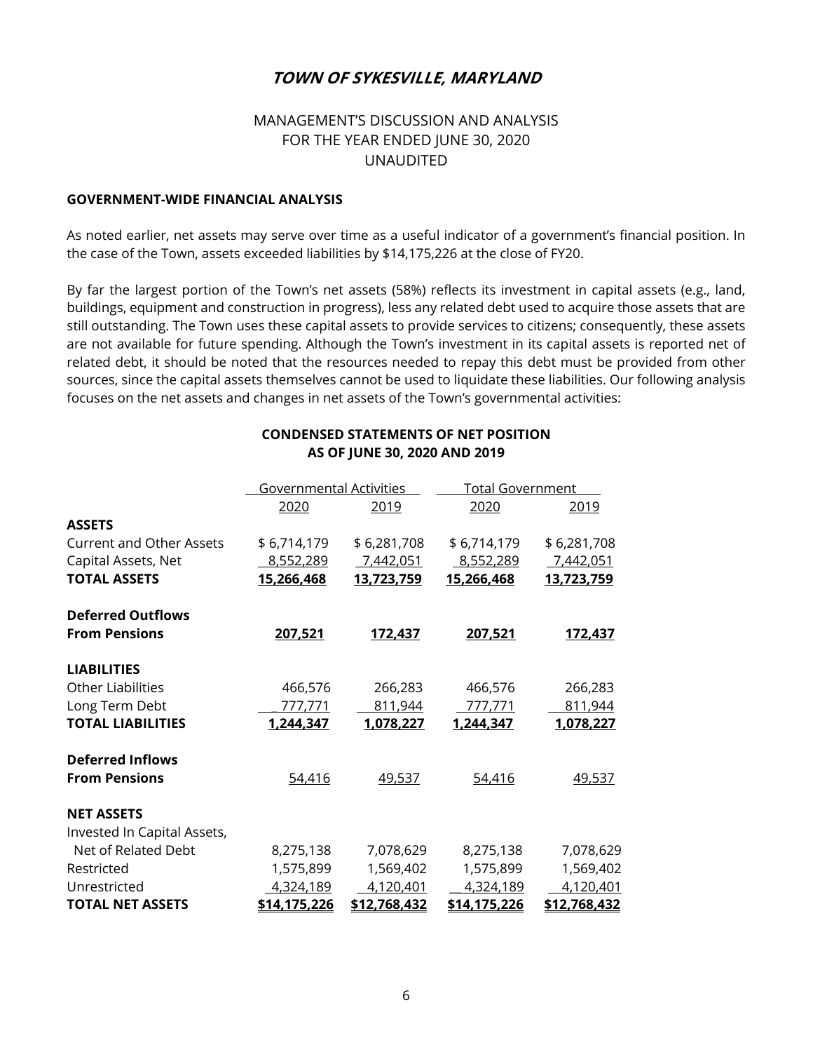# TOWN OF SYKESVILLE, MARYLAND

MANAGEMENT'S DISCUSSION AND ANALYSIS
FOR THE YEAR ENDED JUNE 30, 2020
UNAUDITED

**GOVERNMENT-WIDE FINANCIAL ANALYSIS**

As noted earlier, net assets may serve over time as a useful indicator of a government's financial position. In the case of the Town, assets exceeded liabilities by $14,175,226 at the close of FY20.

By far the largest portion of the Town's net assets (58%) reflects its investment in capital assets (e.g., land, buildings, equipment and construction in progress), less any related debt used to acquire those assets that are still outstanding. The Town uses these capital assets to provide services to citizens; consequently, these assets are not available for future spending. Although the Town's investment in its capital assets is reported net of related debt, it should be noted that the resources needed to repay this debt must be provided from other sources, since the capital assets themselves cannot be used to liquidate these liabilities. Our following analysis focuses on the net assets and changes in net assets of the Town's governmental activities:

**CONDENSED STATEMENTS OF NET POSITION**
**AS OF JUNE 30, 2020 AND 2019**

| | Governmental Activities | | Total Government | |
|---|---|---|---|---|
| | 2020 | 2019 | 2020 | 2019 |
| **ASSETS** | | | | |
| Current and Other Assets | $ 6,714,179 | $ 6,281,708 | $ 6,714,179 | $ 6,281,708 |
| Capital Assets, Net | 8,552,289 | 7,442,051 | 8,552,289 | 7,442,051 |
| **TOTAL ASSETS** | **15,266,468** | **13,723,759** | **15,266,468** | **13,723,759** |
| **Deferred Outflows From Pensions** | **207,521** | **172,437** | **207,521** | **172,437** |
| **LIABILITIES** | | | | |
| Other Liabilities | 466,576 | 266,283 | 466,576 | 266,283 |
| Long Term Debt | 777,771 | 811,944 | 777,771 | 811,944 |
| **TOTAL LIABILITIES** | **1,244,347** | **1,078,227** | **1,244,347** | **1,078,227** |
| **Deferred Inflows From Pensions** | 54,416 | 49,537 | 54,416 | 49,537 |
| **NET ASSETS** | | | | |
| Invested In Capital Assets, Net of Related Debt | 8,275,138 | 7,078,629 | 8,275,138 | 7,078,629 |
| Restricted | 1,575,899 | 1,569,402 | 1,575,899 | 1,569,402 |
| Unrestricted | 4,324,189 | 4,120,401 | 4,324,189 | 4,120,401 |
| **TOTAL NET ASSETS** | **$14,175,226** | **$12,768,432** | **$14,175,226** | **$12,768,432** |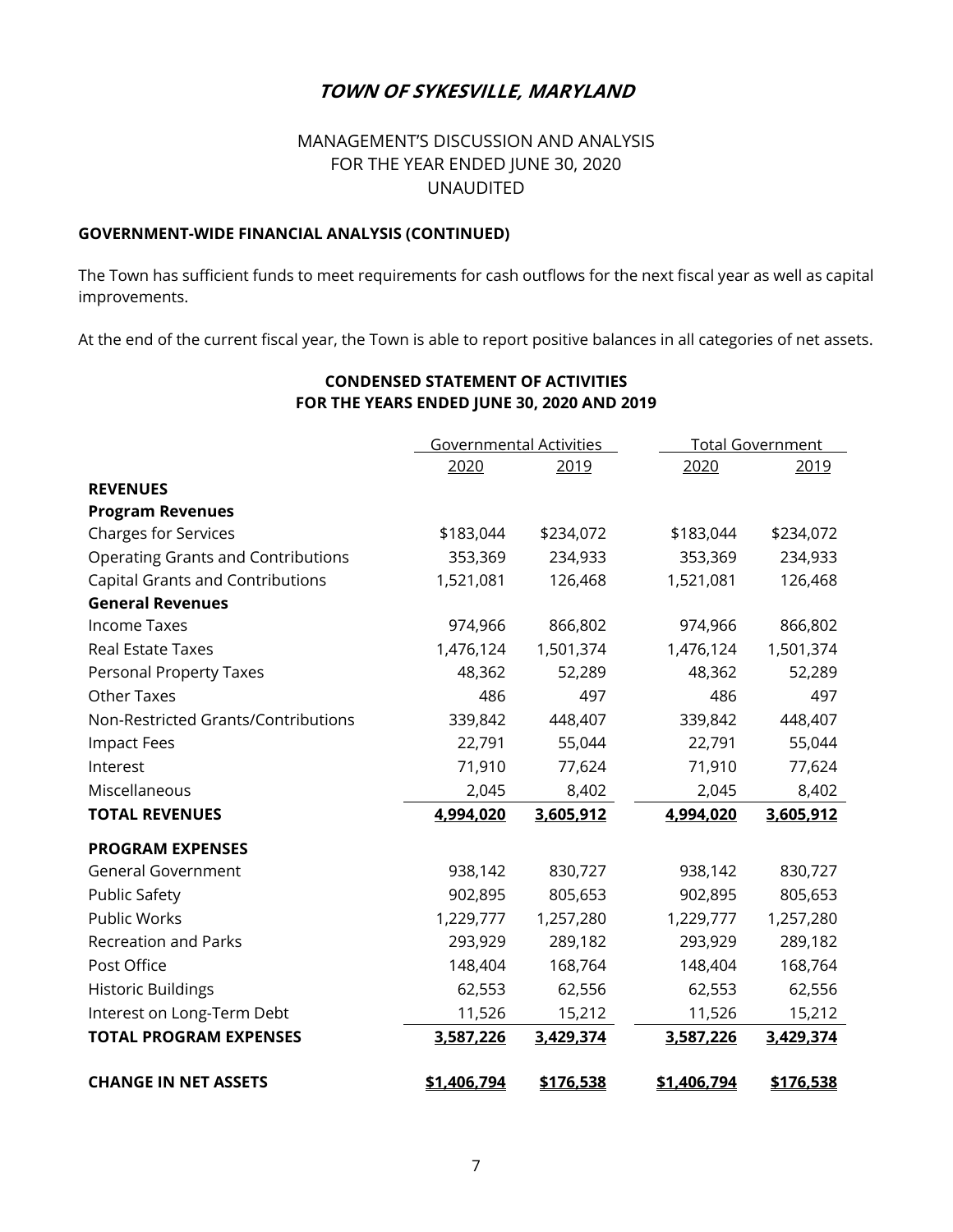# TOWN OF SYKESVILLE, MARYLAND

## MANAGEMENT'S DISCUSSION AND ANALYSIS
## FOR THE YEAR ENDED JUNE 30, 2020
## UNAUDITED

**GOVERNMENT-WIDE FINANCIAL ANALYSIS (CONTINUED)**

The Town has sufficient funds to meet requirements for cash outflows for the next fiscal year as well as capital improvements.

At the end of the current fiscal year, the Town is able to report positive balances in all categories of net assets.

**CONDENSED STATEMENT OF ACTIVITIES**
**FOR THE YEARS ENDED JUNE 30, 2020 AND 2019**

| | Governmental Activities | | Total Government | |
|---|---|---|---|---|
| | 2020 | 2019 | 2020 | 2019 |
| **REVENUES** | | | | |
| **Program Revenues** | | | | |
| Charges for Services | $183,044 | $234,072 | $183,044 | $234,072 |
| Operating Grants and Contributions | 353,369 | 234,933 | 353,369 | 234,933 |
| Capital Grants and Contributions | 1,521,081 | 126,468 | 1,521,081 | 126,468 |
| **General Revenues** | | | | |
| Income Taxes | 974,966 | 866,802 | 974,966 | 866,802 |
| Real Estate Taxes | 1,476,124 | 1,501,374 | 1,476,124 | 1,501,374 |
| Personal Property Taxes | 48,362 | 52,289 | 48,362 | 52,289 |
| Other Taxes | 486 | 497 | 486 | 497 |
| Non-Restricted Grants/Contributions | 339,842 | 448,407 | 339,842 | 448,407 |
| Impact Fees | 22,791 | 55,044 | 22,791 | 55,044 |
| Interest | 71,910 | 77,624 | 71,910 | 77,624 |
| Miscellaneous | 2,045 | 8,402 | 2,045 | 8,402 |
| **TOTAL REVENUES** | **4,994,020** | **3,605,912** | **4,994,020** | **3,605,912** |
| **PROGRAM EXPENSES** | | | | |
| General Government | 938,142 | 830,727 | 938,142 | 830,727 |
| Public Safety | 902,895 | 805,653 | 902,895 | 805,653 |
| Public Works | 1,229,777 | 1,257,280 | 1,229,777 | 1,257,280 |
| Recreation and Parks | 293,929 | 289,182 | 293,929 | 289,182 |
| Post Office | 148,404 | 168,764 | 148,404 | 168,764 |
| Historic Buildings | 62,553 | 62,556 | 62,553 | 62,556 |
| Interest on Long-Term Debt | 11,526 | 15,212 | 11,526 | 15,212 |
| **TOTAL PROGRAM EXPENSES** | **3,587,226** | **3,429,374** | **3,587,226** | **3,429,374** |
| **CHANGE IN NET ASSETS** | **$1,406,794** | **$176,538** | **$1,406,794** | **$176,538** |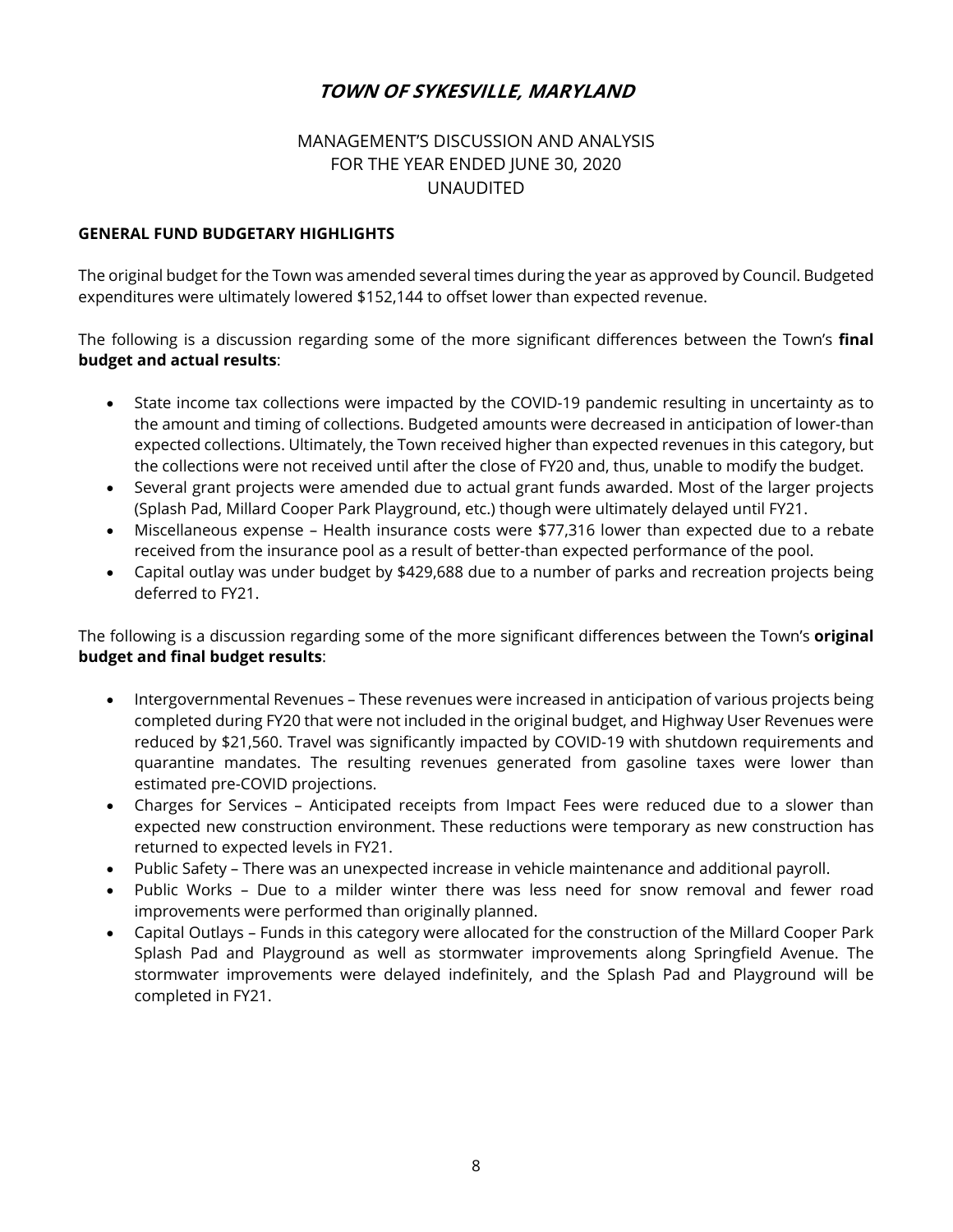# TOWN OF SYKESVILLE, MARYLAND

MANAGEMENT'S DISCUSSION AND ANALYSIS
FOR THE YEAR ENDED JUNE 30, 2020
UNAUDITED

## GENERAL FUND BUDGETARY HIGHLIGHTS

The original budget for the Town was amended several times during the year as approved by Council. Budgeted expenditures were ultimately lowered $152,144 to offset lower than expected revenue.

The following is a discussion regarding some of the more significant differences between the Town's **final budget and actual results**:

- State income tax collections were impacted by the COVID-19 pandemic resulting in uncertainty as to the amount and timing of collections. Budgeted amounts were decreased in anticipation of lower-than expected collections. Ultimately, the Town received higher than expected revenues in this category, but the collections were not received until after the close of FY20 and, thus, unable to modify the budget.
- Several grant projects were amended due to actual grant funds awarded. Most of the larger projects (Splash Pad, Millard Cooper Park Playground, etc.) though were ultimately delayed until FY21.
- Miscellaneous expense – Health insurance costs were $77,316 lower than expected due to a rebate received from the insurance pool as a result of better-than expected performance of the pool.
- Capital outlay was under budget by $429,688 due to a number of parks and recreation projects being deferred to FY21.

The following is a discussion regarding some of the more significant differences between the Town's **original budget and final budget results**:

- Intergovernmental Revenues – These revenues were increased in anticipation of various projects being completed during FY20 that were not included in the original budget, and Highway User Revenues were reduced by $21,560. Travel was significantly impacted by COVID-19 with shutdown requirements and quarantine mandates. The resulting revenues generated from gasoline taxes were lower than estimated pre-COVID projections.
- Charges for Services – Anticipated receipts from Impact Fees were reduced due to a slower than expected new construction environment. These reductions were temporary as new construction has returned to expected levels in FY21.
- Public Safety – There was an unexpected increase in vehicle maintenance and additional payroll.
- Public Works – Due to a milder winter there was less need for snow removal and fewer road improvements were performed than originally planned.
- Capital Outlays – Funds in this category were allocated for the construction of the Millard Cooper Park Splash Pad and Playground as well as stormwater improvements along Springfield Avenue. The stormwater improvements were delayed indefinitely, and the Splash Pad and Playground will be completed in FY21.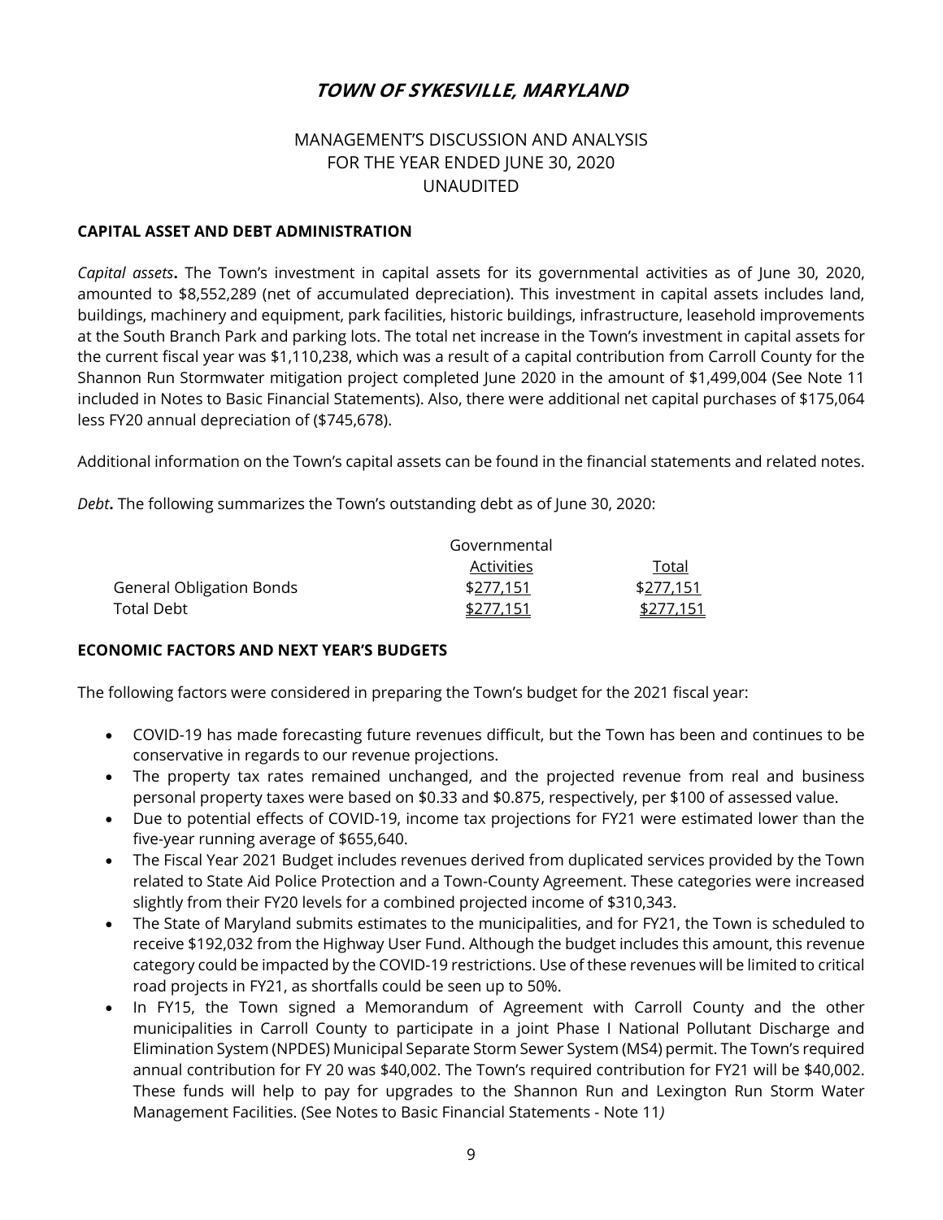# TOWN OF SYKESVILLE, MARYLAND

## MANAGEMENT'S DISCUSSION AND ANALYSIS
## FOR THE YEAR ENDED JUNE 30, 2020
## UNAUDITED

### CAPITAL ASSET AND DEBT ADMINISTRATION

*Capital assets***.** The Town's investment in capital assets for its governmental activities as of June 30, 2020, amounted to $8,552,289 (net of accumulated depreciation). This investment in capital assets includes land, buildings, machinery and equipment, park facilities, historic buildings, infrastructure, leasehold improvements at the South Branch Park and parking lots. The total net increase in the Town's investment in capital assets for the current fiscal year was $1,110,238, which was a result of a capital contribution from Carroll County for the Shannon Run Stormwater mitigation project completed June 2020 in the amount of $1,499,004 (See Note 11 included in Notes to Basic Financial Statements). Also, there were additional net capital purchases of $175,064 less FY20 annual depreciation of ($745,678).

Additional information on the Town's capital assets can be found in the financial statements and related notes.

*Debt***.** The following summarizes the Town's outstanding debt as of June 30, 2020:

| | Governmental Activities | Total |
|---|---|---|
| General Obligation Bonds | $277,151 | $277,151 |
| Total Debt | $277,151 | $277,151 |

### ECONOMIC FACTORS AND NEXT YEAR'S BUDGETS

The following factors were considered in preparing the Town's budget for the 2021 fiscal year:

- COVID-19 has made forecasting future revenues difficult, but the Town has been and continues to be conservative in regards to our revenue projections.
- The property tax rates remained unchanged, and the projected revenue from real and business personal property taxes were based on $0.33 and $0.875, respectively, per $100 of assessed value.
- Due to potential effects of COVID-19, income tax projections for FY21 were estimated lower than the five-year running average of $655,640.
- The Fiscal Year 2021 Budget includes revenues derived from duplicated services provided by the Town related to State Aid Police Protection and a Town-County Agreement. These categories were increased slightly from their FY20 levels for a combined projected income of $310,343.
- The State of Maryland submits estimates to the municipalities, and for FY21, the Town is scheduled to receive $192,032 from the Highway User Fund. Although the budget includes this amount, this revenue category could be impacted by the COVID-19 restrictions. Use of these revenues will be limited to critical road projects in FY21, as shortfalls could be seen up to 50%.
- In FY15, the Town signed a Memorandum of Agreement with Carroll County and the other municipalities in Carroll County to participate in a joint Phase I National Pollutant Discharge and Elimination System (NPDES) Municipal Separate Storm Sewer System (MS4) permit. The Town's required annual contribution for FY 20 was $40,002. The Town's required contribution for FY21 will be $40,002. These funds will help to pay for upgrades to the Shannon Run and Lexington Run Storm Water Management Facilities. (See Notes to Basic Financial Statements - Note 11*)*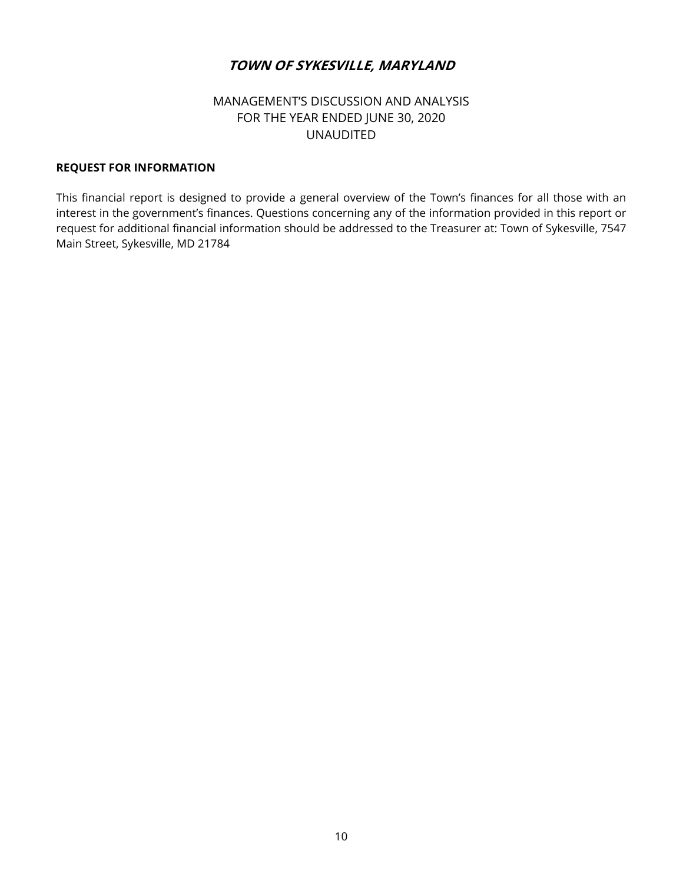# TOWN OF SYKESVILLE, MARYLAND

MANAGEMENT'S DISCUSSION AND ANALYSIS
FOR THE YEAR ENDED JUNE 30, 2020
UNAUDITED

**REQUEST FOR INFORMATION**

This financial report is designed to provide a general overview of the Town's finances for all those with an interest in the government's finances. Questions concerning any of the information provided in this report or request for additional financial information should be addressed to the Treasurer at: Town of Sykesville, 7547 Main Street, Sykesville, MD 21784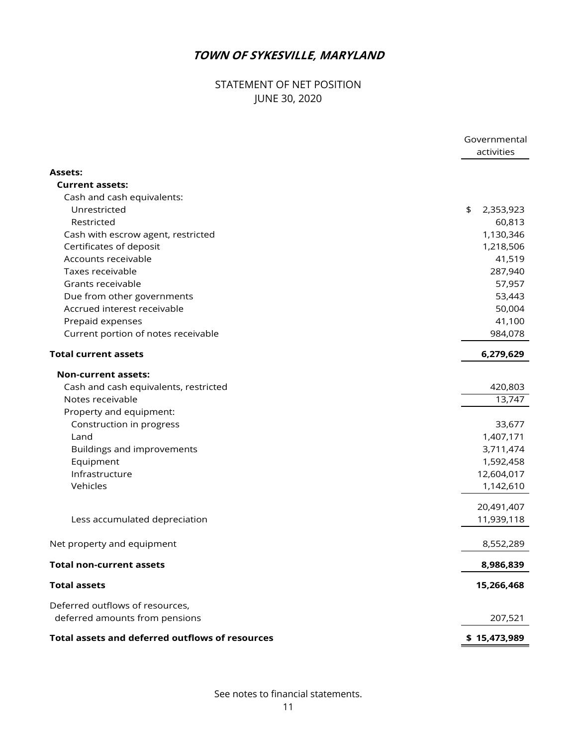# *TOWN OF SYKESVILLE, MARYLAND*

## STATEMENT OF NET POSITION
## JUNE 30, 2020

| | Governmental activities |
|---|---|
| **Assets:** | |
| **Current assets:** | |
| Cash and cash equivalents: | |
| Unrestricted | $ 2,353,923 |
| Restricted | 60,813 |
| Cash with escrow agent, restricted | 1,130,346 |
| Certificates of deposit | 1,218,506 |
| Accounts receivable | 41,519 |
| Taxes receivable | 287,940 |
| Grants receivable | 57,957 |
| Due from other governments | 53,443 |
| Accrued interest receivable | 50,004 |
| Prepaid expenses | 41,100 |
| Current portion of notes receivable | 984,078 |
| **Total current assets** | **6,279,629** |
| **Non-current assets:** | |
| Cash and cash equivalents, restricted | 420,803 |
| Notes receivable | 13,747 |
| Property and equipment: | |
| Construction in progress | 33,677 |
| Land | 1,407,171 |
| Buildings and improvements | 3,711,474 |
| Equipment | 1,592,458 |
| Infrastructure | 12,604,017 |
| Vehicles | 1,142,610 |
| | 20,491,407 |
| Less accumulated depreciation | 11,939,118 |
| Net property and equipment | 8,552,289 |
| **Total non-current assets** | **8,986,839** |
| **Total assets** | **15,266,468** |
| Deferred outflows of resources, deferred amounts from pensions | 207,521 |
| **Total assets and deferred outflows of resources** | **$ 15,473,989** |

See notes to financial statements.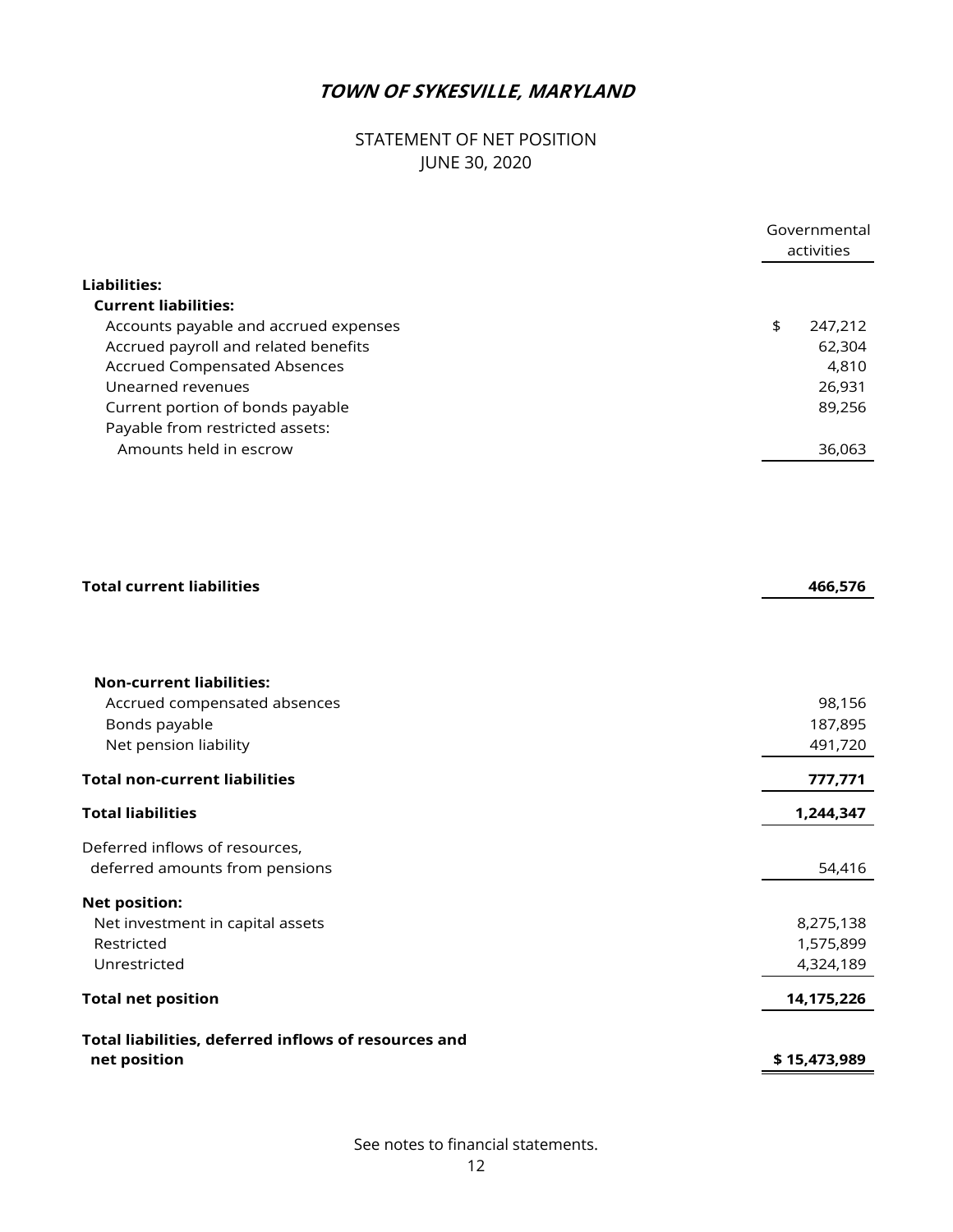# *TOWN OF SYKESVILLE, MARYLAND*

STATEMENT OF NET POSITION
JUNE 30, 2020

| | Governmental activities |
|---|---|
| **Liabilities:** | |
| **Current liabilities:** | |
| Accounts payable and accrued expenses | $ 247,212 |
| Accrued payroll and related benefits | 62,304 |
| Accrued Compensated Absences | 4,810 |
| Unearned revenues | 26,931 |
| Current portion of bonds payable | 89,256 |
| Payable from restricted assets: | |
| Amounts held in escrow | 36,063 |
| **Total current liabilities** | **466,576** |
| **Non-current liabilities:** | |
| Accrued compensated absences | 98,156 |
| Bonds payable | 187,895 |
| Net pension liability | 491,720 |
| **Total non-current liabilities** | **777,771** |
| **Total liabilities** | **1,244,347** |
| Deferred inflows of resources, deferred amounts from pensions | 54,416 |
| **Net position:** | |
| Net investment in capital assets | 8,275,138 |
| Restricted | 1,575,899 |
| Unrestricted | 4,324,189 |
| **Total net position** | **14,175,226** |
| **Total liabilities, deferred inflows of resources and net position** | **$ 15,473,989** |

See notes to financial statements.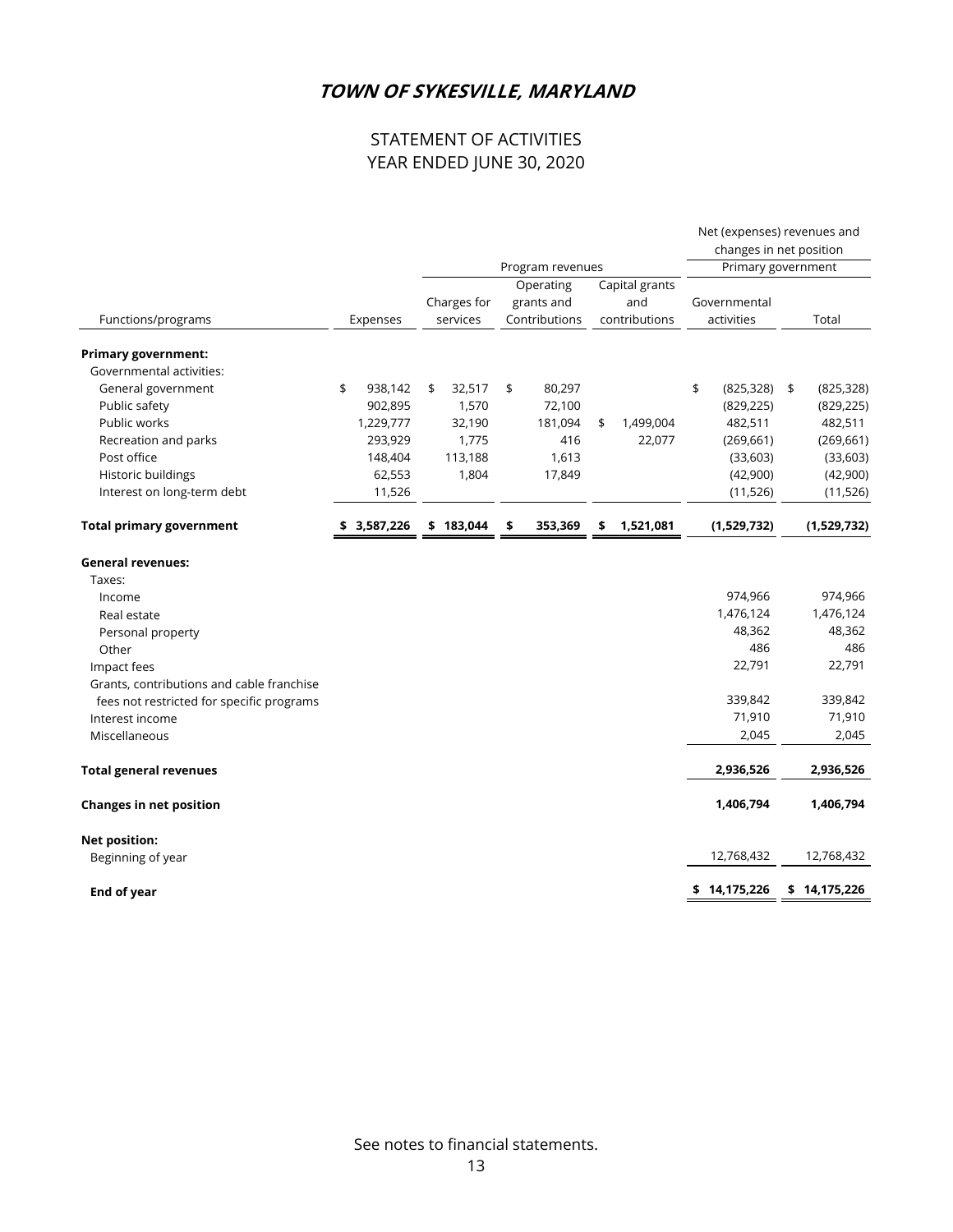# TOWN OF SYKESVILLE, MARYLAND

## STATEMENT OF ACTIVITIES
## YEAR ENDED JUNE 30, 2020

| | | Program revenues | | | Net (expenses) revenues and changes in net position — Primary government | |
|---|---|---|---|---|---|---|
| Functions/programs | Expenses | Charges for services | Operating grants and Contributions | Capital grants and contributions | Governmental activities | Total |
| **Primary government:** | | | | | | |
| Governmental activities: | | | | | | |
| General government | $ 938,142 | $ 32,517 | $ 80,297 | | $ (825,328) | $ (825,328) |
| Public safety | 902,895 | 1,570 | 72,100 | | (829,225) | (829,225) |
| Public works | 1,229,777 | 32,190 | 181,094 | $ 1,499,004 | 482,511 | 482,511 |
| Recreation and parks | 293,929 | 1,775 | 416 | 22,077 | (269,661) | (269,661) |
| Post office | 148,404 | 113,188 | 1,613 | | (33,603) | (33,603) |
| Historic buildings | 62,553 | 1,804 | 17,849 | | (42,900) | (42,900) |
| Interest on long-term debt | 11,526 | | | | (11,526) | (11,526) |
| **Total primary government** | **$ 3,587,226** | **$ 183,044** | **$ 353,369** | **$ 1,521,081** | **(1,529,732)** | **(1,529,732)** |
| **General revenues:** | | | | | | |
| Taxes: | | | | | | |
| Income | | | | | 974,966 | 974,966 |
| Real estate | | | | | 1,476,124 | 1,476,124 |
| Personal property | | | | | 48,362 | 48,362 |
| Other | | | | | 486 | 486 |
| Impact fees | | | | | 22,791 | 22,791 |
| Grants, contributions and cable franchise fees not restricted for specific programs | | | | | 339,842 | 339,842 |
| Interest income | | | | | 71,910 | 71,910 |
| Miscellaneous | | | | | 2,045 | 2,045 |
| **Total general revenues** | | | | | **2,936,526** | **2,936,526** |
| **Changes in net position** | | | | | **1,406,794** | **1,406,794** |
| **Net position:** | | | | | | |
| Beginning of year | | | | | 12,768,432 | 12,768,432 |
| **End of year** | | | | | **$ 14,175,226** | **$ 14,175,226** |

See notes to financial statements.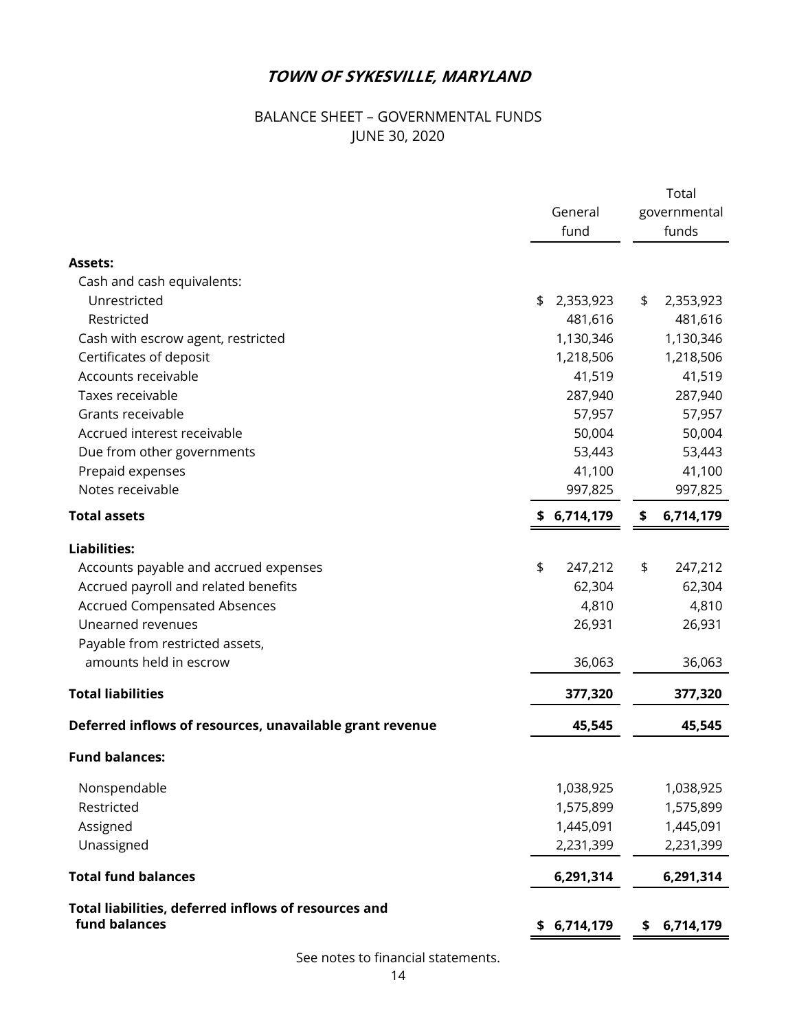# *TOWN OF SYKESVILLE, MARYLAND*

## BALANCE SHEET – GOVERNMENTAL FUNDS
## JUNE 30, 2020

| | General fund | Total governmental funds |
|---|---|---|
| **Assets:** | | |
| Cash and cash equivalents: | | |
| Unrestricted | $ 2,353,923 | $ 2,353,923 |
| Restricted | 481,616 | 481,616 |
| Cash with escrow agent, restricted | 1,130,346 | 1,130,346 |
| Certificates of deposit | 1,218,506 | 1,218,506 |
| Accounts receivable | 41,519 | 41,519 |
| Taxes receivable | 287,940 | 287,940 |
| Grants receivable | 57,957 | 57,957 |
| Accrued interest receivable | 50,004 | 50,004 |
| Due from other governments | 53,443 | 53,443 |
| Prepaid expenses | 41,100 | 41,100 |
| Notes receivable | 997,825 | 997,825 |
| **Total assets** | **$ 6,714,179** | **$ 6,714,179** |
| **Liabilities:** | | |
| Accounts payable and accrued expenses | $ 247,212 | $ 247,212 |
| Accrued payroll and related benefits | 62,304 | 62,304 |
| Accrued Compensated Absences | 4,810 | 4,810 |
| Unearned revenues | 26,931 | 26,931 |
| Payable from restricted assets, amounts held in escrow | 36,063 | 36,063 |
| **Total liabilities** | **377,320** | **377,320** |
| **Deferred inflows of resources, unavailable grant revenue** | **45,545** | **45,545** |
| **Fund balances:** | | |
| Nonspendable | 1,038,925 | 1,038,925 |
| Restricted | 1,575,899 | 1,575,899 |
| Assigned | 1,445,091 | 1,445,091 |
| Unassigned | 2,231,399 | 2,231,399 |
| **Total fund balances** | **6,291,314** | **6,291,314** |
| **Total liabilities, deferred inflows of resources and fund balances** | **$ 6,714,179** | **$ 6,714,179** |

See notes to financial statements.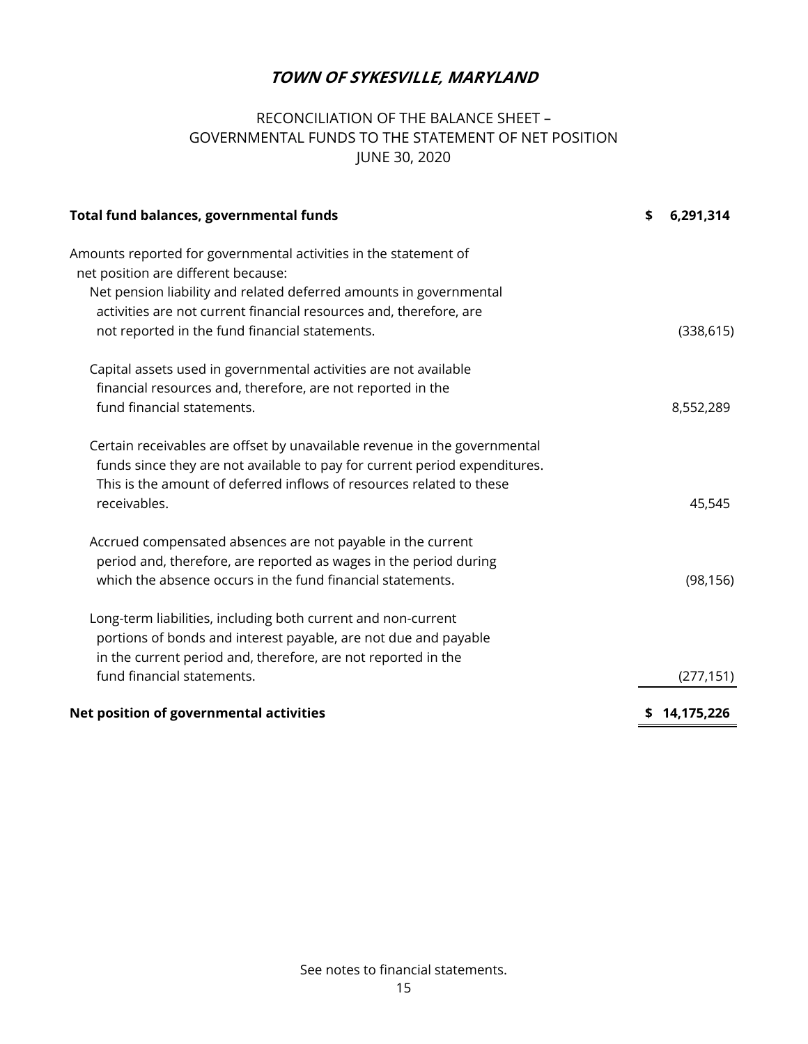# TOWN OF SYKESVILLE, MARYLAND

## RECONCILIATION OF THE BALANCE SHEET – GOVERNMENTAL FUNDS TO THE STATEMENT OF NET POSITION JUNE 30, 2020

| | |
|---|---|
| **Total fund balances, governmental funds** | **$ 6,291,314** |
| Amounts reported for governmental activities in the statement of net position are different because: | |
| Net pension liability and related deferred amounts in governmental activities are not current financial resources and, therefore, are not reported in the fund financial statements. | (338,615) |
| Capital assets used in governmental activities are not available financial resources and, therefore, are not reported in the fund financial statements. | 8,552,289 |
| Certain receivables are offset by unavailable revenue in the governmental funds since they are not available to pay for current period expenditures. This is the amount of deferred inflows of resources related to these receivables. | 45,545 |
| Accrued compensated absences are not payable in the current period and, therefore, are reported as wages in the period during which the absence occurs in the fund financial statements. | (98,156) |
| Long-term liabilities, including both current and non-current portions of bonds and interest payable, are not due and payable in the current period and, therefore, are not reported in the fund financial statements. | (277,151) |
| **Net position of governmental activities** | **$ 14,175,226** |

See notes to financial statements.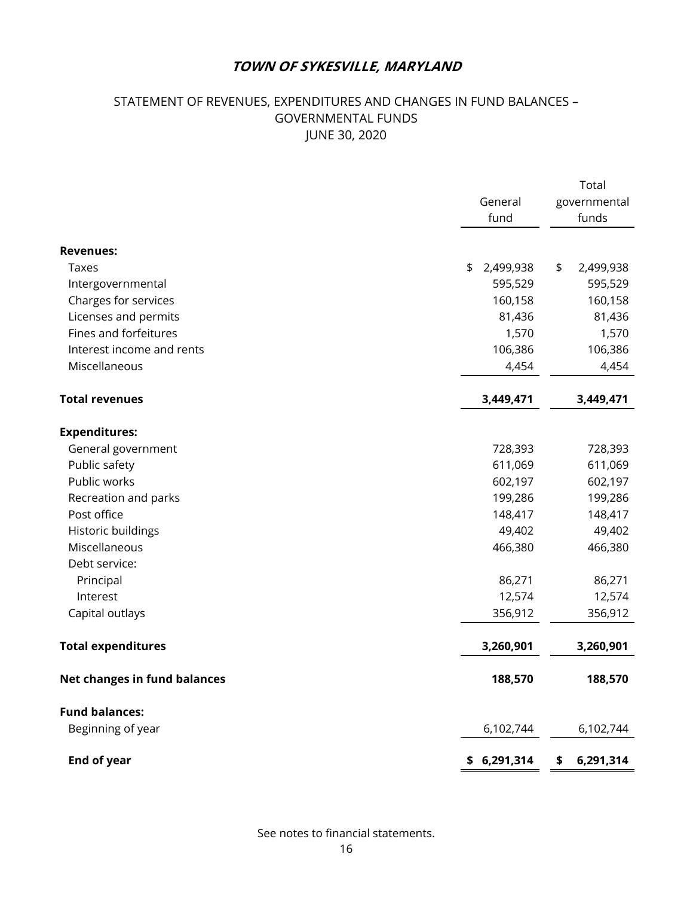# *TOWN OF SYKESVILLE, MARYLAND*

## STATEMENT OF REVENUES, EXPENDITURES AND CHANGES IN FUND BALANCES – GOVERNMENTAL FUNDS JUNE 30, 2020

| | General fund | Total governmental funds |
|---|---|---|
| **Revenues:** | | |
| Taxes | $ 2,499,938 | $ 2,499,938 |
| Intergovernmental | 595,529 | 595,529 |
| Charges for services | 160,158 | 160,158 |
| Licenses and permits | 81,436 | 81,436 |
| Fines and forfeitures | 1,570 | 1,570 |
| Interest income and rents | 106,386 | 106,386 |
| Miscellaneous | 4,454 | 4,454 |
| **Total revenues** | **3,449,471** | **3,449,471** |
| **Expenditures:** | | |
| General government | 728,393 | 728,393 |
| Public safety | 611,069 | 611,069 |
| Public works | 602,197 | 602,197 |
| Recreation and parks | 199,286 | 199,286 |
| Post office | 148,417 | 148,417 |
| Historic buildings | 49,402 | 49,402 |
| Miscellaneous | 466,380 | 466,380 |
| Debt service: | | |
| Principal | 86,271 | 86,271 |
| Interest | 12,574 | 12,574 |
| Capital outlays | 356,912 | 356,912 |
| **Total expenditures** | **3,260,901** | **3,260,901** |
| **Net changes in fund balances** | **188,570** | **188,570** |
| **Fund balances:** | | |
| Beginning of year | 6,102,744 | 6,102,744 |
| **End of year** | **$ 6,291,314** | **$ 6,291,314** |

See notes to financial statements.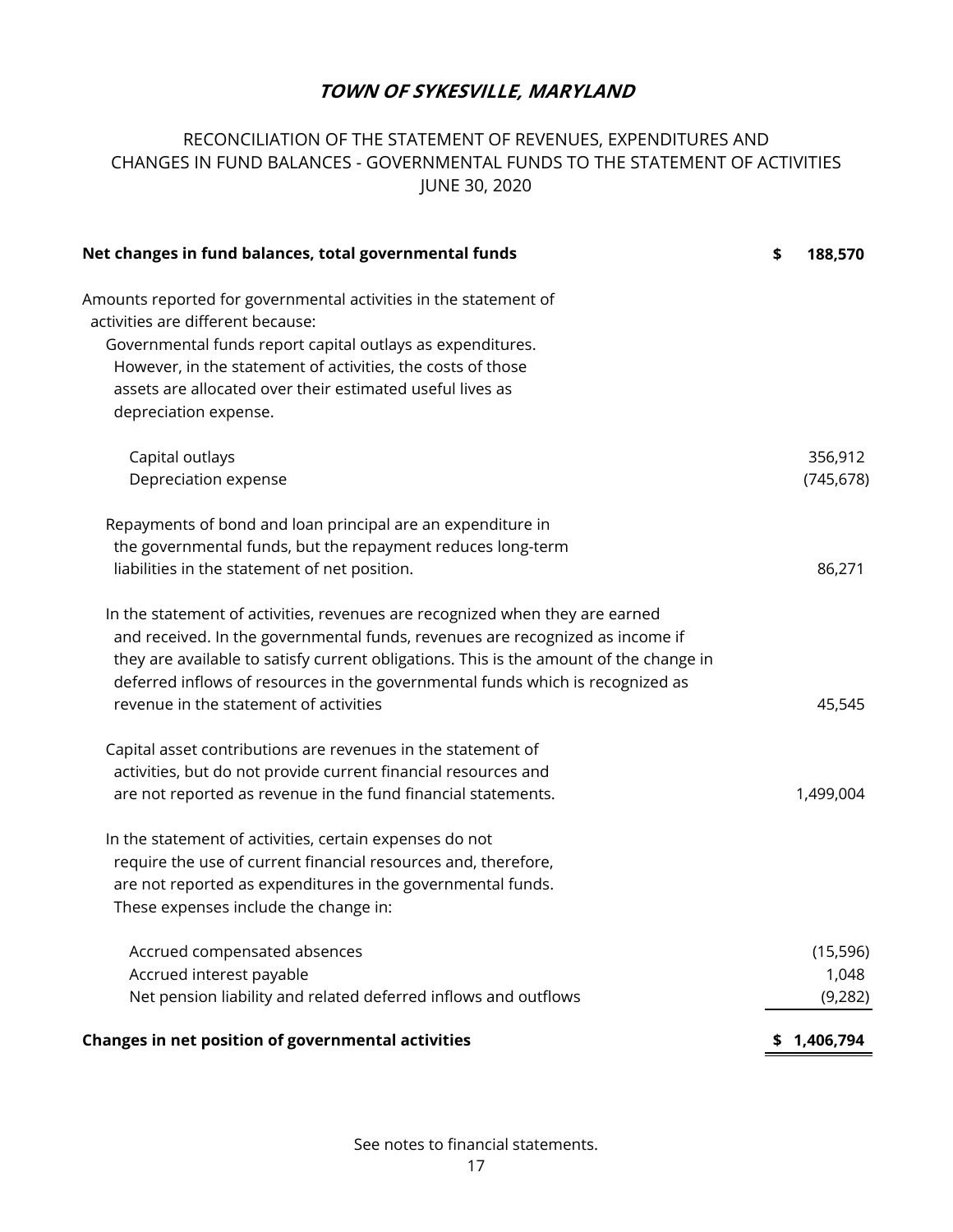# *TOWN OF SYKESVILLE, MARYLAND*

RECONCILIATION OF THE STATEMENT OF REVENUES, EXPENDITURES AND CHANGES IN FUND BALANCES - GOVERNMENTAL FUNDS TO THE STATEMENT OF ACTIVITIES
JUNE 30, 2020

| | |
|---|---|
| **Net changes in fund balances, total governmental funds** | **$ 188,570** |
| Amounts reported for governmental activities in the statement of activities are different because: | |
| Governmental funds report capital outlays as expenditures. However, in the statement of activities, the costs of those assets are allocated over their estimated useful lives as depreciation expense. | |
| Capital outlays | 356,912 |
| Depreciation expense | (745,678) |
| Repayments of bond and loan principal are an expenditure in the governmental funds, but the repayment reduces long-term liabilities in the statement of net position. | 86,271 |
| In the statement of activities, revenues are recognized when they are earned and received. In the governmental funds, revenues are recognized as income if they are available to satisfy current obligations. This is the amount of the change in deferred inflows of resources in the governmental funds which is recognized as revenue in the statement of activities | 45,545 |
| Capital asset contributions are revenues in the statement of activities, but do not provide current financial resources and are not reported as revenue in the fund financial statements. | 1,499,004 |
| In the statement of activities, certain expenses do not require the use of current financial resources and, therefore, are not reported as expenditures in the governmental funds. These expenses include the change in: | |
| Accrued compensated absences | (15,596) |
| Accrued interest payable | 1,048 |
| Net pension liability and related deferred inflows and outflows | (9,282) |
| **Changes in net position of governmental activities** | **$ 1,406,794** |

See notes to financial statements.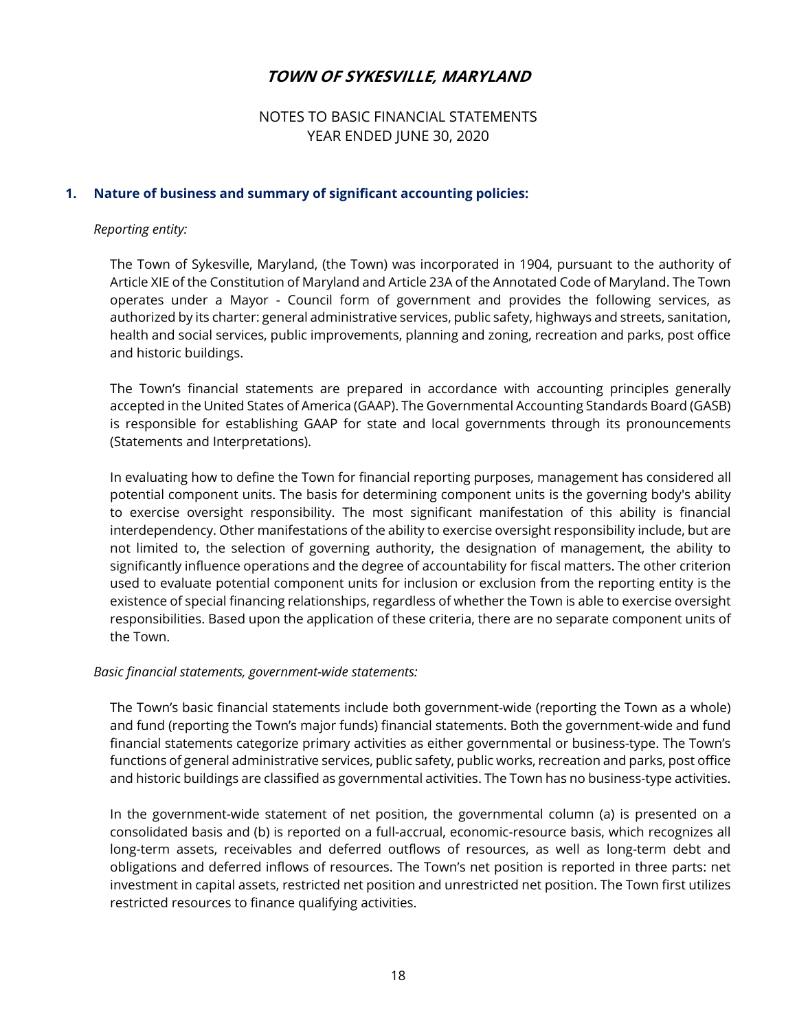# TOWN OF SYKESVILLE, MARYLAND

NOTES TO BASIC FINANCIAL STATEMENTS
YEAR ENDED JUNE 30, 2020

## 1. Nature of business and summary of significant accounting policies:

*Reporting entity:*

The Town of Sykesville, Maryland, (the Town) was incorporated in 1904, pursuant to the authority of Article XIE of the Constitution of Maryland and Article 23A of the Annotated Code of Maryland. The Town operates under a Mayor - Council form of government and provides the following services, as authorized by its charter: general administrative services, public safety, highways and streets, sanitation, health and social services, public improvements, planning and zoning, recreation and parks, post office and historic buildings.

The Town's financial statements are prepared in accordance with accounting principles generally accepted in the United States of America (GAAP). The Governmental Accounting Standards Board (GASB) is responsible for establishing GAAP for state and local governments through its pronouncements (Statements and Interpretations).

In evaluating how to define the Town for financial reporting purposes, management has considered all potential component units. The basis for determining component units is the governing body's ability to exercise oversight responsibility. The most significant manifestation of this ability is financial interdependency. Other manifestations of the ability to exercise oversight responsibility include, but are not limited to, the selection of governing authority, the designation of management, the ability to significantly influence operations and the degree of accountability for fiscal matters. The other criterion used to evaluate potential component units for inclusion or exclusion from the reporting entity is the existence of special financing relationships, regardless of whether the Town is able to exercise oversight responsibilities. Based upon the application of these criteria, there are no separate component units of the Town.

*Basic financial statements, government-wide statements:*

The Town's basic financial statements include both government-wide (reporting the Town as a whole) and fund (reporting the Town's major funds) financial statements. Both the government-wide and fund financial statements categorize primary activities as either governmental or business-type. The Town's functions of general administrative services, public safety, public works, recreation and parks, post office and historic buildings are classified as governmental activities. The Town has no business-type activities.

In the government-wide statement of net position, the governmental column (a) is presented on a consolidated basis and (b) is reported on a full-accrual, economic-resource basis, which recognizes all long-term assets, receivables and deferred outflows of resources, as well as long-term debt and obligations and deferred inflows of resources. The Town's net position is reported in three parts: net investment in capital assets, restricted net position and unrestricted net position. The Town first utilizes restricted resources to finance qualifying activities.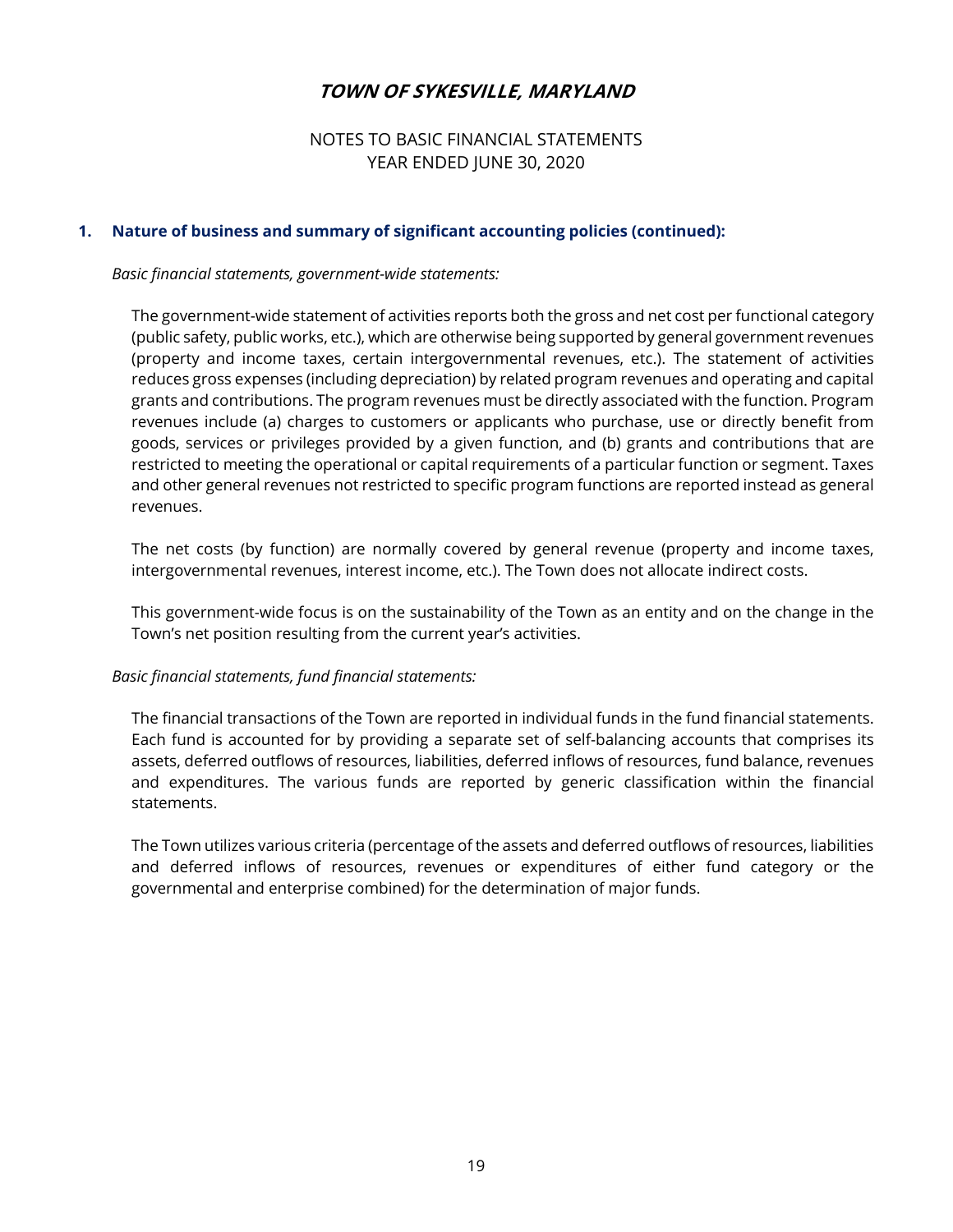## 1. Nature of business and summary of significant accounting policies (continued):

*Basic financial statements, government-wide statements:*

The government-wide statement of activities reports both the gross and net cost per functional category (public safety, public works, etc.), which are otherwise being supported by general government revenues (property and income taxes, certain intergovernmental revenues, etc.). The statement of activities reduces gross expenses (including depreciation) by related program revenues and operating and capital grants and contributions. The program revenues must be directly associated with the function. Program revenues include (a) charges to customers or applicants who purchase, use or directly benefit from goods, services or privileges provided by a given function, and (b) grants and contributions that are restricted to meeting the operational or capital requirements of a particular function or segment. Taxes and other general revenues not restricted to specific program functions are reported instead as general revenues.

The net costs (by function) are normally covered by general revenue (property and income taxes, intergovernmental revenues, interest income, etc.). The Town does not allocate indirect costs.

This government-wide focus is on the sustainability of the Town as an entity and on the change in the Town's net position resulting from the current year's activities.

*Basic financial statements, fund financial statements:*

The financial transactions of the Town are reported in individual funds in the fund financial statements. Each fund is accounted for by providing a separate set of self-balancing accounts that comprises its assets, deferred outflows of resources, liabilities, deferred inflows of resources, fund balance, revenues and expenditures. The various funds are reported by generic classification within the financial statements.

The Town utilizes various criteria (percentage of the assets and deferred outflows of resources, liabilities and deferred inflows of resources, revenues or expenditures of either fund category or the governmental and enterprise combined) for the determination of major funds.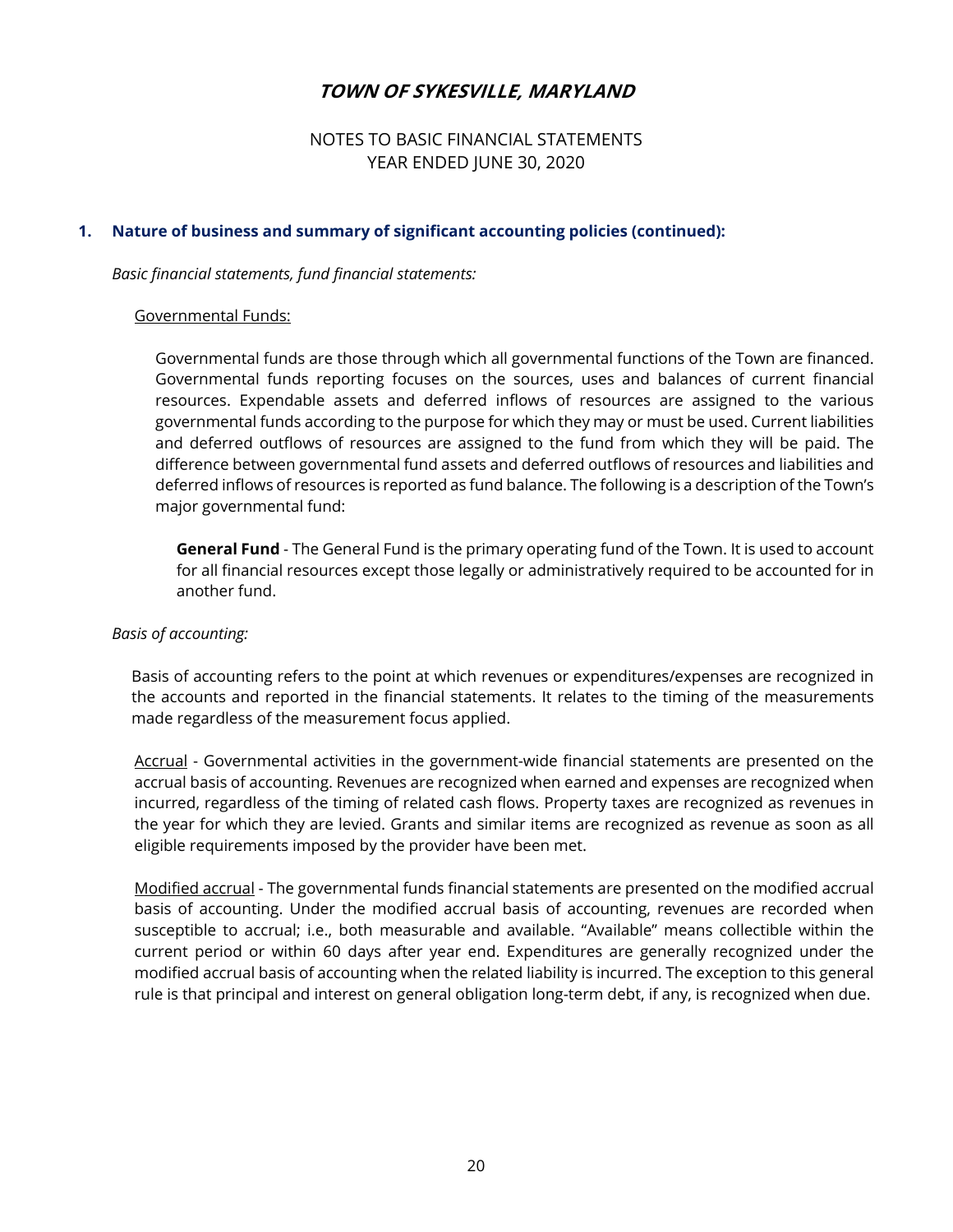# TOWN OF SYKESVILLE, MARYLAND

NOTES TO BASIC FINANCIAL STATEMENTS
YEAR ENDED JUNE 30, 2020

## 1. Nature of business and summary of significant accounting policies (continued):

*Basic financial statements, fund financial statements:*

Governmental Funds:

Governmental funds are those through which all governmental functions of the Town are financed. Governmental funds reporting focuses on the sources, uses and balances of current financial resources. Expendable assets and deferred inflows of resources are assigned to the various governmental funds according to the purpose for which they may or must be used. Current liabilities and deferred outflows of resources are assigned to the fund from which they will be paid. The difference between governmental fund assets and deferred outflows of resources and liabilities and deferred inflows of resources is reported as fund balance. The following is a description of the Town's major governmental fund:

**General Fund** - The General Fund is the primary operating fund of the Town. It is used to account for all financial resources except those legally or administratively required to be accounted for in another fund.

*Basis of accounting:*

Basis of accounting refers to the point at which revenues or expenditures/expenses are recognized in the accounts and reported in the financial statements. It relates to the timing of the measurements made regardless of the measurement focus applied.

Accrual - Governmental activities in the government-wide financial statements are presented on the accrual basis of accounting. Revenues are recognized when earned and expenses are recognized when incurred, regardless of the timing of related cash flows. Property taxes are recognized as revenues in the year for which they are levied. Grants and similar items are recognized as revenue as soon as all eligible requirements imposed by the provider have been met.

Modified accrual - The governmental funds financial statements are presented on the modified accrual basis of accounting. Under the modified accrual basis of accounting, revenues are recorded when susceptible to accrual; i.e., both measurable and available. "Available" means collectible within the current period or within 60 days after year end. Expenditures are generally recognized under the modified accrual basis of accounting when the related liability is incurred. The exception to this general rule is that principal and interest on general obligation long-term debt, if any, is recognized when due.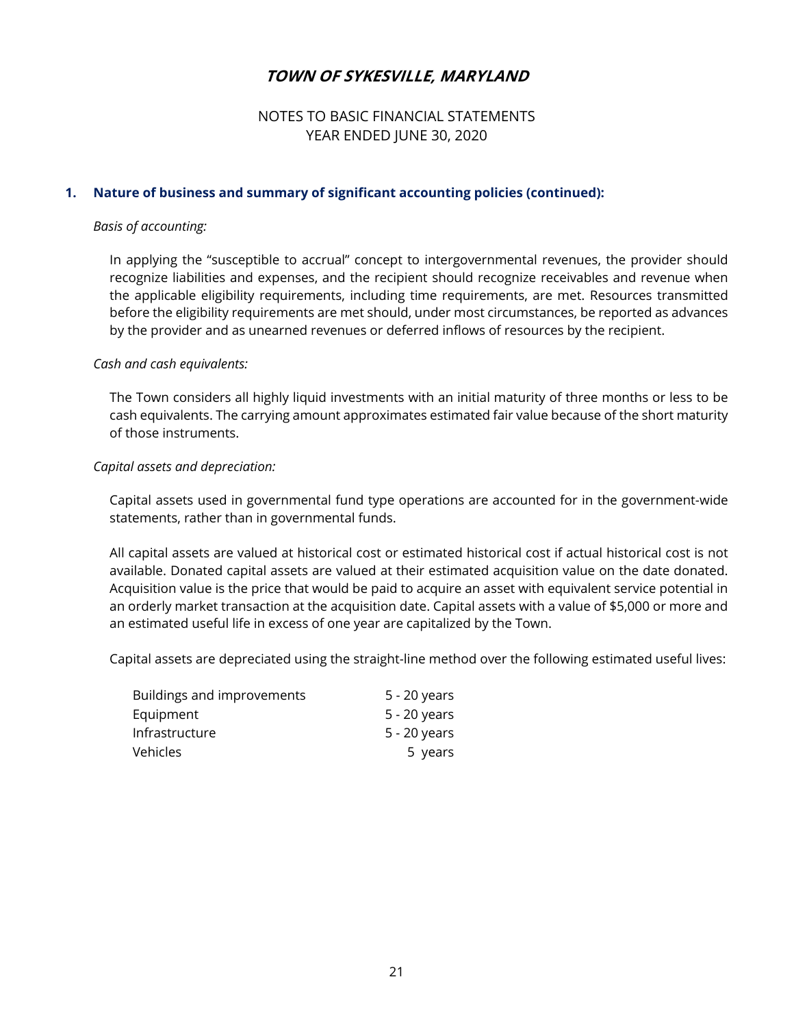# TOWN OF SYKESVILLE, MARYLAND

NOTES TO BASIC FINANCIAL STATEMENTS
YEAR ENDED JUNE 30, 2020

## 1. Nature of business and summary of significant accounting policies (continued):

*Basis of accounting:*

In applying the "susceptible to accrual" concept to intergovernmental revenues, the provider should recognize liabilities and expenses, and the recipient should recognize receivables and revenue when the applicable eligibility requirements, including time requirements, are met. Resources transmitted before the eligibility requirements are met should, under most circumstances, be reported as advances by the provider and as unearned revenues or deferred inflows of resources by the recipient.

*Cash and cash equivalents:*

The Town considers all highly liquid investments with an initial maturity of three months or less to be cash equivalents. The carrying amount approximates estimated fair value because of the short maturity of those instruments.

*Capital assets and depreciation:*

Capital assets used in governmental fund type operations are accounted for in the government-wide statements, rather than in governmental funds.

All capital assets are valued at historical cost or estimated historical cost if actual historical cost is not available. Donated capital assets are valued at their estimated acquisition value on the date donated. Acquisition value is the price that would be paid to acquire an asset with equivalent service potential in an orderly market transaction at the acquisition date. Capital assets with a value of $5,000 or more and an estimated useful life in excess of one year are capitalized by the Town.

Capital assets are depreciated using the straight-line method over the following estimated useful lives:

| | |
|---|---|
| Buildings and improvements | 5 - 20 years |
| Equipment | 5 - 20 years |
| Infrastructure | 5 - 20 years |
| Vehicles | 5 years |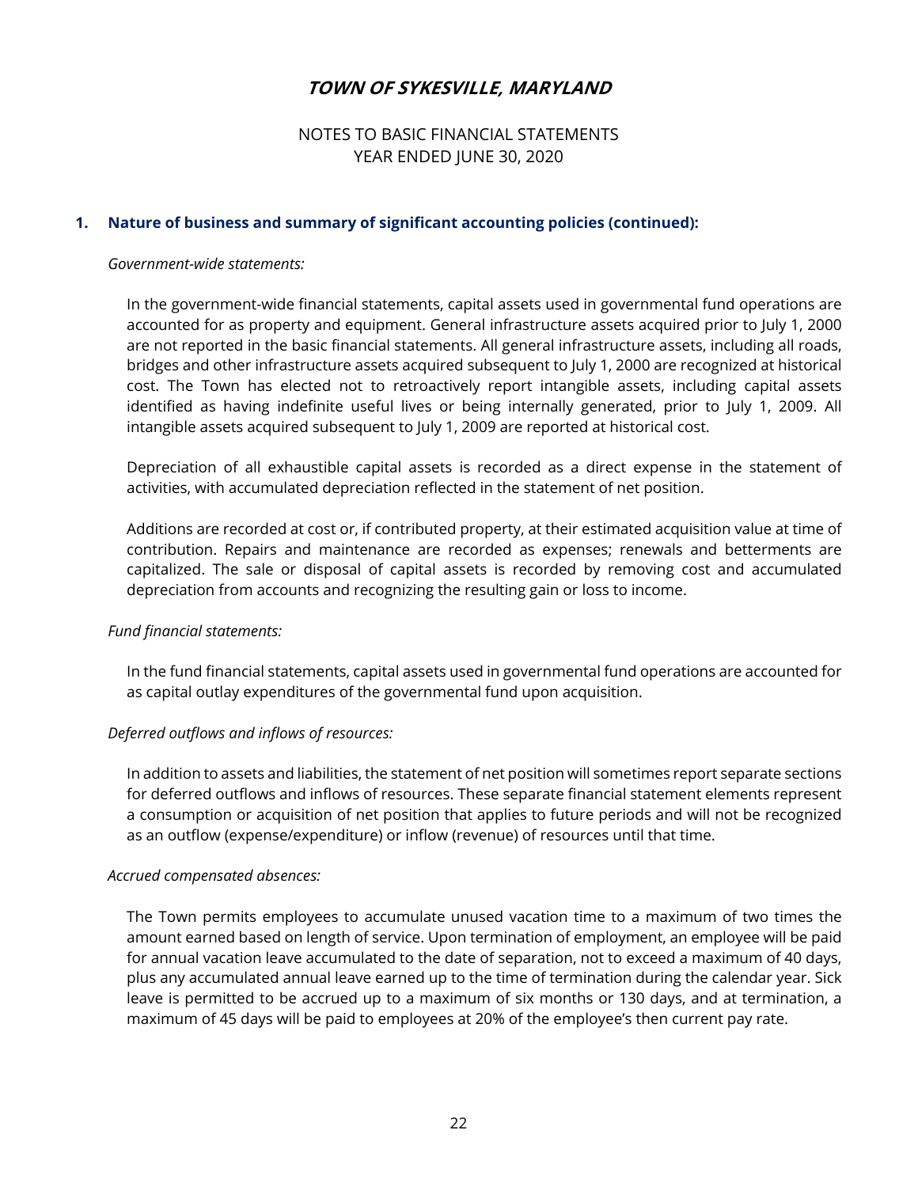# TOWN OF SYKESVILLE, MARYLAND

NOTES TO BASIC FINANCIAL STATEMENTS
YEAR ENDED JUNE 30, 2020

## 1. Nature of business and summary of significant accounting policies (continued):

*Government-wide statements:*

In the government-wide financial statements, capital assets used in governmental fund operations are accounted for as property and equipment. General infrastructure assets acquired prior to July 1, 2000 are not reported in the basic financial statements. All general infrastructure assets, including all roads, bridges and other infrastructure assets acquired subsequent to July 1, 2000 are recognized at historical cost. The Town has elected not to retroactively report intangible assets, including capital assets identified as having indefinite useful lives or being internally generated, prior to July 1, 2009. All intangible assets acquired subsequent to July 1, 2009 are reported at historical cost.

Depreciation of all exhaustible capital assets is recorded as a direct expense in the statement of activities, with accumulated depreciation reflected in the statement of net position.

Additions are recorded at cost or, if contributed property, at their estimated acquisition value at time of contribution. Repairs and maintenance are recorded as expenses; renewals and betterments are capitalized. The sale or disposal of capital assets is recorded by removing cost and accumulated depreciation from accounts and recognizing the resulting gain or loss to income.

*Fund financial statements:*

In the fund financial statements, capital assets used in governmental fund operations are accounted for as capital outlay expenditures of the governmental fund upon acquisition.

*Deferred outflows and inflows of resources:*

In addition to assets and liabilities, the statement of net position will sometimes report separate sections for deferred outflows and inflows of resources. These separate financial statement elements represent a consumption or acquisition of net position that applies to future periods and will not be recognized as an outflow (expense/expenditure) or inflow (revenue) of resources until that time.

*Accrued compensated absences:*

The Town permits employees to accumulate unused vacation time to a maximum of two times the amount earned based on length of service. Upon termination of employment, an employee will be paid for annual vacation leave accumulated to the date of separation, not to exceed a maximum of 40 days, plus any accumulated annual leave earned up to the time of termination during the calendar year. Sick leave is permitted to be accrued up to a maximum of six months or 130 days, and at termination, a maximum of 45 days will be paid to employees at 20% of the employee's then current pay rate.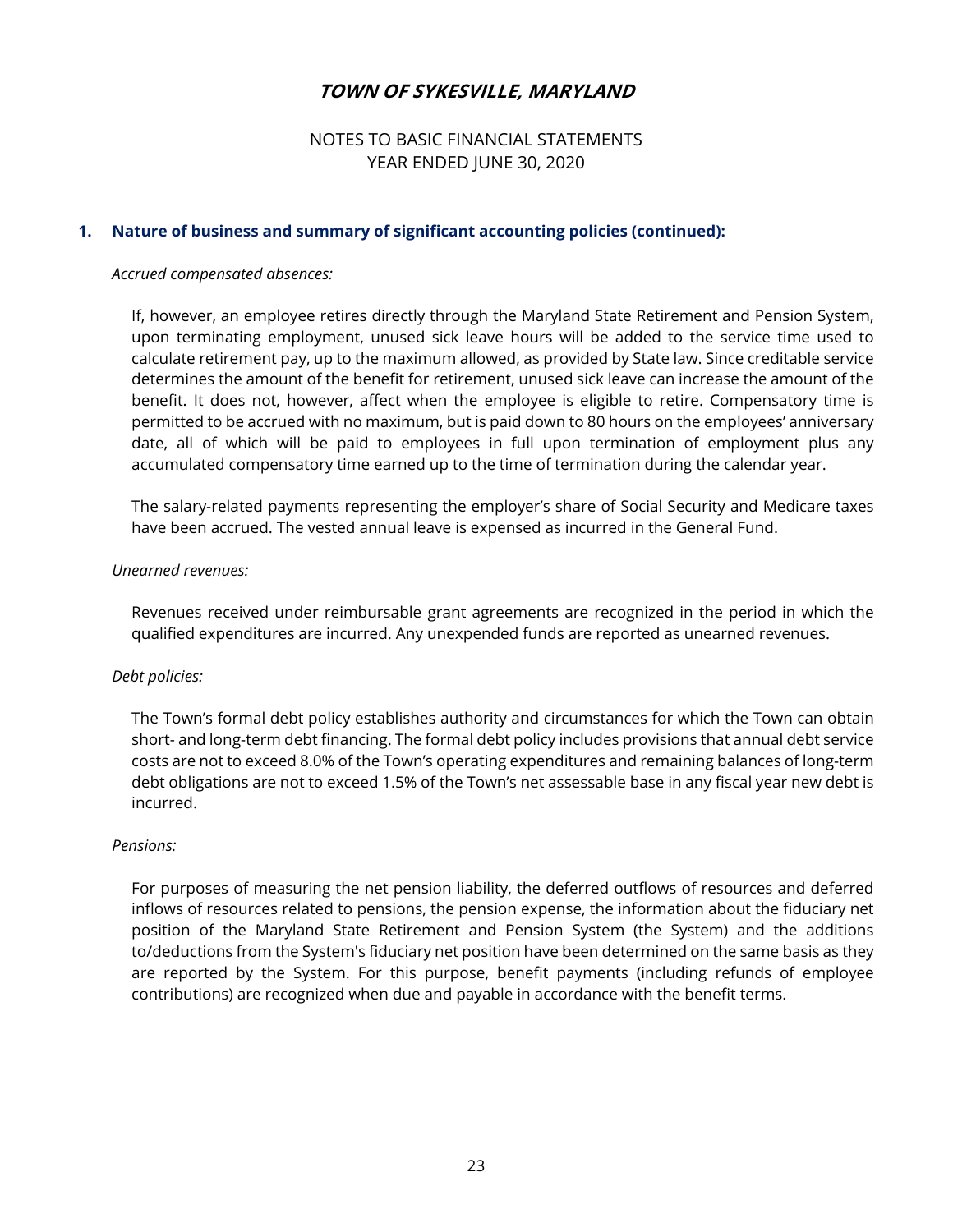### 1. Nature of business and summary of significant accounting policies (continued):

*Accrued compensated absences:*

If, however, an employee retires directly through the Maryland State Retirement and Pension System, upon terminating employment, unused sick leave hours will be added to the service time used to calculate retirement pay, up to the maximum allowed, as provided by State law. Since creditable service determines the amount of the benefit for retirement, unused sick leave can increase the amount of the benefit. It does not, however, affect when the employee is eligible to retire. Compensatory time is permitted to be accrued with no maximum, but is paid down to 80 hours on the employees' anniversary date, all of which will be paid to employees in full upon termination of employment plus any accumulated compensatory time earned up to the time of termination during the calendar year.

The salary-related payments representing the employer's share of Social Security and Medicare taxes have been accrued. The vested annual leave is expensed as incurred in the General Fund.

*Unearned revenues:*

Revenues received under reimbursable grant agreements are recognized in the period in which the qualified expenditures are incurred. Any unexpended funds are reported as unearned revenues.

*Debt policies:*

The Town's formal debt policy establishes authority and circumstances for which the Town can obtain short- and long-term debt financing. The formal debt policy includes provisions that annual debt service costs are not to exceed 8.0% of the Town's operating expenditures and remaining balances of long-term debt obligations are not to exceed 1.5% of the Town's net assessable base in any fiscal year new debt is incurred.

*Pensions:*

For purposes of measuring the net pension liability, the deferred outflows of resources and deferred inflows of resources related to pensions, the pension expense, the information about the fiduciary net position of the Maryland State Retirement and Pension System (the System) and the additions to/deductions from the System's fiduciary net position have been determined on the same basis as they are reported by the System. For this purpose, benefit payments (including refunds of employee contributions) are recognized when due and payable in accordance with the benefit terms.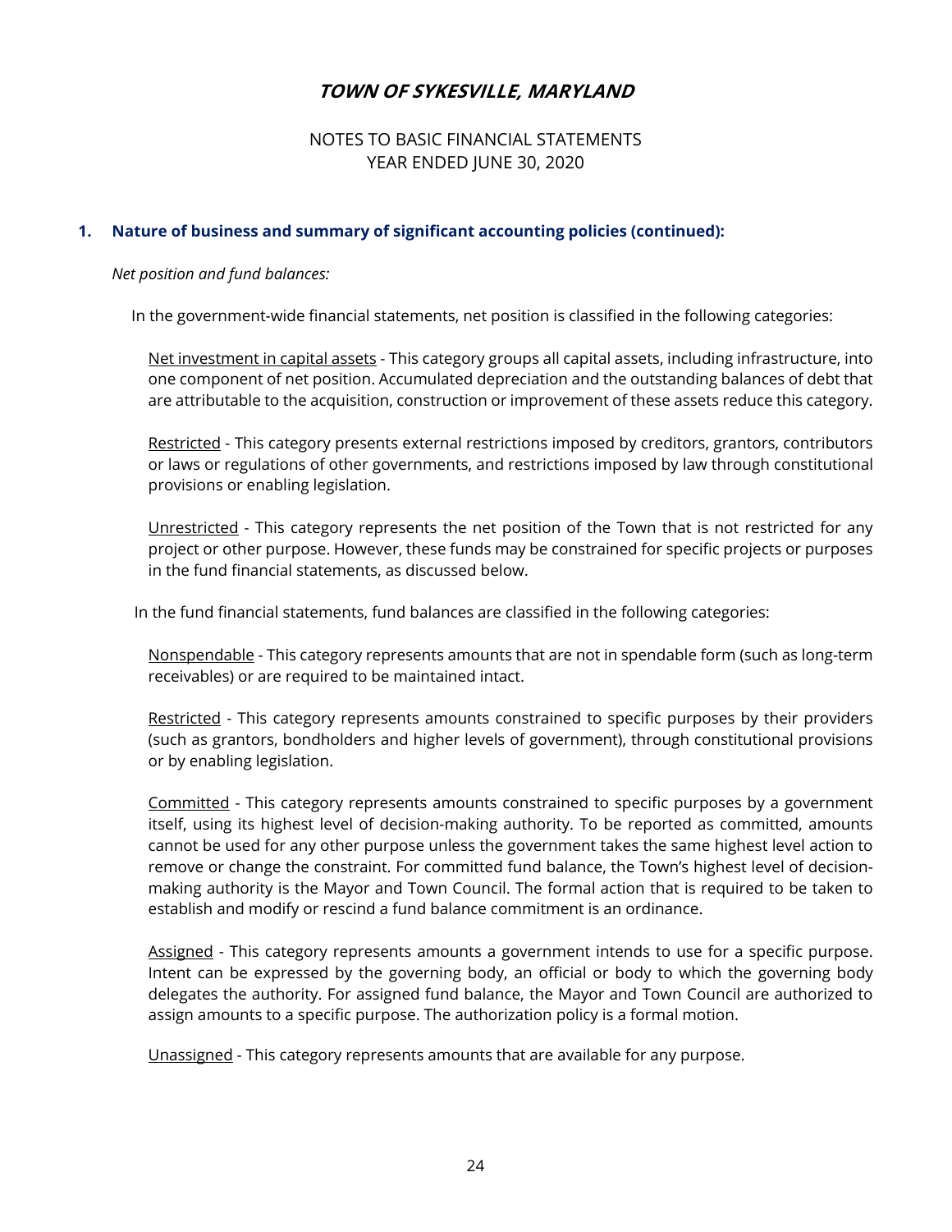# TOWN OF SYKESVILLE, MARYLAND

NOTES TO BASIC FINANCIAL STATEMENTS
YEAR ENDED JUNE 30, 2020

## 1. Nature of business and summary of significant accounting policies (continued):

*Net position and fund balances:*

In the government-wide financial statements, net position is classified in the following categories:

Net investment in capital assets - This category groups all capital assets, including infrastructure, into one component of net position. Accumulated depreciation and the outstanding balances of debt that are attributable to the acquisition, construction or improvement of these assets reduce this category.

Restricted - This category presents external restrictions imposed by creditors, grantors, contributors or laws or regulations of other governments, and restrictions imposed by law through constitutional provisions or enabling legislation.

Unrestricted - This category represents the net position of the Town that is not restricted for any project or other purpose. However, these funds may be constrained for specific projects or purposes in the fund financial statements, as discussed below.

In the fund financial statements, fund balances are classified in the following categories:

Nonspendable - This category represents amounts that are not in spendable form (such as long-term receivables) or are required to be maintained intact.

Restricted - This category represents amounts constrained to specific purposes by their providers (such as grantors, bondholders and higher levels of government), through constitutional provisions or by enabling legislation.

Committed - This category represents amounts constrained to specific purposes by a government itself, using its highest level of decision-making authority. To be reported as committed, amounts cannot be used for any other purpose unless the government takes the same highest level action to remove or change the constraint. For committed fund balance, the Town's highest level of decision-making authority is the Mayor and Town Council. The formal action that is required to be taken to establish and modify or rescind a fund balance commitment is an ordinance.

Assigned - This category represents amounts a government intends to use for a specific purpose. Intent can be expressed by the governing body, an official or body to which the governing body delegates the authority. For assigned fund balance, the Mayor and Town Council are authorized to assign amounts to a specific purpose. The authorization policy is a formal motion.

Unassigned - This category represents amounts that are available for any purpose.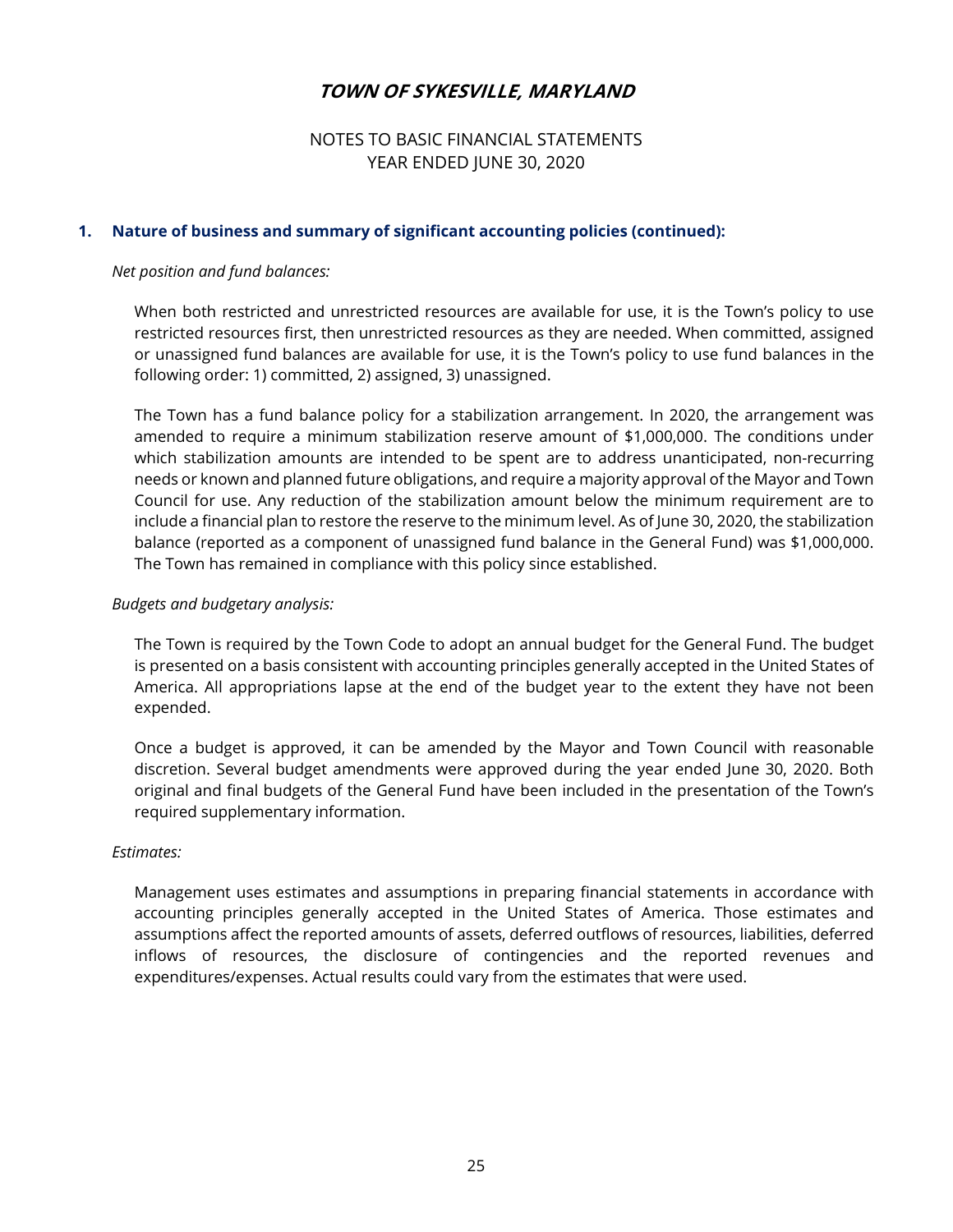# TOWN OF SYKESVILLE, MARYLAND

NOTES TO BASIC FINANCIAL STATEMENTS
YEAR ENDED JUNE 30, 2020

## 1. Nature of business and summary of significant accounting policies (continued):

*Net position and fund balances:*

When both restricted and unrestricted resources are available for use, it is the Town's policy to use restricted resources first, then unrestricted resources as they are needed. When committed, assigned or unassigned fund balances are available for use, it is the Town's policy to use fund balances in the following order: 1) committed, 2) assigned, 3) unassigned.

The Town has a fund balance policy for a stabilization arrangement. In 2020, the arrangement was amended to require a minimum stabilization reserve amount of $1,000,000. The conditions under which stabilization amounts are intended to be spent are to address unanticipated, non-recurring needs or known and planned future obligations, and require a majority approval of the Mayor and Town Council for use. Any reduction of the stabilization amount below the minimum requirement are to include a financial plan to restore the reserve to the minimum level. As of June 30, 2020, the stabilization balance (reported as a component of unassigned fund balance in the General Fund) was $1,000,000. The Town has remained in compliance with this policy since established.

*Budgets and budgetary analysis:*

The Town is required by the Town Code to adopt an annual budget for the General Fund. The budget is presented on a basis consistent with accounting principles generally accepted in the United States of America. All appropriations lapse at the end of the budget year to the extent they have not been expended.

Once a budget is approved, it can be amended by the Mayor and Town Council with reasonable discretion. Several budget amendments were approved during the year ended June 30, 2020. Both original and final budgets of the General Fund have been included in the presentation of the Town's required supplementary information.

*Estimates:*

Management uses estimates and assumptions in preparing financial statements in accordance with accounting principles generally accepted in the United States of America. Those estimates and assumptions affect the reported amounts of assets, deferred outflows of resources, liabilities, deferred inflows of resources, the disclosure of contingencies and the reported revenues and expenditures/expenses. Actual results could vary from the estimates that were used.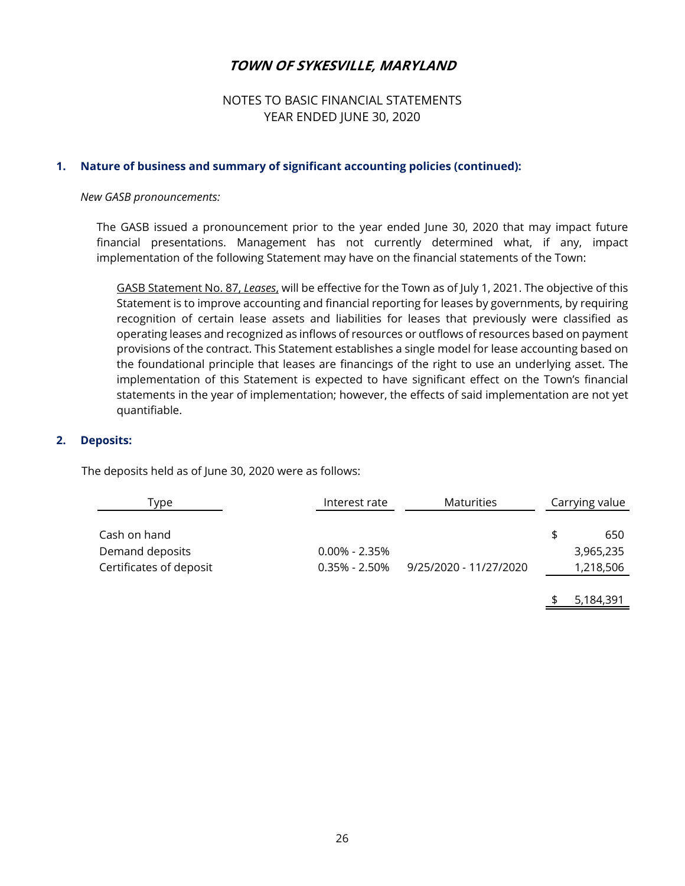# TOWN OF SYKESVILLE, MARYLAND

NOTES TO BASIC FINANCIAL STATEMENTS
YEAR ENDED JUNE 30, 2020

## 1. Nature of business and summary of significant accounting policies (continued):

*New GASB pronouncements:*

The GASB issued a pronouncement prior to the year ended June 30, 2020 that may impact future financial presentations. Management has not currently determined what, if any, impact implementation of the following Statement may have on the financial statements of the Town:

GASB Statement No. 87, *Leases*, will be effective for the Town as of July 1, 2021. The objective of this Statement is to improve accounting and financial reporting for leases by governments, by requiring recognition of certain lease assets and liabilities for leases that previously were classified as operating leases and recognized as inflows of resources or outflows of resources based on payment provisions of the contract. This Statement establishes a single model for lease accounting based on the foundational principle that leases are financings of the right to use an underlying asset. The implementation of this Statement is expected to have significant effect on the Town's financial statements in the year of implementation; however, the effects of said implementation are not yet quantifiable.

## 2. Deposits:

The deposits held as of June 30, 2020 were as follows:

| Type | Interest rate | Maturities | Carrying value |
|---|---|---|---|
| Cash on hand | | | $ 650 |
| Demand deposits | 0.00% - 2.35% | | 3,965,235 |
| Certificates of deposit | 0.35% - 2.50% | 9/25/2020 - 11/27/2020 | 1,218,506 |
| | | | $ 5,184,391 |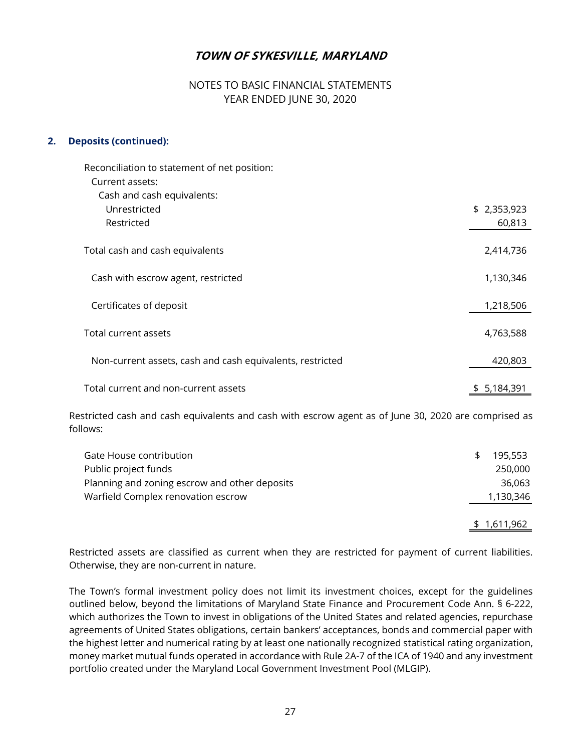**TOWN OF SYKESVILLE, MARYLAND**

NOTES TO BASIC FINANCIAL STATEMENTS
YEAR ENDED JUNE 30, 2020

## 2. Deposits (continued):

| | |
|---|---|
| Reconciliation to statement of net position: | |
| Current assets: | |
| Cash and cash equivalents: | |
| Unrestricted | $ 2,353,923 |
| Restricted | 60,813 |
| Total cash and cash equivalents | 2,414,736 |
| Cash with escrow agent, restricted | 1,130,346 |
| Certificates of deposit | 1,218,506 |
| Total current assets | 4,763,588 |
| Non-current assets, cash and cash equivalents, restricted | 420,803 |
| Total current and non-current assets | $ 5,184,391 |

Restricted cash and cash equivalents and cash with escrow agent as of June 30, 2020 are comprised as follows:

| | |
|---|---|
| Gate House contribution | $ 195,553 |
| Public project funds | 250,000 |
| Planning and zoning escrow and other deposits | 36,063 |
| Warfield Complex renovation escrow | 1,130,346 |
| | $ 1,611,962 |

Restricted assets are classified as current when they are restricted for payment of current liabilities. Otherwise, they are non-current in nature.

The Town's formal investment policy does not limit its investment choices, except for the guidelines outlined below, beyond the limitations of Maryland State Finance and Procurement Code Ann. § 6-222, which authorizes the Town to invest in obligations of the United States and related agencies, repurchase agreements of United States obligations, certain bankers' acceptances, bonds and commercial paper with the highest letter and numerical rating by at least one nationally recognized statistical rating organization, money market mutual funds operated in accordance with Rule 2A-7 of the ICA of 1940 and any investment portfolio created under the Maryland Local Government Investment Pool (MLGIP).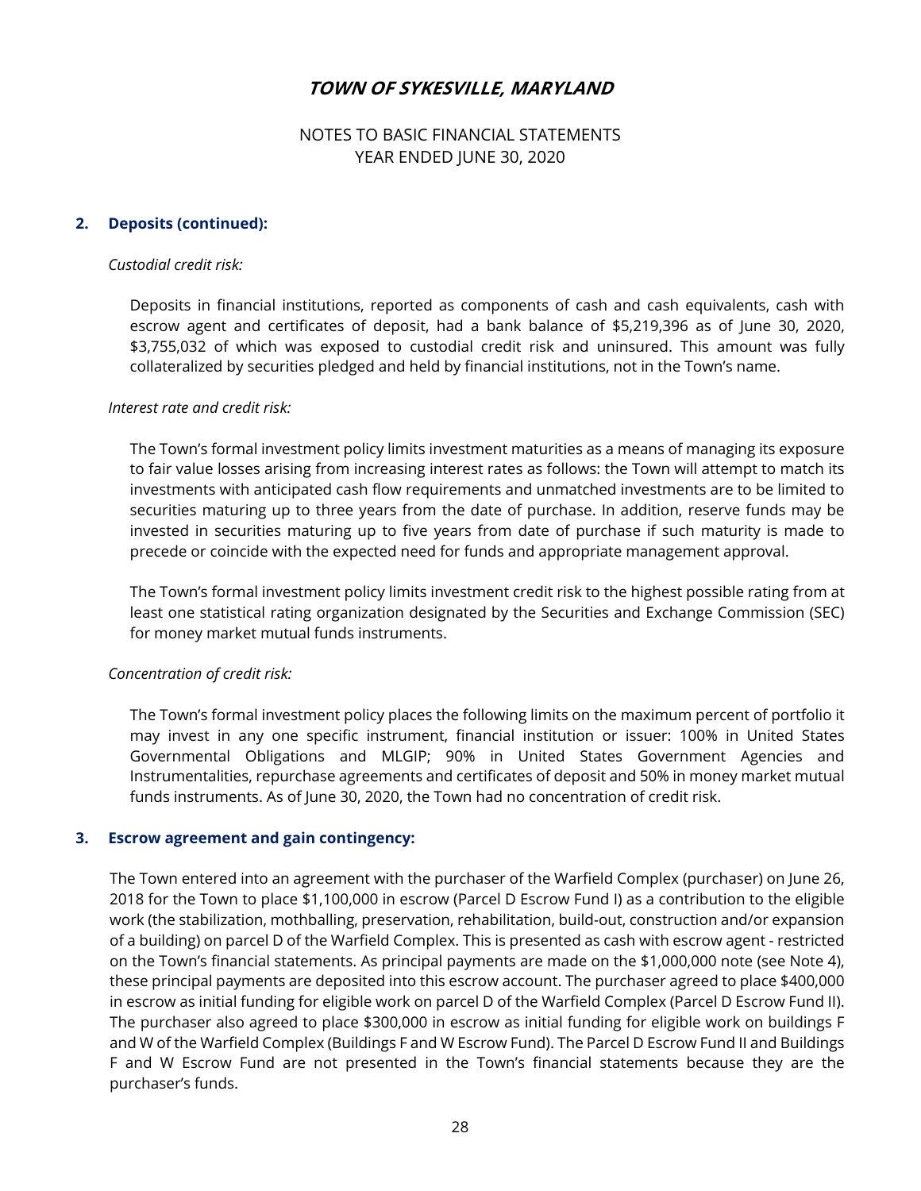## 2. Deposits (continued):

*Custodial credit risk:*

Deposits in financial institutions, reported as components of cash and cash equivalents, cash with escrow agent and certificates of deposit, had a bank balance of $5,219,396 as of June 30, 2020, $3,755,032 of which was exposed to custodial credit risk and uninsured. This amount was fully collateralized by securities pledged and held by financial institutions, not in the Town's name.

*Interest rate and credit risk:*

The Town's formal investment policy limits investment maturities as a means of managing its exposure to fair value losses arising from increasing interest rates as follows: the Town will attempt to match its investments with anticipated cash flow requirements and unmatched investments are to be limited to securities maturing up to three years from the date of purchase. In addition, reserve funds may be invested in securities maturing up to five years from date of purchase if such maturity is made to precede or coincide with the expected need for funds and appropriate management approval.

The Town's formal investment policy limits investment credit risk to the highest possible rating from at least one statistical rating organization designated by the Securities and Exchange Commission (SEC) for money market mutual funds instruments.

*Concentration of credit risk:*

The Town's formal investment policy places the following limits on the maximum percent of portfolio it may invest in any one specific instrument, financial institution or issuer: 100% in United States Governmental Obligations and MLGIP; 90% in United States Government Agencies and Instrumentalities, repurchase agreements and certificates of deposit and 50% in money market mutual funds instruments. As of June 30, 2020, the Town had no concentration of credit risk.

## 3. Escrow agreement and gain contingency:

The Town entered into an agreement with the purchaser of the Warfield Complex (purchaser) on June 26, 2018 for the Town to place $1,100,000 in escrow (Parcel D Escrow Fund I) as a contribution to the eligible work (the stabilization, mothballing, preservation, rehabilitation, build-out, construction and/or expansion of a building) on parcel D of the Warfield Complex. This is presented as cash with escrow agent - restricted on the Town's financial statements. As principal payments are made on the $1,000,000 note (see Note 4), these principal payments are deposited into this escrow account. The purchaser agreed to place $400,000 in escrow as initial funding for eligible work on parcel D of the Warfield Complex (Parcel D Escrow Fund II). The purchaser also agreed to place $300,000 in escrow as initial funding for eligible work on buildings F and W of the Warfield Complex (Buildings F and W Escrow Fund). The Parcel D Escrow Fund II and Buildings F and W Escrow Fund are not presented in the Town's financial statements because they are the purchaser's funds.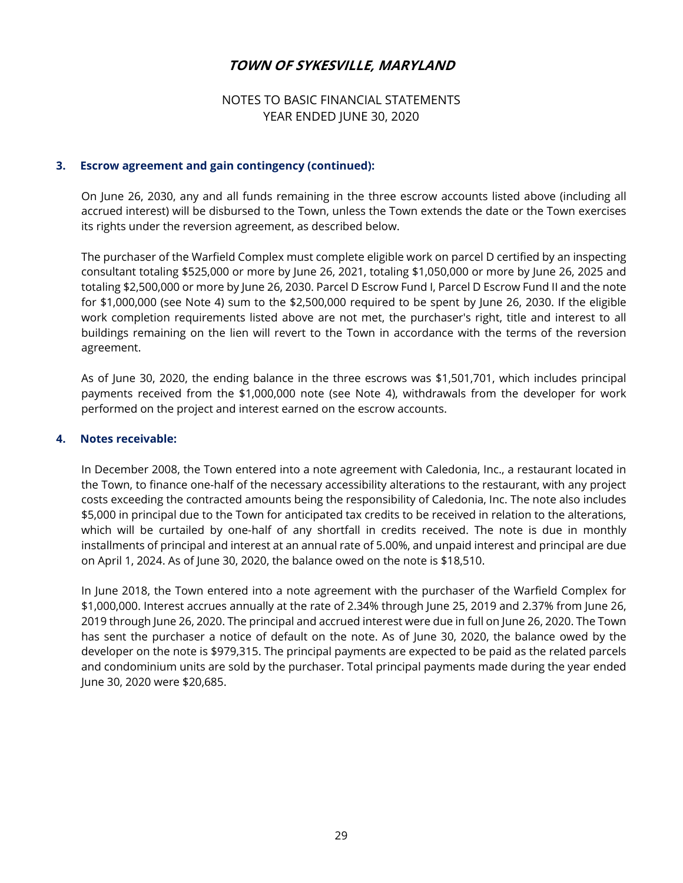### 3. Escrow agreement and gain contingency (continued):

On June 26, 2030, any and all funds remaining in the three escrow accounts listed above (including all accrued interest) will be disbursed to the Town, unless the Town extends the date or the Town exercises its rights under the reversion agreement, as described below.

The purchaser of the Warfield Complex must complete eligible work on parcel D certified by an inspecting consultant totaling $525,000 or more by June 26, 2021, totaling $1,050,000 or more by June 26, 2025 and totaling $2,500,000 or more by June 26, 2030. Parcel D Escrow Fund I, Parcel D Escrow Fund II and the note for $1,000,000 (see Note 4) sum to the $2,500,000 required to be spent by June 26, 2030. If the eligible work completion requirements listed above are not met, the purchaser's right, title and interest to all buildings remaining on the lien will revert to the Town in accordance with the terms of the reversion agreement.

As of June 30, 2020, the ending balance in the three escrows was $1,501,701, which includes principal payments received from the $1,000,000 note (see Note 4), withdrawals from the developer for work performed on the project and interest earned on the escrow accounts.

### 4. Notes receivable:

In December 2008, the Town entered into a note agreement with Caledonia, Inc., a restaurant located in the Town, to finance one-half of the necessary accessibility alterations to the restaurant, with any project costs exceeding the contracted amounts being the responsibility of Caledonia, Inc. The note also includes $5,000 in principal due to the Town for anticipated tax credits to be received in relation to the alterations, which will be curtailed by one-half of any shortfall in credits received. The note is due in monthly installments of principal and interest at an annual rate of 5.00%, and unpaid interest and principal are due on April 1, 2024. As of June 30, 2020, the balance owed on the note is $18,510.

In June 2018, the Town entered into a note agreement with the purchaser of the Warfield Complex for $1,000,000. Interest accrues annually at the rate of 2.34% through June 25, 2019 and 2.37% from June 26, 2019 through June 26, 2020. The principal and accrued interest were due in full on June 26, 2020. The Town has sent the purchaser a notice of default on the note. As of June 30, 2020, the balance owed by the developer on the note is $979,315. The principal payments are expected to be paid as the related parcels and condominium units are sold by the purchaser. Total principal payments made during the year ended June 30, 2020 were $20,685.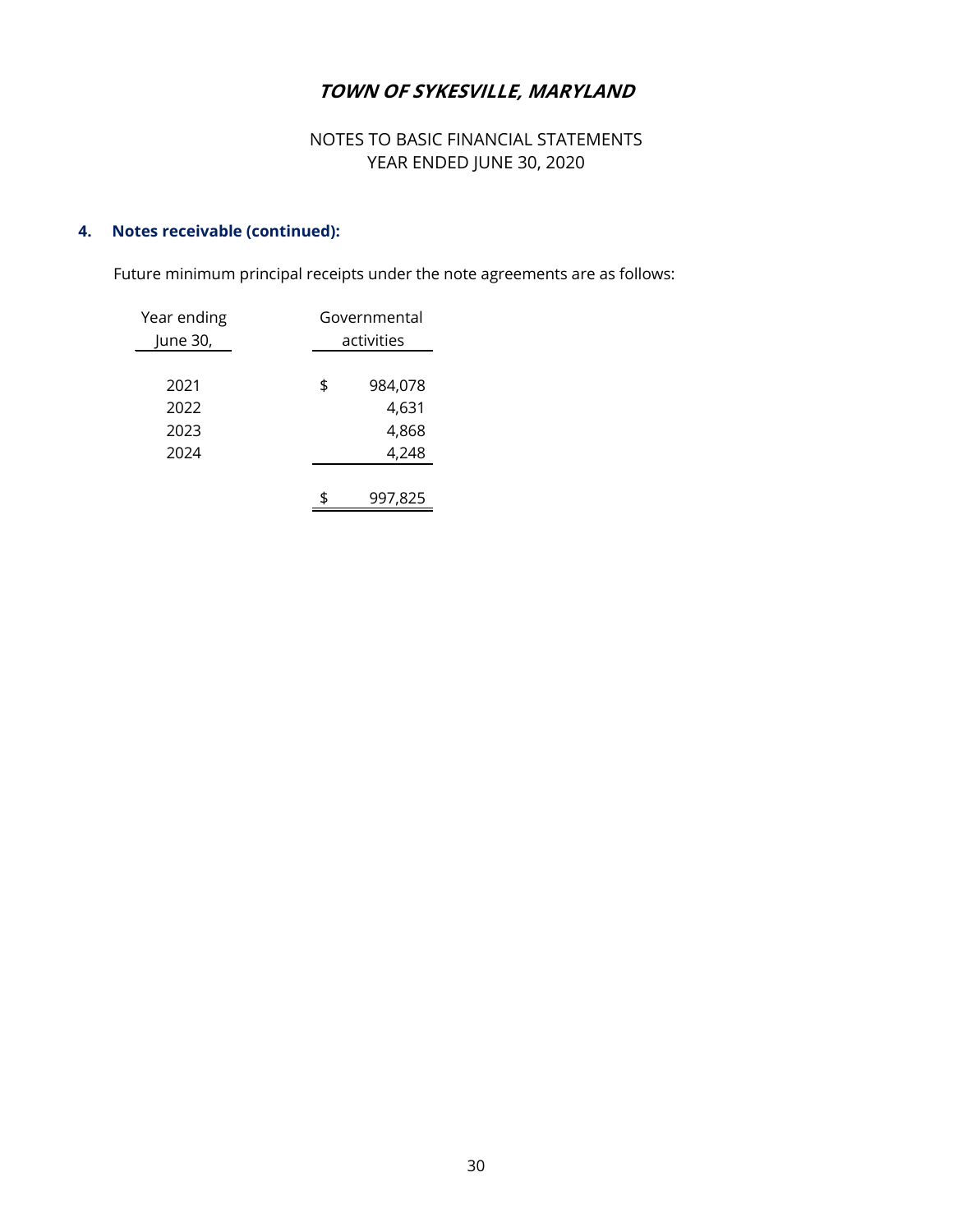## 4. Notes receivable (continued):

Future minimum principal receipts under the note agreements are as follows:

| Year ending June 30, | Governmental activities |
|---|---|
| 2021 | $ 984,078 |
| 2022 | 4,631 |
| 2023 | 4,868 |
| 2024 | 4,248 |
| | $ 997,825 |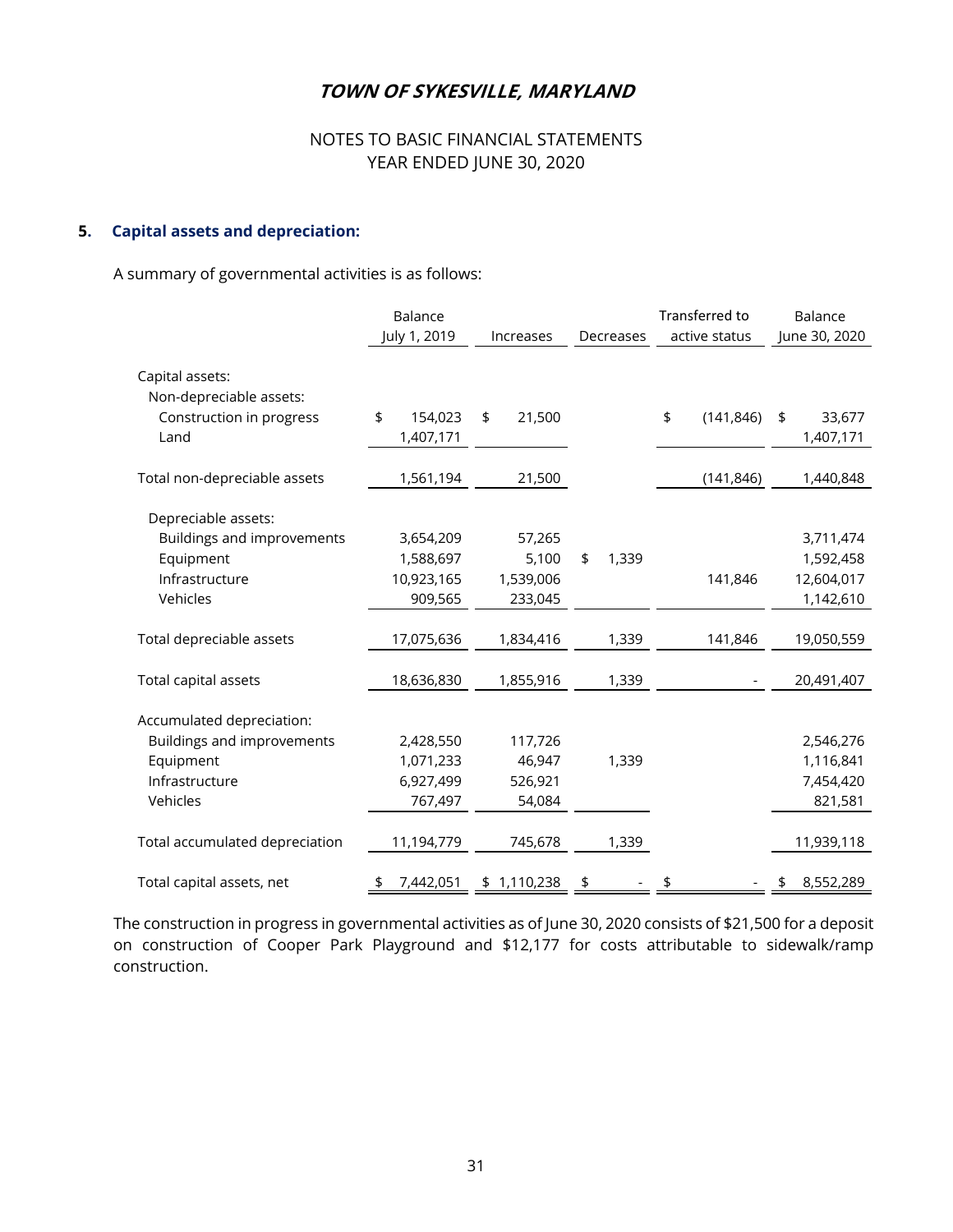# TOWN OF SYKESVILLE, MARYLAND

NOTES TO BASIC FINANCIAL STATEMENTS
YEAR ENDED JUNE 30, 2020

## 5. Capital assets and depreciation:

A summary of governmental activities is as follows:

| | Balance July 1, 2019 | Increases | Decreases | Transferred to active status | Balance June 30, 2020 |
|---|---|---|---|---|---|
| Capital assets: | | | | | |
| Non-depreciable assets: | | | | | |
| Construction in progress | $ 154,023 | $ 21,500 | | $ (141,846) | $ 33,677 |
| Land | 1,407,171 | | | | 1,407,171 |
| Total non-depreciable assets | 1,561,194 | 21,500 | | (141,846) | 1,440,848 |
| Depreciable assets: | | | | | |
| Buildings and improvements | 3,654,209 | 57,265 | | | 3,711,474 |
| Equipment | 1,588,697 | 5,100 | $ 1,339 | | 1,592,458 |
| Infrastructure | 10,923,165 | 1,539,006 | | 141,846 | 12,604,017 |
| Vehicles | 909,565 | 233,045 | | | 1,142,610 |
| Total depreciable assets | 17,075,636 | 1,834,416 | 1,339 | 141,846 | 19,050,559 |
| Total capital assets | 18,636,830 | 1,855,916 | 1,339 | - | 20,491,407 |
| Accumulated depreciation: | | | | | |
| Buildings and improvements | 2,428,550 | 117,726 | | | 2,546,276 |
| Equipment | 1,071,233 | 46,947 | 1,339 | | 1,116,841 |
| Infrastructure | 6,927,499 | 526,921 | | | 7,454,420 |
| Vehicles | 767,497 | 54,084 | | | 821,581 |
| Total accumulated depreciation | 11,194,779 | 745,678 | 1,339 | | 11,939,118 |
| Total capital assets, net | $ 7,442,051 | $ 1,110,238 | $ - | $ - | $ 8,552,289 |

The construction in progress in governmental activities as of June 30, 2020 consists of $21,500 for a deposit on construction of Cooper Park Playground and $12,177 for costs attributable to sidewalk/ramp construction.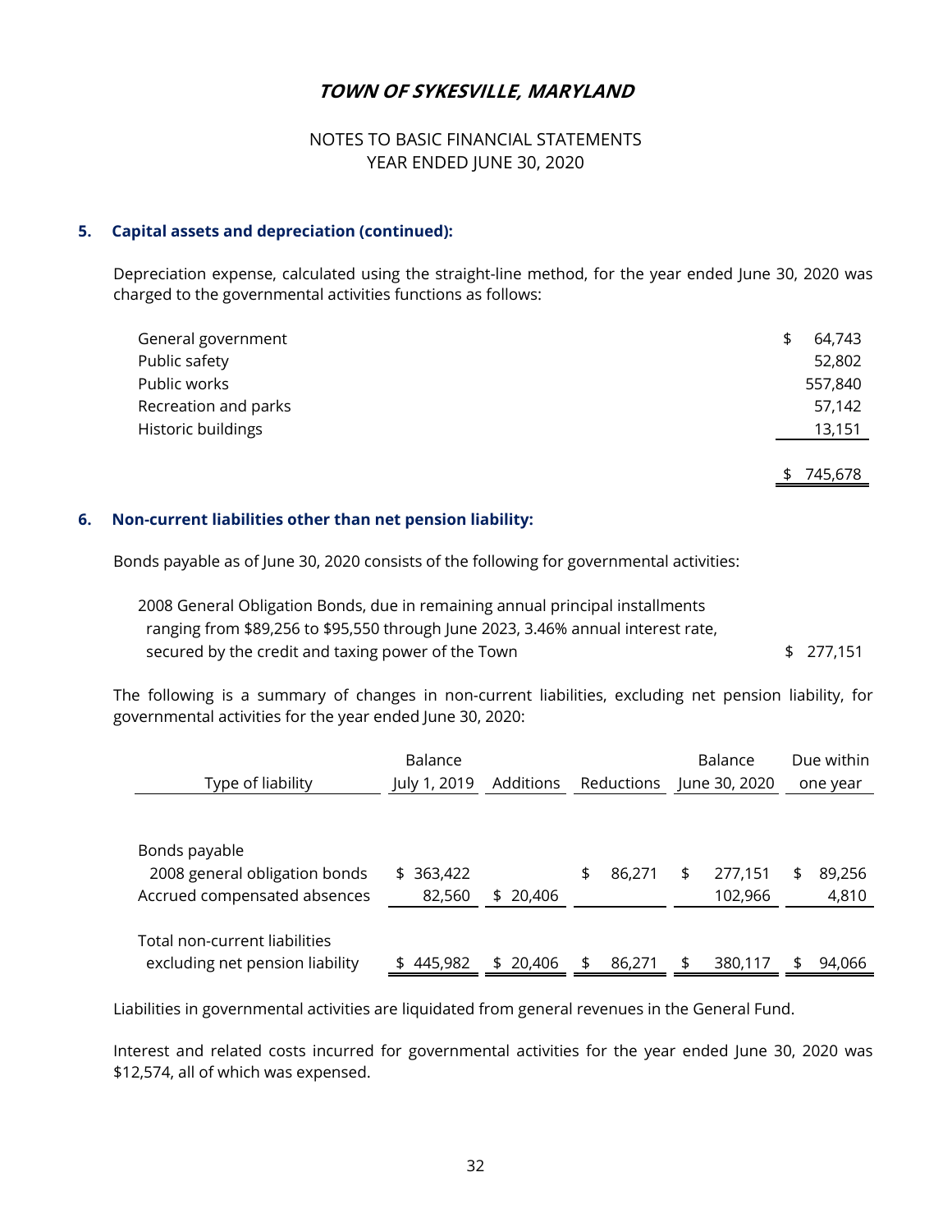## 5. Capital assets and depreciation (continued):

Depreciation expense, calculated using the straight-line method, for the year ended June 30, 2020 was charged to the governmental activities functions as follows:

| | |
|---|---|
| General government | $ 64,743 |
| Public safety | 52,802 |
| Public works | 557,840 |
| Recreation and parks | 57,142 |
| Historic buildings | 13,151 |
| | $ 745,678 |

## 6. Non-current liabilities other than net pension liability:

Bonds payable as of June 30, 2020 consists of the following for governmental activities:

| | |
|---|---|
| 2008 General Obligation Bonds, due in remaining annual principal installments ranging from $89,256 to $95,550 through June 2023, 3.46% annual interest rate, secured by the credit and taxing power of the Town | $ 277,151 |

The following is a summary of changes in non-current liabilities, excluding net pension liability, for governmental activities for the year ended June 30, 2020:

| Type of liability | Balance July 1, 2019 | Additions | Reductions | Balance June 30, 2020 | Due within one year |
|---|---|---|---|---|---|
| Bonds payable | | | | | |
| 2008 general obligation bonds | $ 363,422 | | $ 86,271 | $ 277,151 | $ 89,256 |
| Accrued compensated absences | 82,560 | $ 20,406 | | 102,966 | 4,810 |
| Total non-current liabilities excluding net pension liability | $ 445,982 | $ 20,406 | $ 86,271 | $ 380,117 | $ 94,066 |

Liabilities in governmental activities are liquidated from general revenues in the General Fund.

Interest and related costs incurred for governmental activities for the year ended June 30, 2020 was $12,574, all of which was expensed.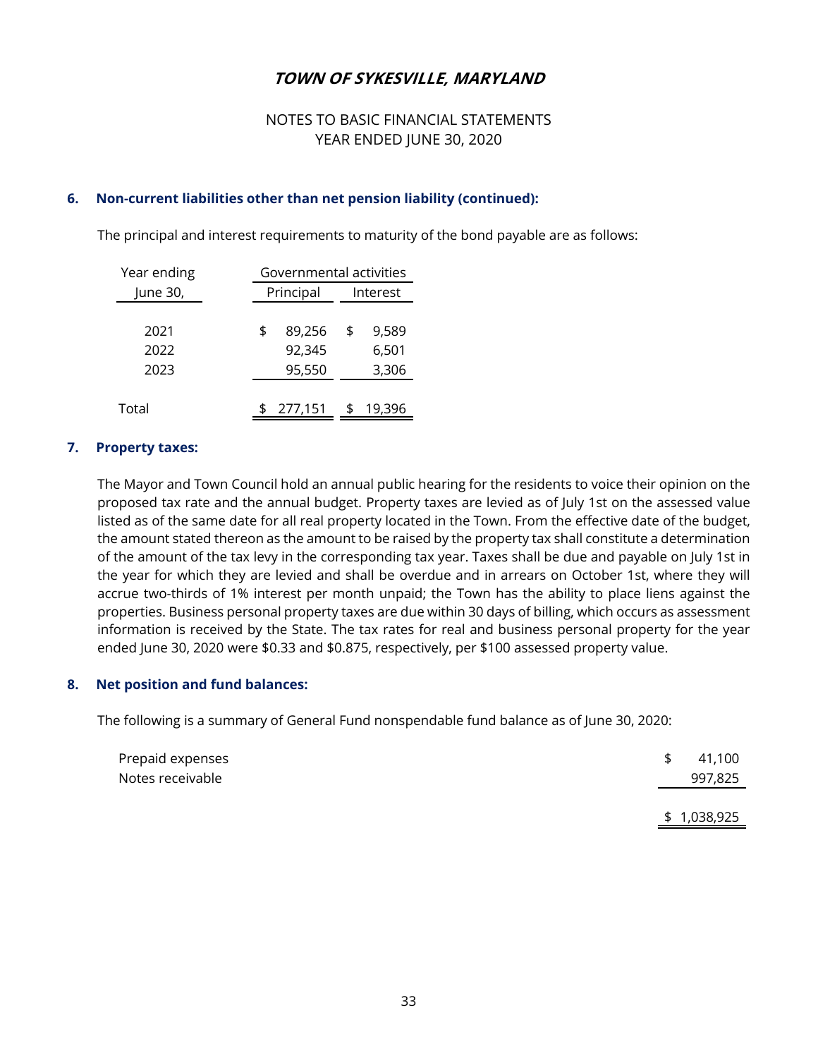# TOWN OF SYKESVILLE, MARYLAND

NOTES TO BASIC FINANCIAL STATEMENTS
YEAR ENDED JUNE 30, 2020

## 6. Non-current liabilities other than net pension liability (continued):

The principal and interest requirements to maturity of the bond payable are as follows:

| Year ending June 30, | Governmental activities | |
|---|---|---|
| | Principal | Interest |
| 2021 | $ 89,256 | $ 9,589 |
| 2022 | 92,345 | 6,501 |
| 2023 | 95,550 | 3,306 |
| Total | $ 277,151 | $ 19,396 |

## 7. Property taxes:

The Mayor and Town Council hold an annual public hearing for the residents to voice their opinion on the proposed tax rate and the annual budget. Property taxes are levied as of July 1st on the assessed value listed as of the same date for all real property located in the Town. From the effective date of the budget, the amount stated thereon as the amount to be raised by the property tax shall constitute a determination of the amount of the tax levy in the corresponding tax year. Taxes shall be due and payable on July 1st in the year for which they are levied and shall be overdue and in arrears on October 1st, where they will accrue two-thirds of 1% interest per month unpaid; the Town has the ability to place liens against the properties. Business personal property taxes are due within 30 days of billing, which occurs as assessment information is received by the State. The tax rates for real and business personal property for the year ended June 30, 2020 were $0.33 and $0.875, respectively, per $100 assessed property value.

## 8. Net position and fund balances:

The following is a summary of General Fund nonspendable fund balance as of June 30, 2020:

| | |
|---|---|
| Prepaid expenses | $ 41,100 |
| Notes receivable | 997,825 |
| | $ 1,038,925 |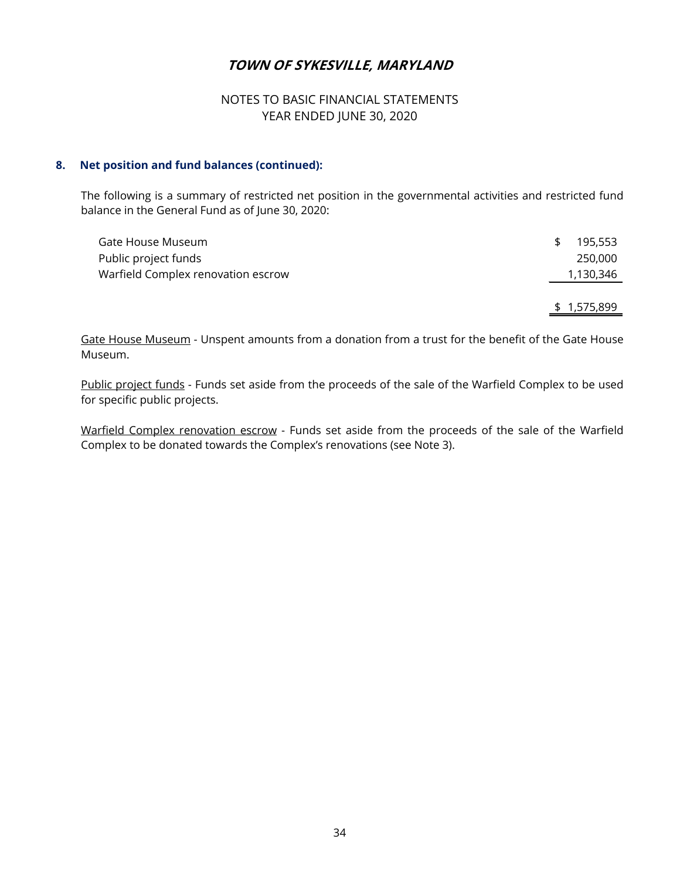# TOWN OF SYKESVILLE, MARYLAND

NOTES TO BASIC FINANCIAL STATEMENTS
YEAR ENDED JUNE 30, 2020

## 8. Net position and fund balances (continued):

The following is a summary of restricted net position in the governmental activities and restricted fund balance in the General Fund as of June 30, 2020:

| | |
|---|---|
| Gate House Museum | $ 195,553 |
| Public project funds | 250,000 |
| Warfield Complex renovation escrow | 1,130,346 |
| | $ 1,575,899 |

Gate House Museum - Unspent amounts from a donation from a trust for the benefit of the Gate House Museum.

Public project funds - Funds set aside from the proceeds of the sale of the Warfield Complex to be used for specific public projects.

Warfield Complex renovation escrow - Funds set aside from the proceeds of the sale of the Warfield Complex to be donated towards the Complex's renovations (see Note 3).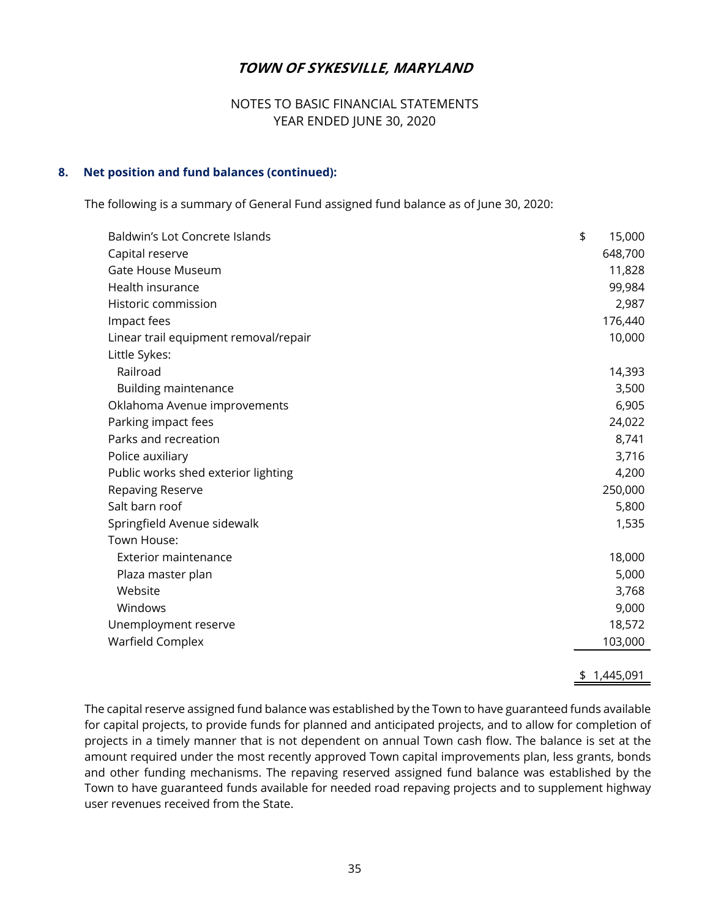# TOWN OF SYKESVILLE, MARYLAND

NOTES TO BASIC FINANCIAL STATEMENTS
YEAR ENDED JUNE 30, 2020

### 8. Net position and fund balances (continued):

The following is a summary of General Fund assigned fund balance as of June 30, 2020:

| | |
|---|---|
| Baldwin's Lot Concrete Islands | $ 15,000 |
| Capital reserve | 648,700 |
| Gate House Museum | 11,828 |
| Health insurance | 99,984 |
| Historic commission | 2,987 |
| Impact fees | 176,440 |
| Linear trail equipment removal/repair | 10,000 |
| Little Sykes: | |
| Railroad | 14,393 |
| Building maintenance | 3,500 |
| Oklahoma Avenue improvements | 6,905 |
| Parking impact fees | 24,022 |
| Parks and recreation | 8,741 |
| Police auxiliary | 3,716 |
| Public works shed exterior lighting | 4,200 |
| Repaving Reserve | 250,000 |
| Salt barn roof | 5,800 |
| Springfield Avenue sidewalk | 1,535 |
| Town House: | |
| Exterior maintenance | 18,000 |
| Plaza master plan | 5,000 |
| Website | 3,768 |
| Windows | 9,000 |
| Unemployment reserve | 18,572 |
| Warfield Complex | 103,000 |
| | $ 1,445,091 |

The capital reserve assigned fund balance was established by the Town to have guaranteed funds available for capital projects, to provide funds for planned and anticipated projects, and to allow for completion of projects in a timely manner that is not dependent on annual Town cash flow. The balance is set at the amount required under the most recently approved Town capital improvements plan, less grants, bonds and other funding mechanisms. The repaving reserved assigned fund balance was established by the Town to have guaranteed funds available for needed road repaving projects and to supplement highway user revenues received from the State.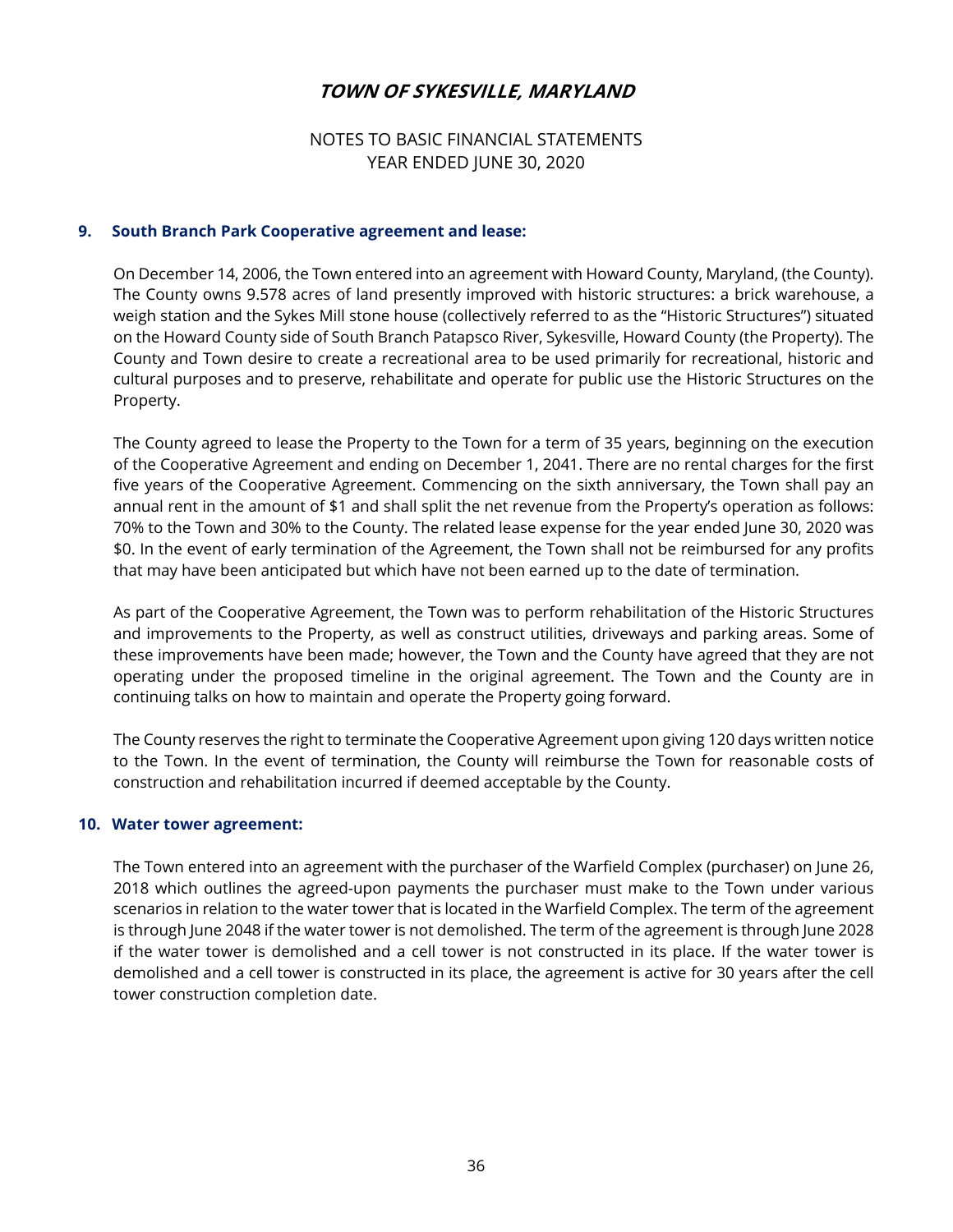# TOWN OF SYKESVILLE, MARYLAND

NOTES TO BASIC FINANCIAL STATEMENTS
YEAR ENDED JUNE 30, 2020

## 9. South Branch Park Cooperative agreement and lease:

On December 14, 2006, the Town entered into an agreement with Howard County, Maryland, (the County). The County owns 9.578 acres of land presently improved with historic structures: a brick warehouse, a weigh station and the Sykes Mill stone house (collectively referred to as the "Historic Structures") situated on the Howard County side of South Branch Patapsco River, Sykesville, Howard County (the Property). The County and Town desire to create a recreational area to be used primarily for recreational, historic and cultural purposes and to preserve, rehabilitate and operate for public use the Historic Structures on the Property.

The County agreed to lease the Property to the Town for a term of 35 years, beginning on the execution of the Cooperative Agreement and ending on December 1, 2041. There are no rental charges for the first five years of the Cooperative Agreement. Commencing on the sixth anniversary, the Town shall pay an annual rent in the amount of $1 and shall split the net revenue from the Property's operation as follows: 70% to the Town and 30% to the County. The related lease expense for the year ended June 30, 2020 was $0. In the event of early termination of the Agreement, the Town shall not be reimbursed for any profits that may have been anticipated but which have not been earned up to the date of termination.

As part of the Cooperative Agreement, the Town was to perform rehabilitation of the Historic Structures and improvements to the Property, as well as construct utilities, driveways and parking areas. Some of these improvements have been made; however, the Town and the County have agreed that they are not operating under the proposed timeline in the original agreement. The Town and the County are in continuing talks on how to maintain and operate the Property going forward.

The County reserves the right to terminate the Cooperative Agreement upon giving 120 days written notice to the Town. In the event of termination, the County will reimburse the Town for reasonable costs of construction and rehabilitation incurred if deemed acceptable by the County.

## 10. Water tower agreement:

The Town entered into an agreement with the purchaser of the Warfield Complex (purchaser) on June 26, 2018 which outlines the agreed-upon payments the purchaser must make to the Town under various scenarios in relation to the water tower that is located in the Warfield Complex. The term of the agreement is through June 2048 if the water tower is not demolished. The term of the agreement is through June 2028 if the water tower is demolished and a cell tower is not constructed in its place. If the water tower is demolished and a cell tower is constructed in its place, the agreement is active for 30 years after the cell tower construction completion date.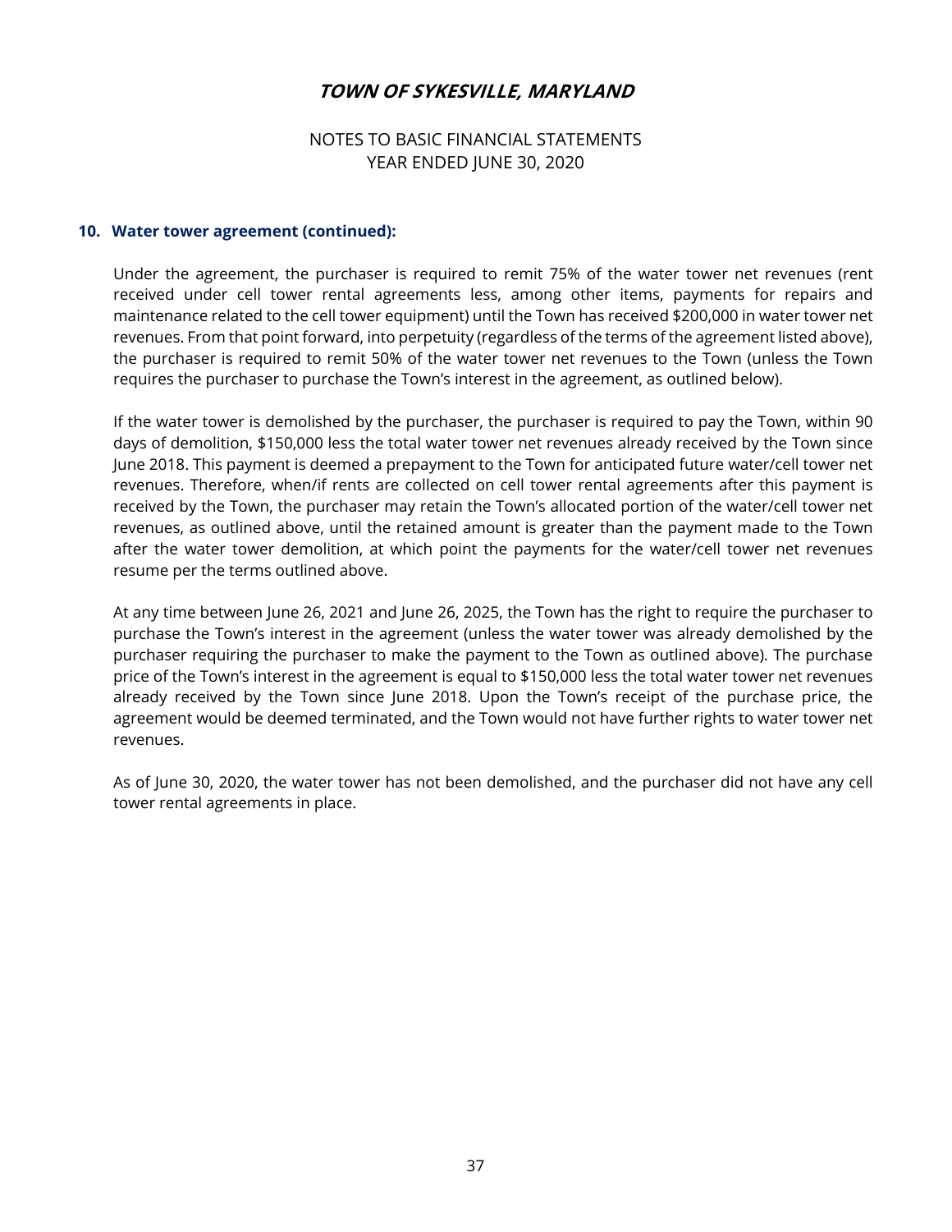## 10. Water tower agreement (continued):

Under the agreement, the purchaser is required to remit 75% of the water tower net revenues (rent received under cell tower rental agreements less, among other items, payments for repairs and maintenance related to the cell tower equipment) until the Town has received $200,000 in water tower net revenues. From that point forward, into perpetuity (regardless of the terms of the agreement listed above), the purchaser is required to remit 50% of the water tower net revenues to the Town (unless the Town requires the purchaser to purchase the Town's interest in the agreement, as outlined below).

If the water tower is demolished by the purchaser, the purchaser is required to pay the Town, within 90 days of demolition, $150,000 less the total water tower net revenues already received by the Town since June 2018. This payment is deemed a prepayment to the Town for anticipated future water/cell tower net revenues. Therefore, when/if rents are collected on cell tower rental agreements after this payment is received by the Town, the purchaser may retain the Town's allocated portion of the water/cell tower net revenues, as outlined above, until the retained amount is greater than the payment made to the Town after the water tower demolition, at which point the payments for the water/cell tower net revenues resume per the terms outlined above.

At any time between June 26, 2021 and June 26, 2025, the Town has the right to require the purchaser to purchase the Town's interest in the agreement (unless the water tower was already demolished by the purchaser requiring the purchaser to make the payment to the Town as outlined above). The purchase price of the Town's interest in the agreement is equal to $150,000 less the total water tower net revenues already received by the Town since June 2018. Upon the Town's receipt of the purchase price, the agreement would be deemed terminated, and the Town would not have further rights to water tower net revenues.

As of June 30, 2020, the water tower has not been demolished, and the purchaser did not have any cell tower rental agreements in place.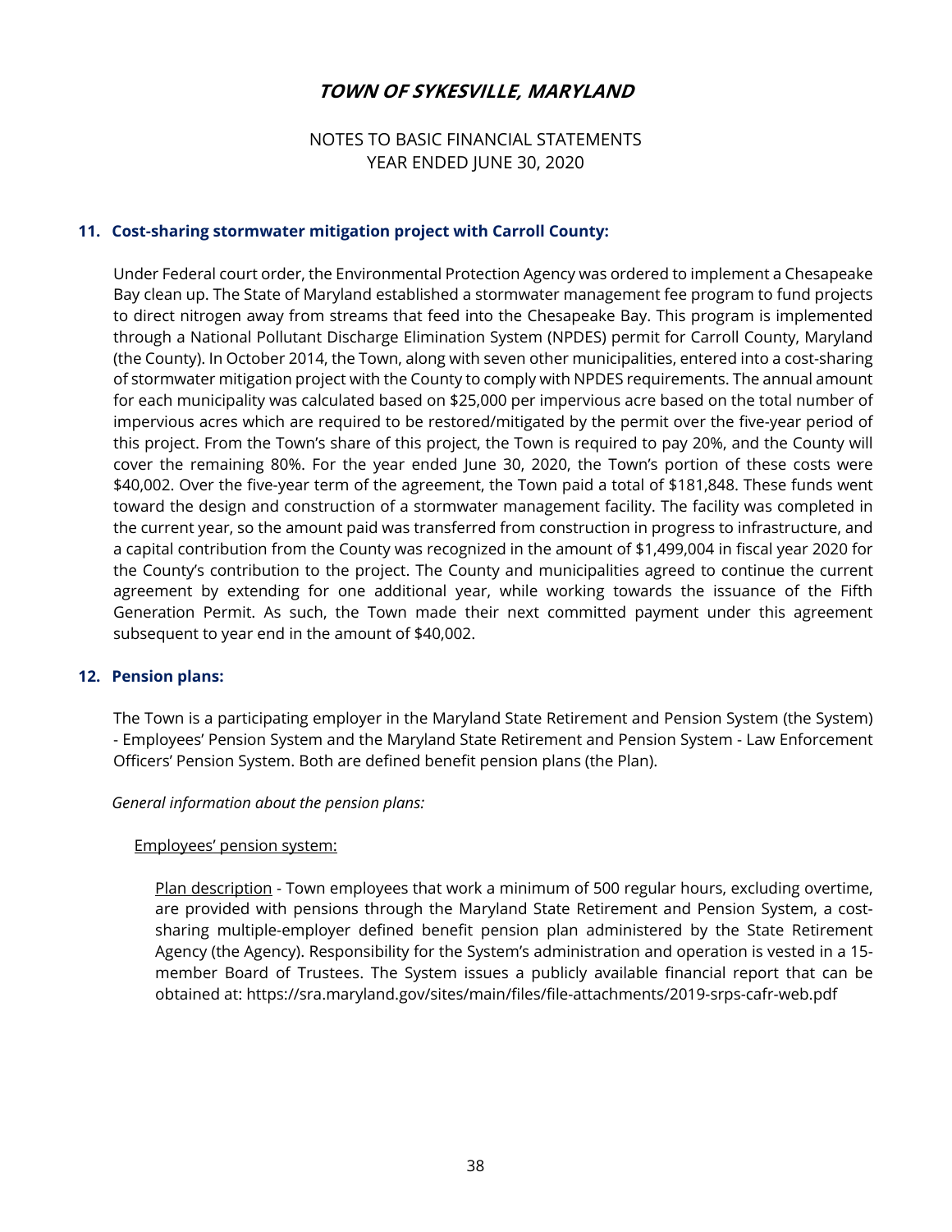# TOWN OF SYKESVILLE, MARYLAND

NOTES TO BASIC FINANCIAL STATEMENTS
YEAR ENDED JUNE 30, 2020

## 11. Cost-sharing stormwater mitigation project with Carroll County:

Under Federal court order, the Environmental Protection Agency was ordered to implement a Chesapeake Bay clean up. The State of Maryland established a stormwater management fee program to fund projects to direct nitrogen away from streams that feed into the Chesapeake Bay. This program is implemented through a National Pollutant Discharge Elimination System (NPDES) permit for Carroll County, Maryland (the County). In October 2014, the Town, along with seven other municipalities, entered into a cost-sharing of stormwater mitigation project with the County to comply with NPDES requirements. The annual amount for each municipality was calculated based on $25,000 per impervious acre based on the total number of impervious acres which are required to be restored/mitigated by the permit over the five-year period of this project. From the Town's share of this project, the Town is required to pay 20%, and the County will cover the remaining 80%. For the year ended June 30, 2020, the Town's portion of these costs were $40,002. Over the five-year term of the agreement, the Town paid a total of $181,848. These funds went toward the design and construction of a stormwater management facility. The facility was completed in the current year, so the amount paid was transferred from construction in progress to infrastructure, and a capital contribution from the County was recognized in the amount of $1,499,004 in fiscal year 2020 for the County's contribution to the project. The County and municipalities agreed to continue the current agreement by extending for one additional year, while working towards the issuance of the Fifth Generation Permit. As such, the Town made their next committed payment under this agreement subsequent to year end in the amount of $40,002.

## 12. Pension plans:

The Town is a participating employer in the Maryland State Retirement and Pension System (the System) - Employees' Pension System and the Maryland State Retirement and Pension System - Law Enforcement Officers' Pension System. Both are defined benefit pension plans (the Plan).

*General information about the pension plans:*

Employees' pension system:

Plan description - Town employees that work a minimum of 500 regular hours, excluding overtime, are provided with pensions through the Maryland State Retirement and Pension System, a cost-sharing multiple-employer defined benefit pension plan administered by the State Retirement Agency (the Agency). Responsibility for the System's administration and operation is vested in a 15-member Board of Trustees. The System issues a publicly available financial report that can be obtained at: https://sra.maryland.gov/sites/main/files/file-attachments/2019-srps-cafr-web.pdf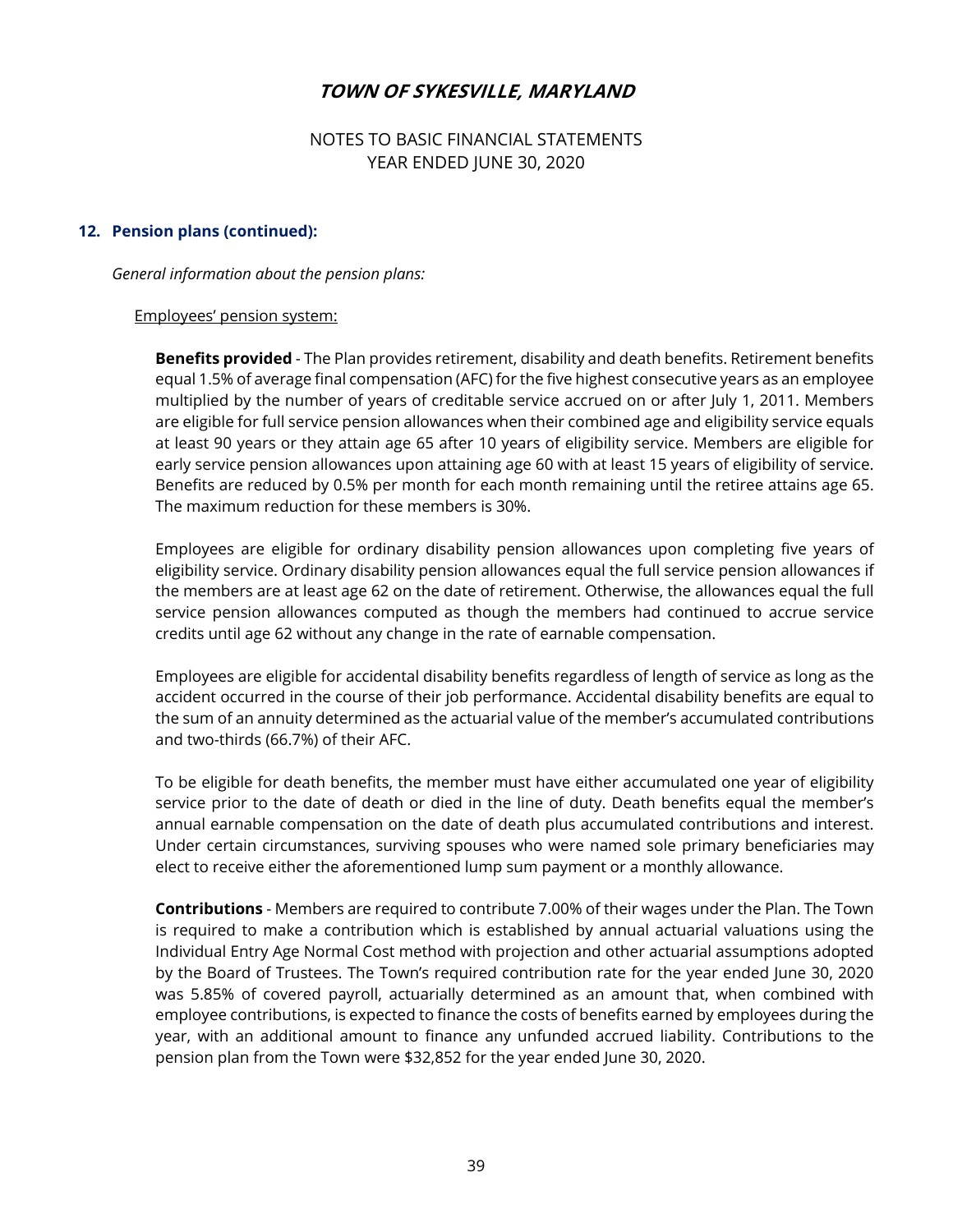## 12. Pension plans (continued):

*General information about the pension plans:*

Employees' pension system:

**Benefits provided** - The Plan provides retirement, disability and death benefits. Retirement benefits equal 1.5% of average final compensation (AFC) for the five highest consecutive years as an employee multiplied by the number of years of creditable service accrued on or after July 1, 2011. Members are eligible for full service pension allowances when their combined age and eligibility service equals at least 90 years or they attain age 65 after 10 years of eligibility service. Members are eligible for early service pension allowances upon attaining age 60 with at least 15 years of eligibility of service. Benefits are reduced by 0.5% per month for each month remaining until the retiree attains age 65. The maximum reduction for these members is 30%.

Employees are eligible for ordinary disability pension allowances upon completing five years of eligibility service. Ordinary disability pension allowances equal the full service pension allowances if the members are at least age 62 on the date of retirement. Otherwise, the allowances equal the full service pension allowances computed as though the members had continued to accrue service credits until age 62 without any change in the rate of earnable compensation.

Employees are eligible for accidental disability benefits regardless of length of service as long as the accident occurred in the course of their job performance. Accidental disability benefits are equal to the sum of an annuity determined as the actuarial value of the member's accumulated contributions and two-thirds (66.7%) of their AFC.

To be eligible for death benefits, the member must have either accumulated one year of eligibility service prior to the date of death or died in the line of duty. Death benefits equal the member's annual earnable compensation on the date of death plus accumulated contributions and interest. Under certain circumstances, surviving spouses who were named sole primary beneficiaries may elect to receive either the aforementioned lump sum payment or a monthly allowance.

**Contributions** - Members are required to contribute 7.00% of their wages under the Plan. The Town is required to make a contribution which is established by annual actuarial valuations using the Individual Entry Age Normal Cost method with projection and other actuarial assumptions adopted by the Board of Trustees. The Town's required contribution rate for the year ended June 30, 2020 was 5.85% of covered payroll, actuarially determined as an amount that, when combined with employee contributions, is expected to finance the costs of benefits earned by employees during the year, with an additional amount to finance any unfunded accrued liability. Contributions to the pension plan from the Town were $32,852 for the year ended June 30, 2020.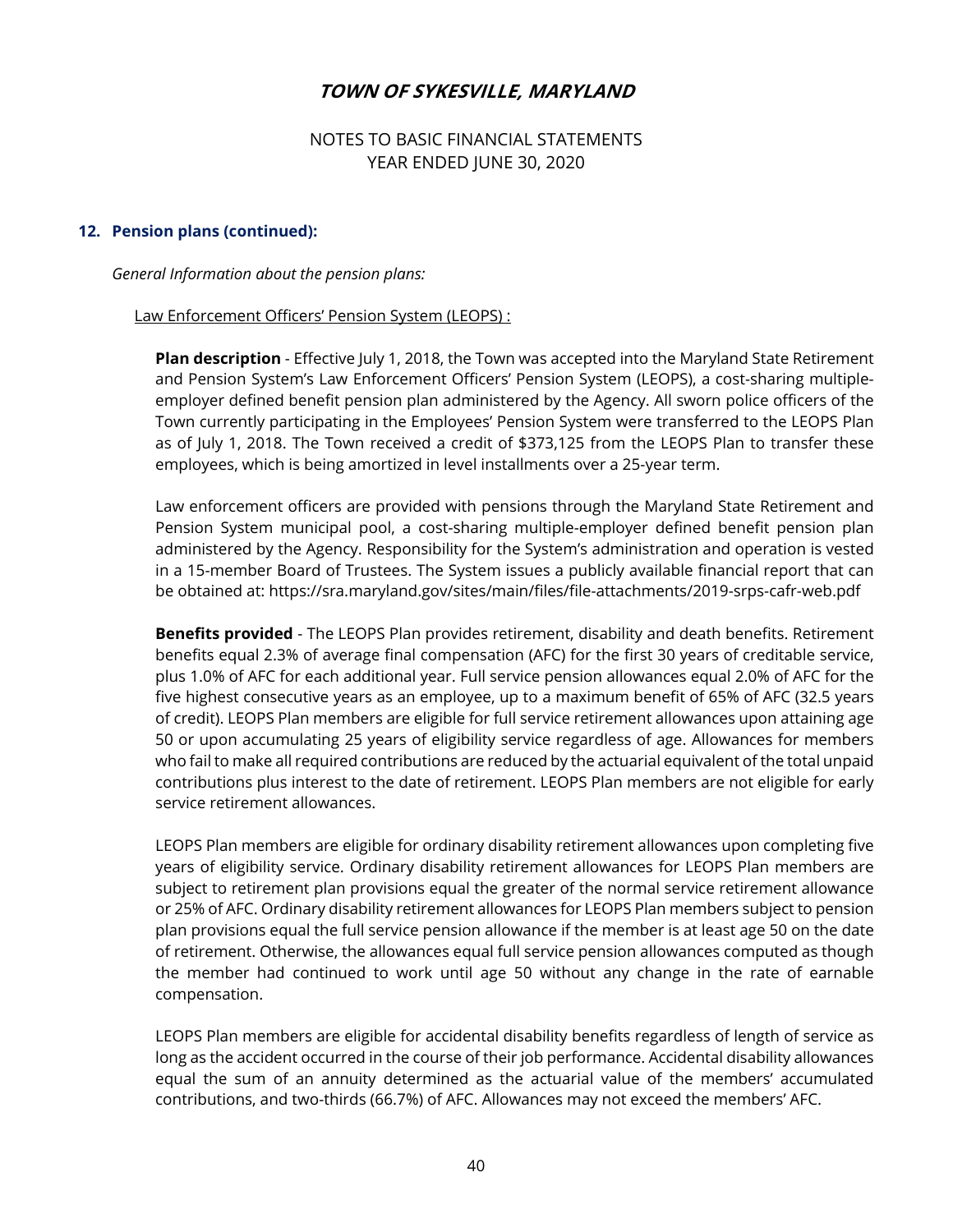# TOWN OF SYKESVILLE, MARYLAND

NOTES TO BASIC FINANCIAL STATEMENTS
YEAR ENDED JUNE 30, 2020

## 12. Pension plans (continued):

*General Information about the pension plans:*

Law Enforcement Officers' Pension System (LEOPS) :

**Plan description** - Effective July 1, 2018, the Town was accepted into the Maryland State Retirement and Pension System's Law Enforcement Officers' Pension System (LEOPS), a cost-sharing multiple-employer defined benefit pension plan administered by the Agency. All sworn police officers of the Town currently participating in the Employees' Pension System were transferred to the LEOPS Plan as of July 1, 2018. The Town received a credit of $373,125 from the LEOPS Plan to transfer these employees, which is being amortized in level installments over a 25-year term.

Law enforcement officers are provided with pensions through the Maryland State Retirement and Pension System municipal pool, a cost-sharing multiple-employer defined benefit pension plan administered by the Agency. Responsibility for the System's administration and operation is vested in a 15-member Board of Trustees. The System issues a publicly available financial report that can be obtained at: https://sra.maryland.gov/sites/main/files/file-attachments/2019-srps-cafr-web.pdf

**Benefits provided** - The LEOPS Plan provides retirement, disability and death benefits. Retirement benefits equal 2.3% of average final compensation (AFC) for the first 30 years of creditable service, plus 1.0% of AFC for each additional year. Full service pension allowances equal 2.0% of AFC for the five highest consecutive years as an employee, up to a maximum benefit of 65% of AFC (32.5 years of credit). LEOPS Plan members are eligible for full service retirement allowances upon attaining age 50 or upon accumulating 25 years of eligibility service regardless of age. Allowances for members who fail to make all required contributions are reduced by the actuarial equivalent of the total unpaid contributions plus interest to the date of retirement. LEOPS Plan members are not eligible for early service retirement allowances.

LEOPS Plan members are eligible for ordinary disability retirement allowances upon completing five years of eligibility service. Ordinary disability retirement allowances for LEOPS Plan members are subject to retirement plan provisions equal the greater of the normal service retirement allowance or 25% of AFC. Ordinary disability retirement allowances for LEOPS Plan members subject to pension plan provisions equal the full service pension allowance if the member is at least age 50 on the date of retirement. Otherwise, the allowances equal full service pension allowances computed as though the member had continued to work until age 50 without any change in the rate of earnable compensation.

LEOPS Plan members are eligible for accidental disability benefits regardless of length of service as long as the accident occurred in the course of their job performance. Accidental disability allowances equal the sum of an annuity determined as the actuarial value of the members' accumulated contributions, and two-thirds (66.7%) of AFC. Allowances may not exceed the members' AFC.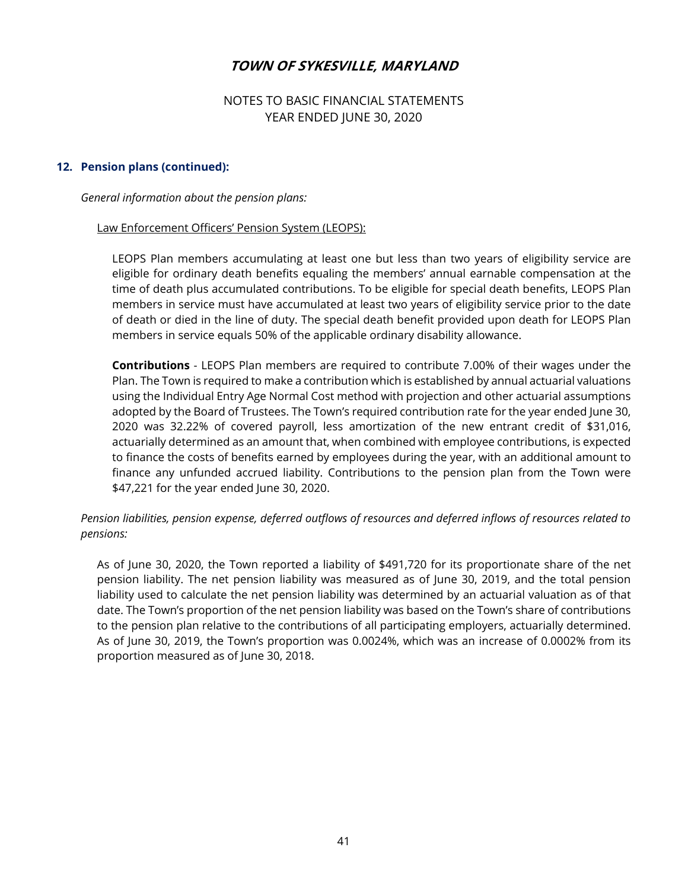# TOWN OF SYKESVILLE, MARYLAND

NOTES TO BASIC FINANCIAL STATEMENTS
YEAR ENDED JUNE 30, 2020

## 12. Pension plans (continued):

*General information about the pension plans:*

Law Enforcement Officers' Pension System (LEOPS):

LEOPS Plan members accumulating at least one but less than two years of eligibility service are eligible for ordinary death benefits equaling the members' annual earnable compensation at the time of death plus accumulated contributions. To be eligible for special death benefits, LEOPS Plan members in service must have accumulated at least two years of eligibility service prior to the date of death or died in the line of duty. The special death benefit provided upon death for LEOPS Plan members in service equals 50% of the applicable ordinary disability allowance.

**Contributions** - LEOPS Plan members are required to contribute 7.00% of their wages under the Plan. The Town is required to make a contribution which is established by annual actuarial valuations using the Individual Entry Age Normal Cost method with projection and other actuarial assumptions adopted by the Board of Trustees. The Town's required contribution rate for the year ended June 30, 2020 was 32.22% of covered payroll, less amortization of the new entrant credit of $31,016, actuarially determined as an amount that, when combined with employee contributions, is expected to finance the costs of benefits earned by employees during the year, with an additional amount to finance any unfunded accrued liability. Contributions to the pension plan from the Town were $47,221 for the year ended June 30, 2020.

*Pension liabilities, pension expense, deferred outflows of resources and deferred inflows of resources related to pensions:*

As of June 30, 2020, the Town reported a liability of $491,720 for its proportionate share of the net pension liability. The net pension liability was measured as of June 30, 2019, and the total pension liability used to calculate the net pension liability was determined by an actuarial valuation as of that date. The Town's proportion of the net pension liability was based on the Town's share of contributions to the pension plan relative to the contributions of all participating employers, actuarially determined. As of June 30, 2019, the Town's proportion was 0.0024%, which was an increase of 0.0002% from its proportion measured as of June 30, 2018.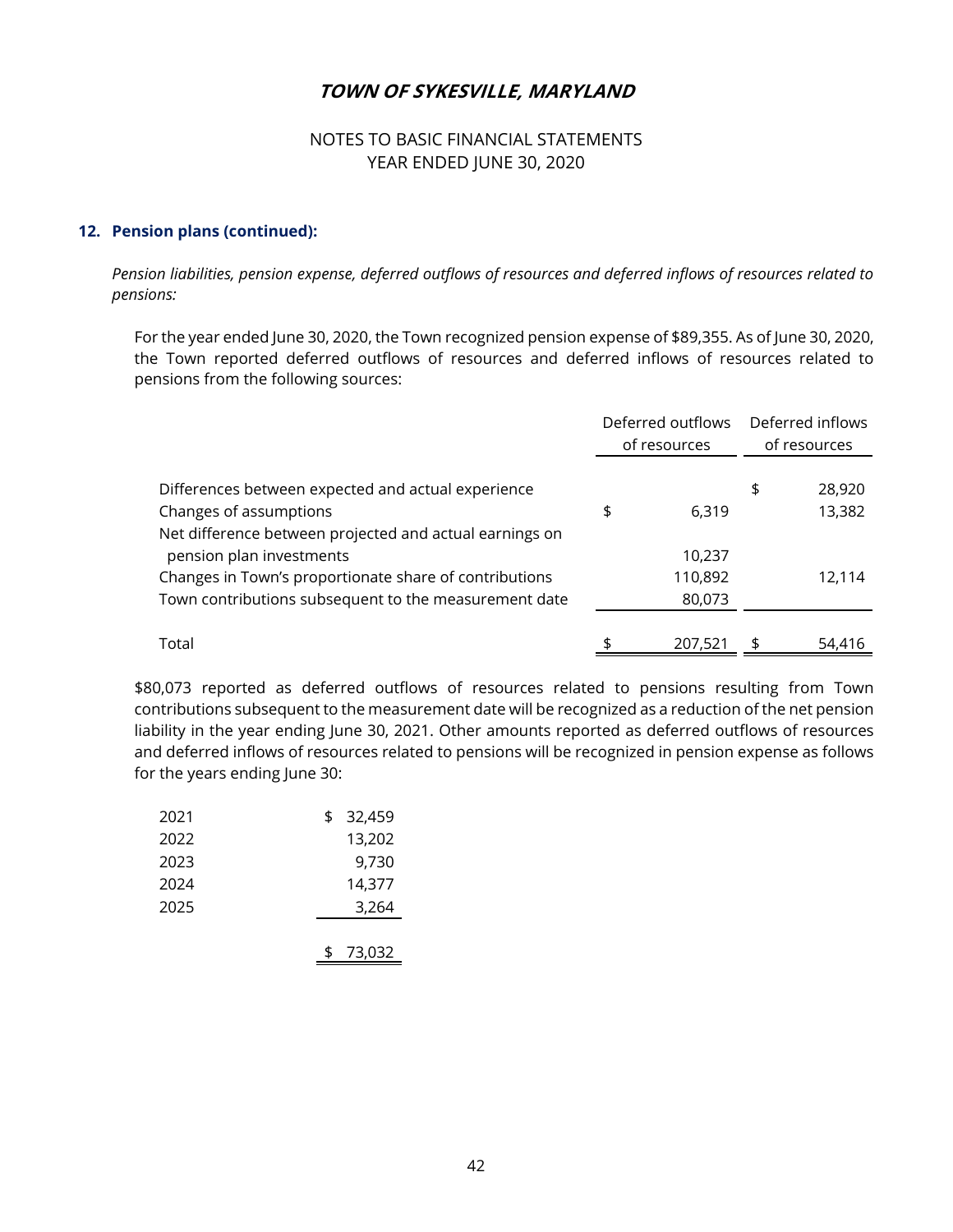# TOWN OF SYKESVILLE, MARYLAND

NOTES TO BASIC FINANCIAL STATEMENTS
YEAR ENDED JUNE 30, 2020

### 12. Pension plans (continued):

*Pension liabilities, pension expense, deferred outflows of resources and deferred inflows of resources related to pensions:*

For the year ended June 30, 2020, the Town recognized pension expense of $89,355. As of June 30, 2020, the Town reported deferred outflows of resources and deferred inflows of resources related to pensions from the following sources:

| | Deferred outflows of resources | Deferred inflows of resources |
|---|---|---|
| Differences between expected and actual experience | | $ 28,920 |
| Changes of assumptions | $ 6,319 | 13,382 |
| Net difference between projected and actual earnings on pension plan investments | 10,237 | |
| Changes in Town's proportionate share of contributions | 110,892 | 12,114 |
| Town contributions subsequent to the measurement date | 80,073 | |
| Total | $ 207,521 | $ 54,416 |

$80,073 reported as deferred outflows of resources related to pensions resulting from Town contributions subsequent to the measurement date will be recognized as a reduction of the net pension liability in the year ending June 30, 2021. Other amounts reported as deferred outflows of resources and deferred inflows of resources related to pensions will be recognized in pension expense as follows for the years ending June 30:

| | |
|---|---|
| 2021 | $ 32,459 |
| 2022 | 13,202 |
| 2023 | 9,730 |
| 2024 | 14,377 |
| 2025 | 3,264 |
| | $ 73,032 |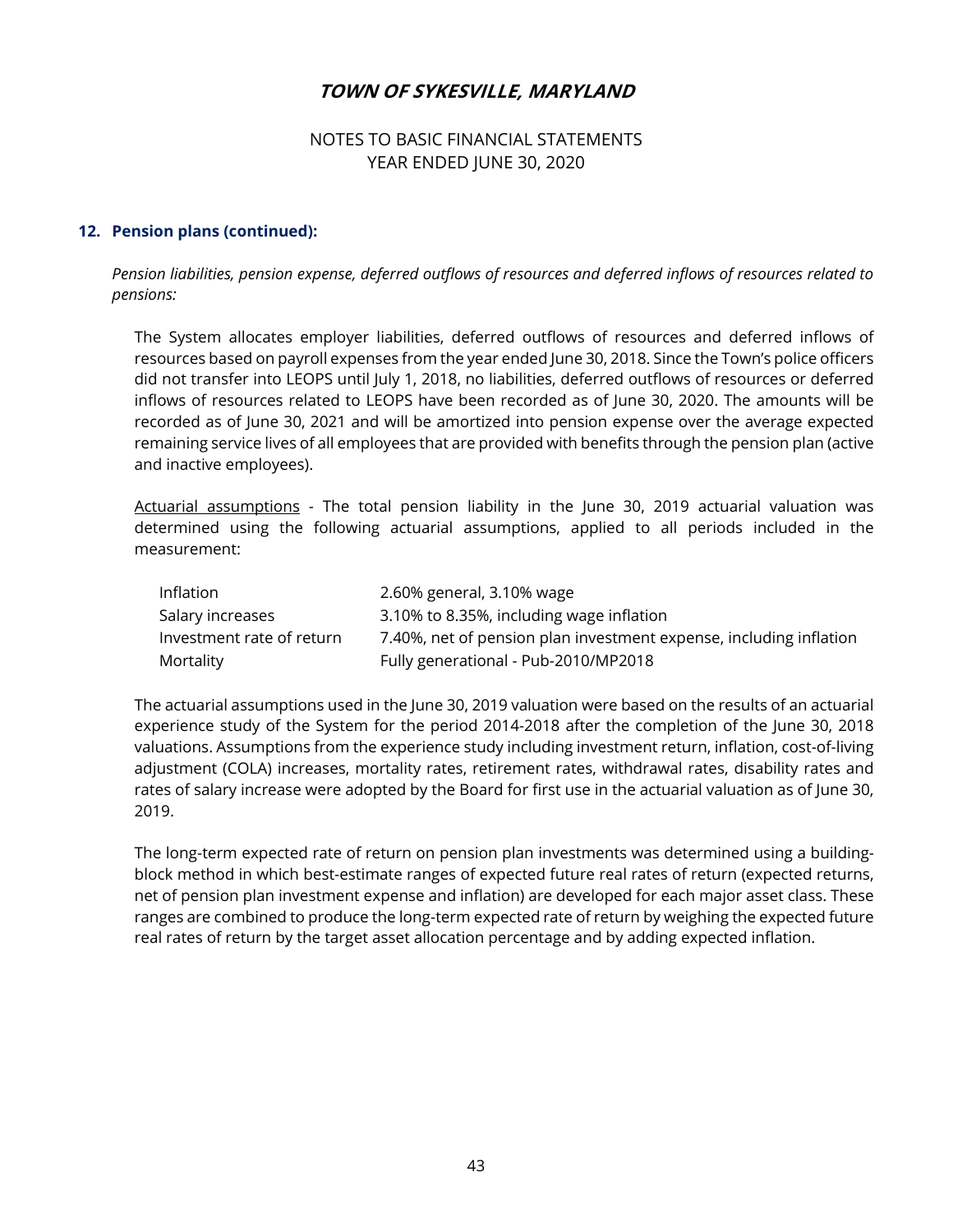## 12. Pension plans (continued):

*Pension liabilities, pension expense, deferred outflows of resources and deferred inflows of resources related to pensions:*

The System allocates employer liabilities, deferred outflows of resources and deferred inflows of resources based on payroll expenses from the year ended June 30, 2018. Since the Town's police officers did not transfer into LEOPS until July 1, 2018, no liabilities, deferred outflows of resources or deferred inflows of resources related to LEOPS have been recorded as of June 30, 2020. The amounts will be recorded as of June 30, 2021 and will be amortized into pension expense over the average expected remaining service lives of all employees that are provided with benefits through the pension plan (active and inactive employees).

<u>Actuarial assumptions</u> - The total pension liability in the June 30, 2019 actuarial valuation was determined using the following actuarial assumptions, applied to all periods included in the measurement:

| | |
|---|---|
| Inflation | 2.60% general, 3.10% wage |
| Salary increases | 3.10% to 8.35%, including wage inflation |
| Investment rate of return | 7.40%, net of pension plan investment expense, including inflation |
| Mortality | Fully generational - Pub-2010/MP2018 |

The actuarial assumptions used in the June 30, 2019 valuation were based on the results of an actuarial experience study of the System for the period 2014-2018 after the completion of the June 30, 2018 valuations. Assumptions from the experience study including investment return, inflation, cost-of-living adjustment (COLA) increases, mortality rates, retirement rates, withdrawal rates, disability rates and rates of salary increase were adopted by the Board for first use in the actuarial valuation as of June 30, 2019.

The long-term expected rate of return on pension plan investments was determined using a building-block method in which best-estimate ranges of expected future real rates of return (expected returns, net of pension plan investment expense and inflation) are developed for each major asset class. These ranges are combined to produce the long-term expected rate of return by weighing the expected future real rates of return by the target asset allocation percentage and by adding expected inflation.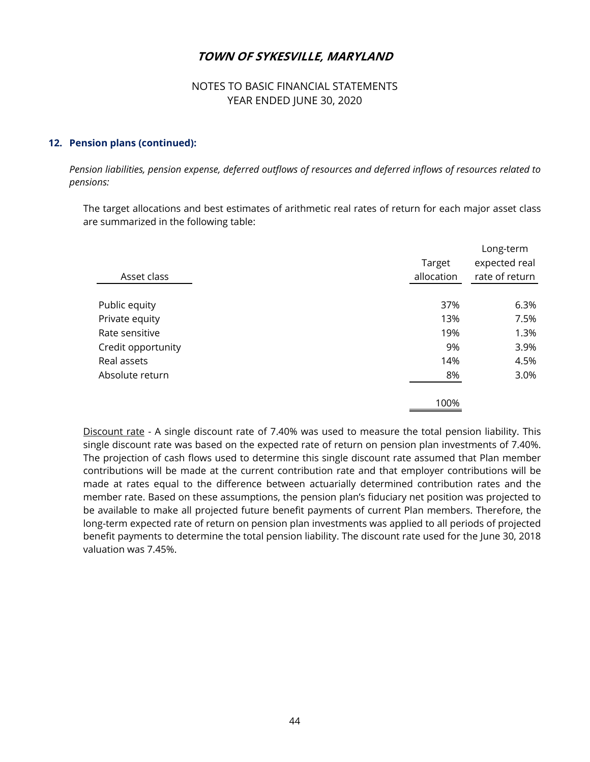## 12. Pension plans (continued):

*Pension liabilities, pension expense, deferred outflows of resources and deferred inflows of resources related to pensions:*

The target allocations and best estimates of arithmetic real rates of return for each major asset class are summarized in the following table:

| Asset class | Target allocation | Long-term expected real rate of return |
|---|---|---|
| Public equity | 37% | 6.3% |
| Private equity | 13% | 7.5% |
| Rate sensitive | 19% | 1.3% |
| Credit opportunity | 9% | 3.9% |
| Real assets | 14% | 4.5% |
| Absolute return | 8% | 3.0% |
| | 100% | |

Discount rate - A single discount rate of 7.40% was used to measure the total pension liability. This single discount rate was based on the expected rate of return on pension plan investments of 7.40%. The projection of cash flows used to determine this single discount rate assumed that Plan member contributions will be made at the current contribution rate and that employer contributions will be made at rates equal to the difference between actuarially determined contribution rates and the member rate. Based on these assumptions, the pension plan's fiduciary net position was projected to be available to make all projected future benefit payments of current Plan members. Therefore, the long-term expected rate of return on pension plan investments was applied to all periods of projected benefit payments to determine the total pension liability. The discount rate used for the June 30, 2018 valuation was 7.45%.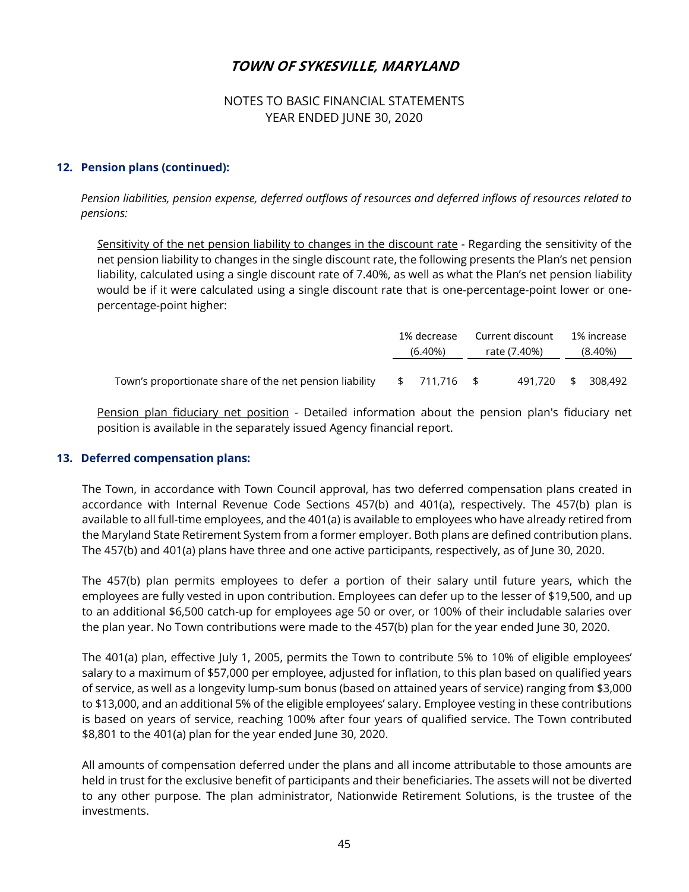# TOWN OF SYKESVILLE, MARYLAND

NOTES TO BASIC FINANCIAL STATEMENTS
YEAR ENDED JUNE 30, 2020

## 12. Pension plans (continued):

*Pension liabilities, pension expense, deferred outflows of resources and deferred inflows of resources related to pensions:*

Sensitivity of the net pension liability to changes in the discount rate - Regarding the sensitivity of the net pension liability to changes in the single discount rate, the following presents the Plan's net pension liability, calculated using a single discount rate of 7.40%, as well as what the Plan's net pension liability would be if it were calculated using a single discount rate that is one-percentage-point lower or one-percentage-point higher:

| | 1% decrease (6.40%) | Current discount rate (7.40%) | 1% increase (8.40%) |
|---|---|---|---|
| Town's proportionate share of the net pension liability | $ 711,716 | $ 491,720 | $ 308,492 |

Pension plan fiduciary net position - Detailed information about the pension plan's fiduciary net position is available in the separately issued Agency financial report.

## 13. Deferred compensation plans:

The Town, in accordance with Town Council approval, has two deferred compensation plans created in accordance with Internal Revenue Code Sections 457(b) and 401(a), respectively. The 457(b) plan is available to all full-time employees, and the 401(a) is available to employees who have already retired from the Maryland State Retirement System from a former employer. Both plans are defined contribution plans. The 457(b) and 401(a) plans have three and one active participants, respectively, as of June 30, 2020.

The 457(b) plan permits employees to defer a portion of their salary until future years, which the employees are fully vested in upon contribution. Employees can defer up to the lesser of $19,500, and up to an additional $6,500 catch-up for employees age 50 or over, or 100% of their includable salaries over the plan year. No Town contributions were made to the 457(b) plan for the year ended June 30, 2020.

The 401(a) plan, effective July 1, 2005, permits the Town to contribute 5% to 10% of eligible employees' salary to a maximum of $57,000 per employee, adjusted for inflation, to this plan based on qualified years of service, as well as a longevity lump-sum bonus (based on attained years of service) ranging from $3,000 to $13,000, and an additional 5% of the eligible employees' salary. Employee vesting in these contributions is based on years of service, reaching 100% after four years of qualified service. The Town contributed $8,801 to the 401(a) plan for the year ended June 30, 2020.

All amounts of compensation deferred under the plans and all income attributable to those amounts are held in trust for the exclusive benefit of participants and their beneficiaries. The assets will not be diverted to any other purpose. The plan administrator, Nationwide Retirement Solutions, is the trustee of the investments.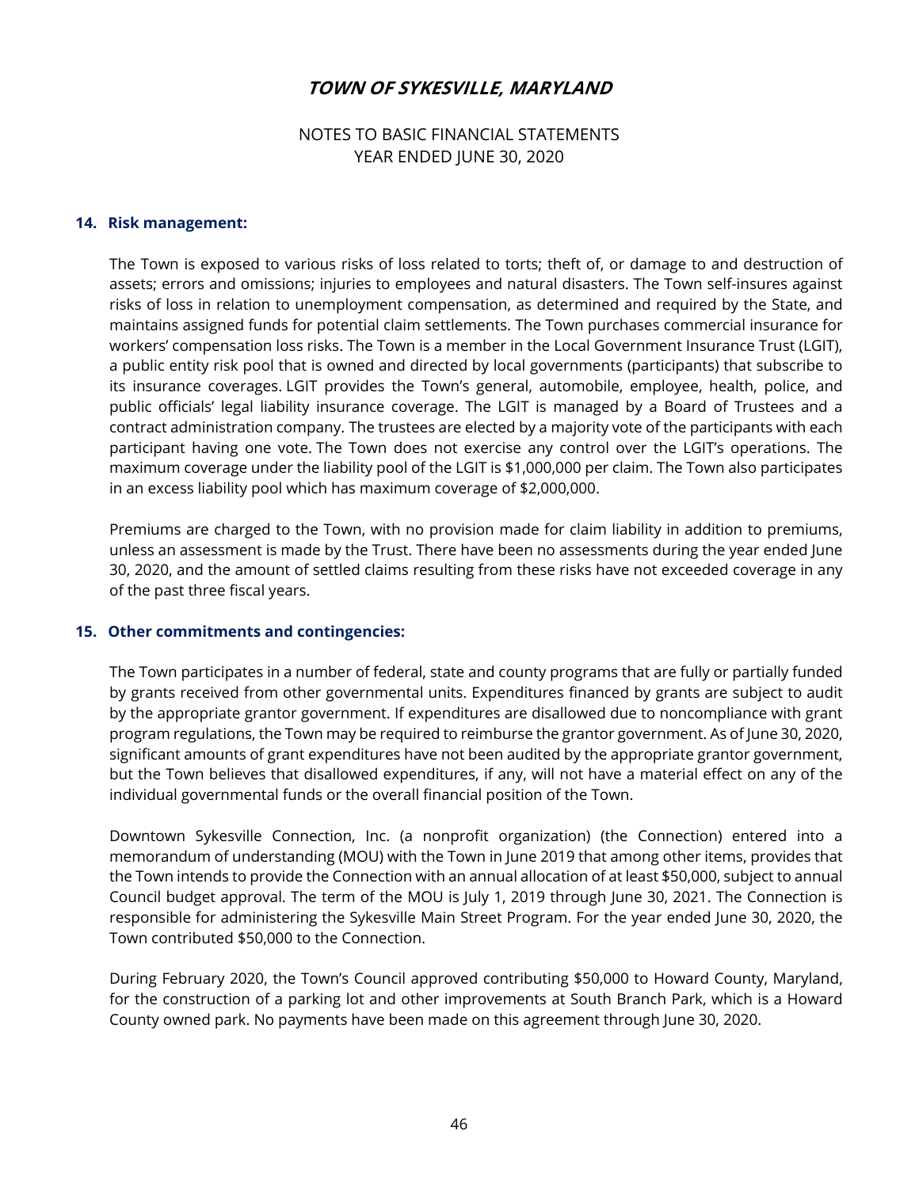## 14. Risk management:

The Town is exposed to various risks of loss related to torts; theft of, or damage to and destruction of assets; errors and omissions; injuries to employees and natural disasters. The Town self-insures against risks of loss in relation to unemployment compensation, as determined and required by the State, and maintains assigned funds for potential claim settlements. The Town purchases commercial insurance for workers' compensation loss risks. The Town is a member in the Local Government Insurance Trust (LGIT), a public entity risk pool that is owned and directed by local governments (participants) that subscribe to its insurance coverages. LGIT provides the Town's general, automobile, employee, health, police, and public officials' legal liability insurance coverage. The LGIT is managed by a Board of Trustees and a contract administration company. The trustees are elected by a majority vote of the participants with each participant having one vote. The Town does not exercise any control over the LGIT's operations. The maximum coverage under the liability pool of the LGIT is $1,000,000 per claim. The Town also participates in an excess liability pool which has maximum coverage of $2,000,000.

Premiums are charged to the Town, with no provision made for claim liability in addition to premiums, unless an assessment is made by the Trust. There have been no assessments during the year ended June 30, 2020, and the amount of settled claims resulting from these risks have not exceeded coverage in any of the past three fiscal years.

## 15. Other commitments and contingencies:

The Town participates in a number of federal, state and county programs that are fully or partially funded by grants received from other governmental units. Expenditures financed by grants are subject to audit by the appropriate grantor government. If expenditures are disallowed due to noncompliance with grant program regulations, the Town may be required to reimburse the grantor government. As of June 30, 2020, significant amounts of grant expenditures have not been audited by the appropriate grantor government, but the Town believes that disallowed expenditures, if any, will not have a material effect on any of the individual governmental funds or the overall financial position of the Town.

Downtown Sykesville Connection, Inc. (a nonprofit organization) (the Connection) entered into a memorandum of understanding (MOU) with the Town in June 2019 that among other items, provides that the Town intends to provide the Connection with an annual allocation of at least $50,000, subject to annual Council budget approval. The term of the MOU is July 1, 2019 through June 30, 2021. The Connection is responsible for administering the Sykesville Main Street Program. For the year ended June 30, 2020, the Town contributed $50,000 to the Connection.

During February 2020, the Town's Council approved contributing $50,000 to Howard County, Maryland, for the construction of a parking lot and other improvements at South Branch Park, which is a Howard County owned park. No payments have been made on this agreement through June 30, 2020.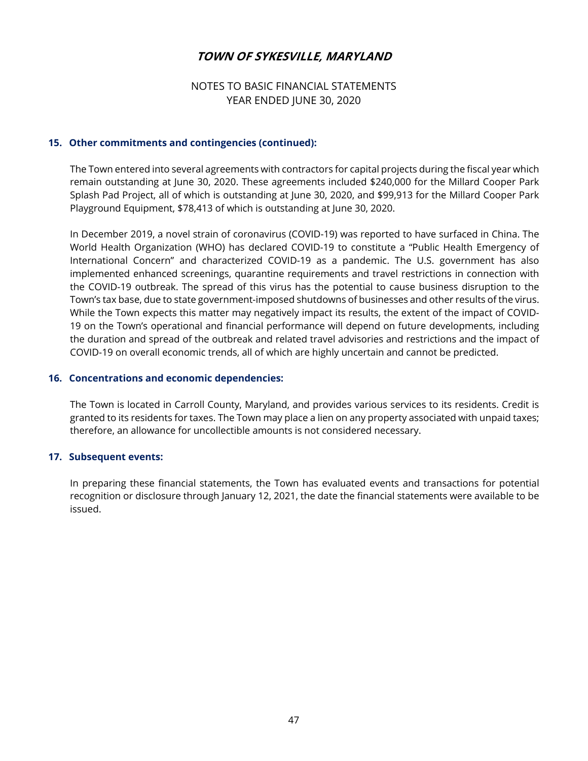# TOWN OF SYKESVILLE, MARYLAND

NOTES TO BASIC FINANCIAL STATEMENTS
YEAR ENDED JUNE 30, 2020

## 15. Other commitments and contingencies (continued):

The Town entered into several agreements with contractors for capital projects during the fiscal year which remain outstanding at June 30, 2020. These agreements included $240,000 for the Millard Cooper Park Splash Pad Project, all of which is outstanding at June 30, 2020, and $99,913 for the Millard Cooper Park Playground Equipment, $78,413 of which is outstanding at June 30, 2020.

In December 2019, a novel strain of coronavirus (COVID-19) was reported to have surfaced in China. The World Health Organization (WHO) has declared COVID-19 to constitute a "Public Health Emergency of International Concern" and characterized COVID-19 as a pandemic. The U.S. government has also implemented enhanced screenings, quarantine requirements and travel restrictions in connection with the COVID-19 outbreak. The spread of this virus has the potential to cause business disruption to the Town's tax base, due to state government-imposed shutdowns of businesses and other results of the virus. While the Town expects this matter may negatively impact its results, the extent of the impact of COVID-19 on the Town's operational and financial performance will depend on future developments, including the duration and spread of the outbreak and related travel advisories and restrictions and the impact of COVID-19 on overall economic trends, all of which are highly uncertain and cannot be predicted.

## 16. Concentrations and economic dependencies:

The Town is located in Carroll County, Maryland, and provides various services to its residents. Credit is granted to its residents for taxes. The Town may place a lien on any property associated with unpaid taxes; therefore, an allowance for uncollectible amounts is not considered necessary.

## 17. Subsequent events:

In preparing these financial statements, the Town has evaluated events and transactions for potential recognition or disclosure through January 12, 2021, the date the financial statements were available to be issued.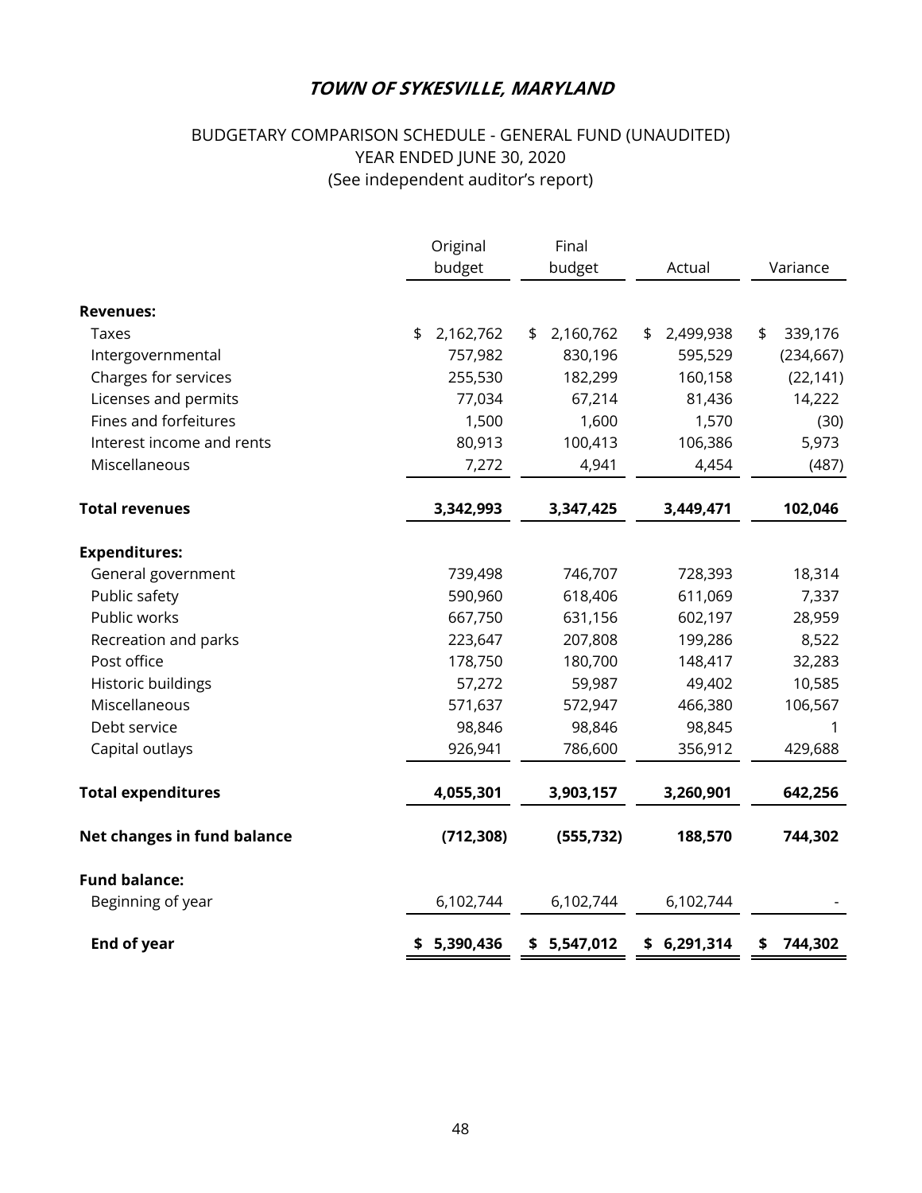# TOWN OF SYKESVILLE, MARYLAND

## BUDGETARY COMPARISON SCHEDULE - GENERAL FUND (UNAUDITED)
## YEAR ENDED JUNE 30, 2020
## (See independent auditor's report)

| | Original budget | Final budget | Actual | Variance |
|---|---|---|---|---|
| **Revenues:** | | | | |
| Taxes | $ 2,162,762 | $ 2,160,762 | $ 2,499,938 | $ 339,176 |
| Intergovernmental | 757,982 | 830,196 | 595,529 | (234,667) |
| Charges for services | 255,530 | 182,299 | 160,158 | (22,141) |
| Licenses and permits | 77,034 | 67,214 | 81,436 | 14,222 |
| Fines and forfeitures | 1,500 | 1,600 | 1,570 | (30) |
| Interest income and rents | 80,913 | 100,413 | 106,386 | 5,973 |
| Miscellaneous | 7,272 | 4,941 | 4,454 | (487) |
| **Total revenues** | **3,342,993** | **3,347,425** | **3,449,471** | **102,046** |
| **Expenditures:** | | | | |
| General government | 739,498 | 746,707 | 728,393 | 18,314 |
| Public safety | 590,960 | 618,406 | 611,069 | 7,337 |
| Public works | 667,750 | 631,156 | 602,197 | 28,959 |
| Recreation and parks | 223,647 | 207,808 | 199,286 | 8,522 |
| Post office | 178,750 | 180,700 | 148,417 | 32,283 |
| Historic buildings | 57,272 | 59,987 | 49,402 | 10,585 |
| Miscellaneous | 571,637 | 572,947 | 466,380 | 106,567 |
| Debt service | 98,846 | 98,846 | 98,845 | 1 |
| Capital outlays | 926,941 | 786,600 | 356,912 | 429,688 |
| **Total expenditures** | **4,055,301** | **3,903,157** | **3,260,901** | **642,256** |
| **Net changes in fund balance** | **(712,308)** | **(555,732)** | **188,570** | **744,302** |
| **Fund balance:** | | | | |
| Beginning of year | 6,102,744 | 6,102,744 | 6,102,744 | - |
| **End of year** | **$ 5,390,436** | **$ 5,547,012** | **$ 6,291,314** | **$ 744,302** |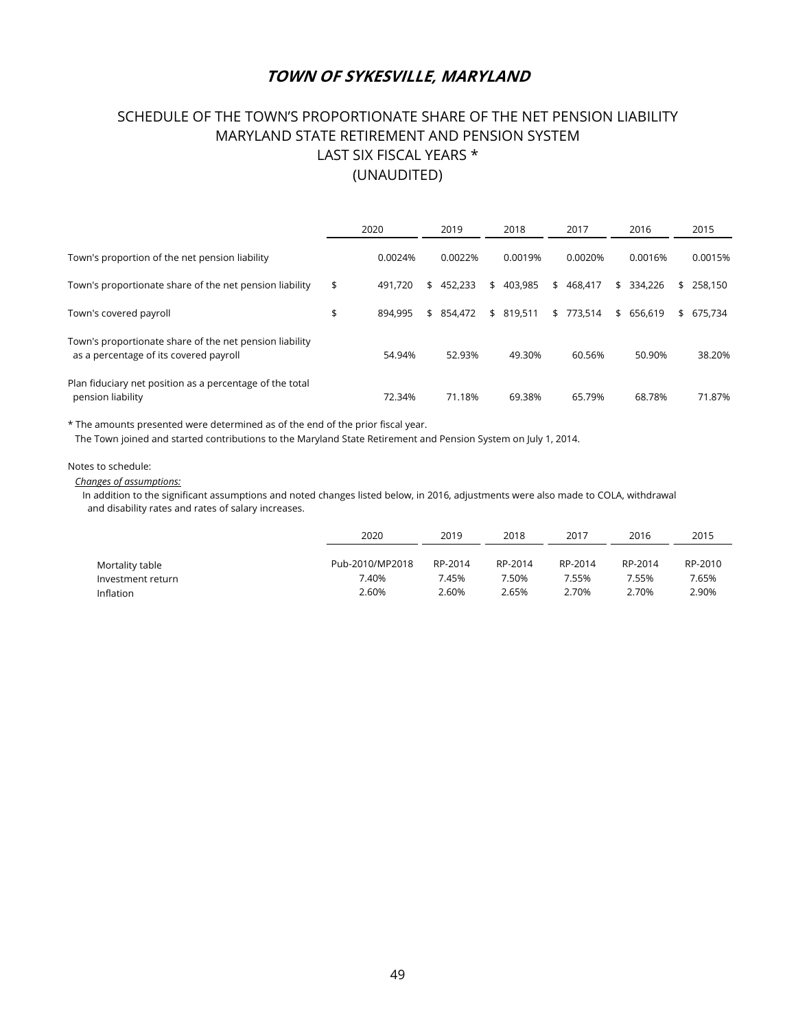# *TOWN OF SYKESVILLE, MARYLAND*

## SCHEDULE OF THE TOWN'S PROPORTIONATE SHARE OF THE NET PENSION LIABILITY
## MARYLAND STATE RETIREMENT AND PENSION SYSTEM
## LAST SIX FISCAL YEARS *
## (UNAUDITED)

| | 2020 | 2019 | 2018 | 2017 | 2016 | 2015 |
|---|---|---|---|---|---|---|
| Town's proportion of the net pension liability | 0.0024% | 0.0022% | 0.0019% | 0.0020% | 0.0016% | 0.0015% |
| Town's proportionate share of the net pension liability | $ 491,720 | $ 452,233 | $ 403,985 | $ 468,417 | $ 334,226 | $ 258,150 |
| Town's covered payroll | $ 894,995 | $ 854,472 | $ 819,511 | $ 773,514 | $ 656,619 | $ 675,734 |
| Town's proportionate share of the net pension liability as a percentage of its covered payroll | 54.94% | 52.93% | 49.30% | 60.56% | 50.90% | 38.20% |
| Plan fiduciary net position as a percentage of the total pension liability | 72.34% | 71.18% | 69.38% | 65.79% | 68.78% | 71.87% |

* The amounts presented were determined as of the end of the prior fiscal year.
The Town joined and started contributions to the Maryland State Retirement and Pension System on July 1, 2014.

Notes to schedule:

*Changes of assumptions:*

In addition to the significant assumptions and noted changes listed below, in 2016, adjustments were also made to COLA, withdrawal and disability rates and rates of salary increases.

| | 2020 | 2019 | 2018 | 2017 | 2016 | 2015 |
|---|---|---|---|---|---|---|
| Mortality table | Pub-2010/MP2018 | RP-2014 | RP-2014 | RP-2014 | RP-2014 | RP-2010 |
| Investment return | 7.40% | 7.45% | 7.50% | 7.55% | 7.55% | 7.65% |
| Inflation | 2.60% | 2.60% | 2.65% | 2.70% | 2.70% | 2.90% |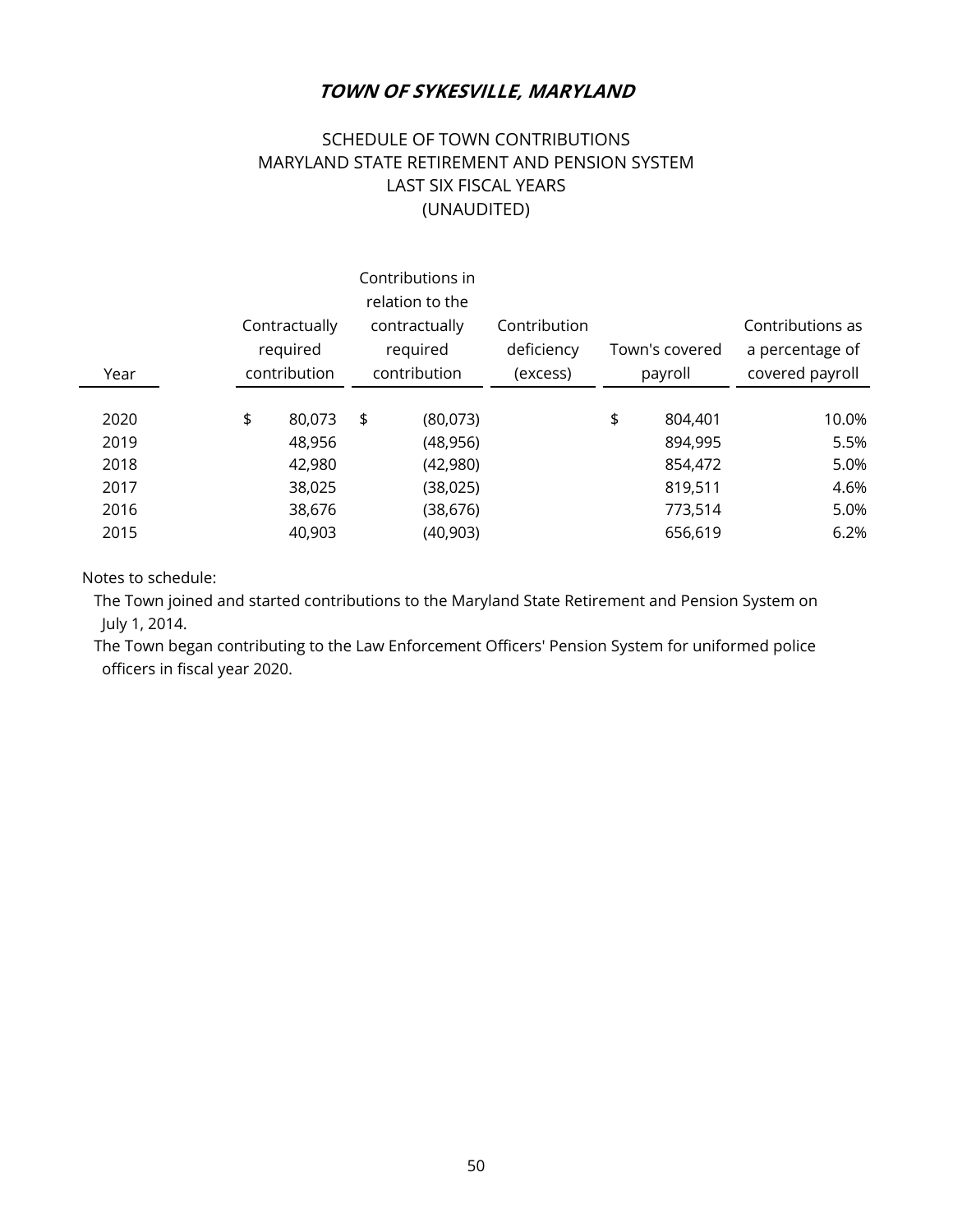# *TOWN OF SYKESVILLE, MARYLAND*

SCHEDULE OF TOWN CONTRIBUTIONS
MARYLAND STATE RETIREMENT AND PENSION SYSTEM
LAST SIX FISCAL YEARS
(UNAUDITED)

| Year | Contractually required contribution | Contributions in relation to the contractually required contribution | Contribution deficiency (excess) | Town's covered payroll | Contributions as a percentage of covered payroll |
|---|---|---|---|---|---|
| 2020 | $ 80,073 | $ (80,073) | | $ 804,401 | 10.0% |
| 2019 | 48,956 | (48,956) | | 894,995 | 5.5% |
| 2018 | 42,980 | (42,980) | | 854,472 | 5.0% |
| 2017 | 38,025 | (38,025) | | 819,511 | 4.6% |
| 2016 | 38,676 | (38,676) | | 773,514 | 5.0% |
| 2015 | 40,903 | (40,903) | | 656,619 | 6.2% |

Notes to schedule:

The Town joined and started contributions to the Maryland State Retirement and Pension System on July 1, 2014.

The Town began contributing to the Law Enforcement Officers' Pension System for uniformed police officers in fiscal year 2020.